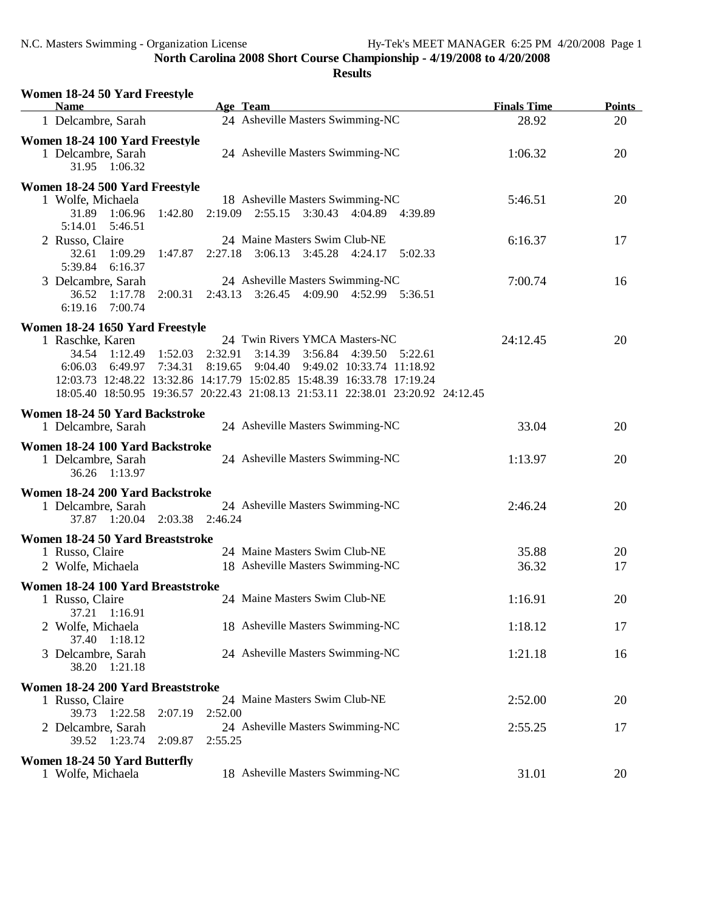N.C. Masters Swimming - Organization License    Hy-Tek's MEET MANAGER 6:25 PM 4/20/2008

# North Carolina 2008 Short Course Championship - 4/19/2008 to 4/20/2008

## Results

### Women 18-24 50 Yard Freestyle

| Name | Age | Team | Finals Time | Points |
|---|---|---|---|---|
| 1 Delcambre, Sarah | 24 | Asheville Masters Swimming-NC | 28.92 | 20 |

### Women 18-24 100 Yard Freestyle

| Name | Age | Team | Finals Time | Points |
|---|---|---|---|---|
| 1 Delcambre, Sarah | 24 | Asheville Masters Swimming-NC | 1:06.32 | 20 |

31.95 1:06.32

### Women 18-24 500 Yard Freestyle

| Name | Age | Team | Finals Time | Points |
|---|---|---|---|---|
| 1 Wolfe, Michaela | 18 | Asheville Masters Swimming-NC | 5:46.51 | 20 |
| 2 Russo, Claire | 24 | Maine Masters Swim Club-NE | 6:16.37 | 17 |
| 3 Delcambre, Sarah | 24 | Asheville Masters Swimming-NC | 7:00.74 | 16 |

1 Wolfe, Michaela: 31.89 1:06.96 1:42.80 2:19.09 2:55.15 3:30.43 4:04.89 4:39.89 5:14.01 5:46.51

2 Russo, Claire: 32.61 1:09.29 1:47.87 2:27.18 3:06.13 3:45.28 4:24.17 5:02.33 5:39.84 6:16.37

3 Delcambre, Sarah: 36.52 1:17.78 2:00.31 2:43.13 3:26.45 4:09.90 4:52.99 5:36.51 6:19.16 7:00.74

### Women 18-24 1650 Yard Freestyle

| Name | Age | Team | Finals Time | Points |
|---|---|---|---|---|
| 1 Raschke, Karen | 24 | Twin Rivers YMCA Masters-NC | 24:12.45 | 20 |

34.54 1:12.49 1:52.03 2:32.91 3:14.39 3:56.84 4:39.50 5:22.61
6:06.03 6:49.97 7:34.31 8:19.65 9:04.40 9:49.02 10:33.74 11:18.92
12:03.73 12:48.22 13:32.86 14:17.79 15:02.85 15:48.39 16:33.78 17:19.24
18:05.40 18:50.95 19:36.57 20:22.43 21:08.13 21:53.11 22:38.01 23:20.92 24:12.45

### Women 18-24 50 Yard Backstroke

| Name | Age | Team | Finals Time | Points |
|---|---|---|---|---|
| 1 Delcambre, Sarah | 24 | Asheville Masters Swimming-NC | 33.04 | 20 |

### Women 18-24 100 Yard Backstroke

| Name | Age | Team | Finals Time | Points |
|---|---|---|---|---|
| 1 Delcambre, Sarah | 24 | Asheville Masters Swimming-NC | 1:13.97 | 20 |

36.26 1:13.97

### Women 18-24 200 Yard Backstroke

| Name | Age | Team | Finals Time | Points |
|---|---|---|---|---|
| 1 Delcambre, Sarah | 24 | Asheville Masters Swimming-NC | 2:46.24 | 20 |

37.87 1:20.04 2:03.38 2:46.24

### Women 18-24 50 Yard Breaststroke

| Name | Age | Team | Finals Time | Points |
|---|---|---|---|---|
| 1 Russo, Claire | 24 | Maine Masters Swim Club-NE | 35.88 | 20 |
| 2 Wolfe, Michaela | 18 | Asheville Masters Swimming-NC | 36.32 | 17 |

### Women 18-24 100 Yard Breaststroke

| Name | Age | Team | Finals Time | Points |
|---|---|---|---|---|
| 1 Russo, Claire | 24 | Maine Masters Swim Club-NE | 1:16.91 | 20 |
| 2 Wolfe, Michaela | 18 | Asheville Masters Swimming-NC | 1:18.12 | 17 |
| 3 Delcambre, Sarah | 24 | Asheville Masters Swimming-NC | 1:21.18 | 16 |

1 Russo, Claire: 37.21 1:16.91

2 Wolfe, Michaela: 37.40 1:18.12

3 Delcambre, Sarah: 38.20 1:21.18

### Women 18-24 200 Yard Breaststroke

| Name | Age | Team | Finals Time | Points |
|---|---|---|---|---|
| 1 Russo, Claire | 24 | Maine Masters Swim Club-NE | 2:52.00 | 20 |
| 2 Delcambre, Sarah | 24 | Asheville Masters Swimming-NC | 2:55.25 | 17 |

1 Russo, Claire: 39.73 1:22.58 2:07.19 2:52.00

2 Delcambre, Sarah: 39.52 1:23.74 2:09.87 2:55.25

### Women 18-24 50 Yard Butterfly

| Name | Age | Team | Finals Time | Points |
|---|---|---|---|---|
| 1 Wolfe, Michaela | 18 | Asheville Masters Swimming-NC | 31.01 | 20 |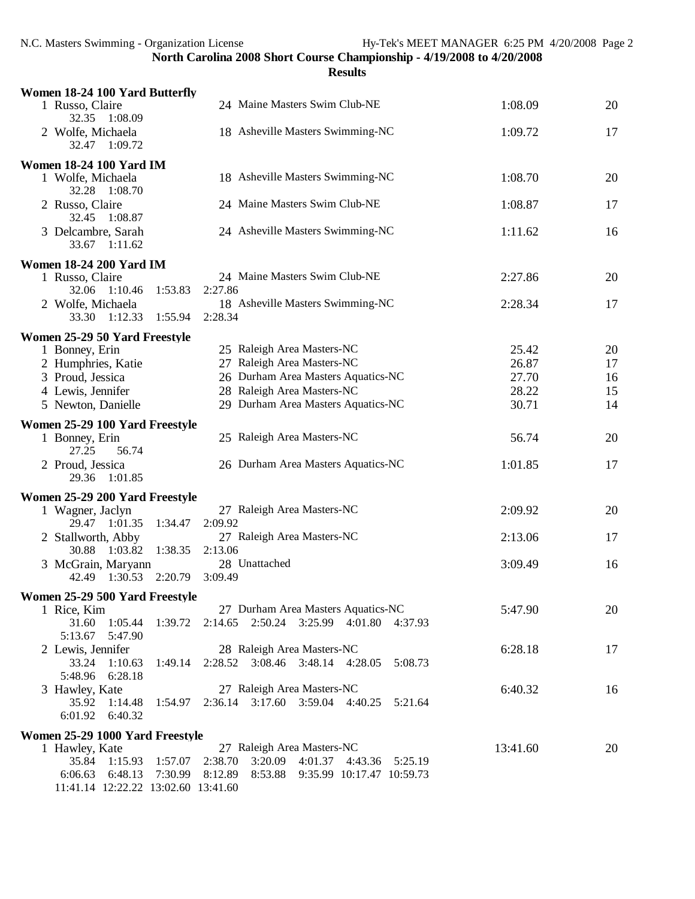**North Carolina 2008 Short Course Championship - 4/19/2008 to 4/20/2008**

**Results**

**Women 18-24 100 Yard Butterfly**

| | | | | |
|---|---|---|---|---|
| 1 Russo, Claire | 24 | Maine Masters Swim Club-NE | 1:08.09 | 20 |
| 32.35 1:08.09 | | | | |
| 2 Wolfe, Michaela | 18 | Asheville Masters Swimming-NC | 1:09.72 | 17 |
| 32.47 1:09.72 | | | | |

**Women 18-24 100 Yard IM**

| | | | | |
|---|---|---|---|---|
| 1 Wolfe, Michaela | 18 | Asheville Masters Swimming-NC | 1:08.70 | 20 |
| 32.28 1:08.70 | | | | |
| 2 Russo, Claire | 24 | Maine Masters Swim Club-NE | 1:08.87 | 17 |
| 32.45 1:08.87 | | | | |
| 3 Delcambre, Sarah | 24 | Asheville Masters Swimming-NC | 1:11.62 | 16 |
| 33.67 1:11.62 | | | | |

**Women 18-24 200 Yard IM**

| | | | | |
|---|---|---|---|---|
| 1 Russo, Claire | 24 | Maine Masters Swim Club-NE | 2:27.86 | 20 |
| 32.06 1:10.46 1:53.83 2:27.86 | | | | |
| 2 Wolfe, Michaela | 18 | Asheville Masters Swimming-NC | 2:28.34 | 17 |
| 33.30 1:12.33 1:55.94 2:28.34 | | | | |

**Women 25-29 50 Yard Freestyle**

| | | | | |
|---|---|---|---|---|
| 1 Bonney, Erin | 25 | Raleigh Area Masters-NC | 25.42 | 20 |
| 2 Humphries, Katie | 27 | Raleigh Area Masters-NC | 26.87 | 17 |
| 3 Proud, Jessica | 26 | Durham Area Masters Aquatics-NC | 27.70 | 16 |
| 4 Lewis, Jennifer | 28 | Raleigh Area Masters-NC | 28.22 | 15 |
| 5 Newton, Danielle | 29 | Durham Area Masters Aquatics-NC | 30.71 | 14 |

**Women 25-29 100 Yard Freestyle**

| | | | | |
|---|---|---|---|---|
| 1 Bonney, Erin | 25 | Raleigh Area Masters-NC | 56.74 | 20 |
| 27.25 56.74 | | | | |
| 2 Proud, Jessica | 26 | Durham Area Masters Aquatics-NC | 1:01.85 | 17 |
| 29.36 1:01.85 | | | | |

**Women 25-29 200 Yard Freestyle**

| | | | | |
|---|---|---|---|---|
| 1 Wagner, Jaclyn | 27 | Raleigh Area Masters-NC | 2:09.92 | 20 |
| 29.47 1:01.35 1:34.47 2:09.92 | | | | |
| 2 Stallworth, Abby | 27 | Raleigh Area Masters-NC | 2:13.06 | 17 |
| 30.88 1:03.82 1:38.35 2:13.06 | | | | |
| 3 McGrain, Maryann | 28 | Unattached | 3:09.49 | 16 |
| 42.49 1:30.53 2:20.79 3:09.49 | | | | |

**Women 25-29 500 Yard Freestyle**

| | | | | |
|---|---|---|---|---|
| 1 Rice, Kim | 27 | Durham Area Masters Aquatics-NC | 5:47.90 | 20 |
| 31.60 1:05.44 1:39.72 2:14.65 2:50.24 3:25.99 4:01.80 4:37.93 5:13.67 5:47.90 | | | | |
| 2 Lewis, Jennifer | 28 | Raleigh Area Masters-NC | 6:28.18 | 17 |
| 33.24 1:10.63 1:49.14 2:28.52 3:08.46 3:48.14 4:28.05 5:08.73 5:48.96 6:28.18 | | | | |
| 3 Hawley, Kate | 27 | Raleigh Area Masters-NC | 6:40.32 | 16 |
| 35.92 1:14.48 1:54.97 2:36.14 3:17.60 3:59.04 4:40.25 5:21.64 6:01.92 6:40.32 | | | | |

**Women 25-29 1000 Yard Freestyle**

| | | | | |
|---|---|---|---|---|
| 1 Hawley, Kate | 27 | Raleigh Area Masters-NC | 13:41.60 | 20 |
| 35.84 1:15.93 1:57.07 2:38.70 3:20.09 4:01.37 4:43.36 5:25.19 6:06.63 6:48.13 7:30.99 8:12.89 8:53.88 9:35.99 10:17.47 10:59.73 11:41.14 12:22.22 13:02.60 13:41.60 | | | | |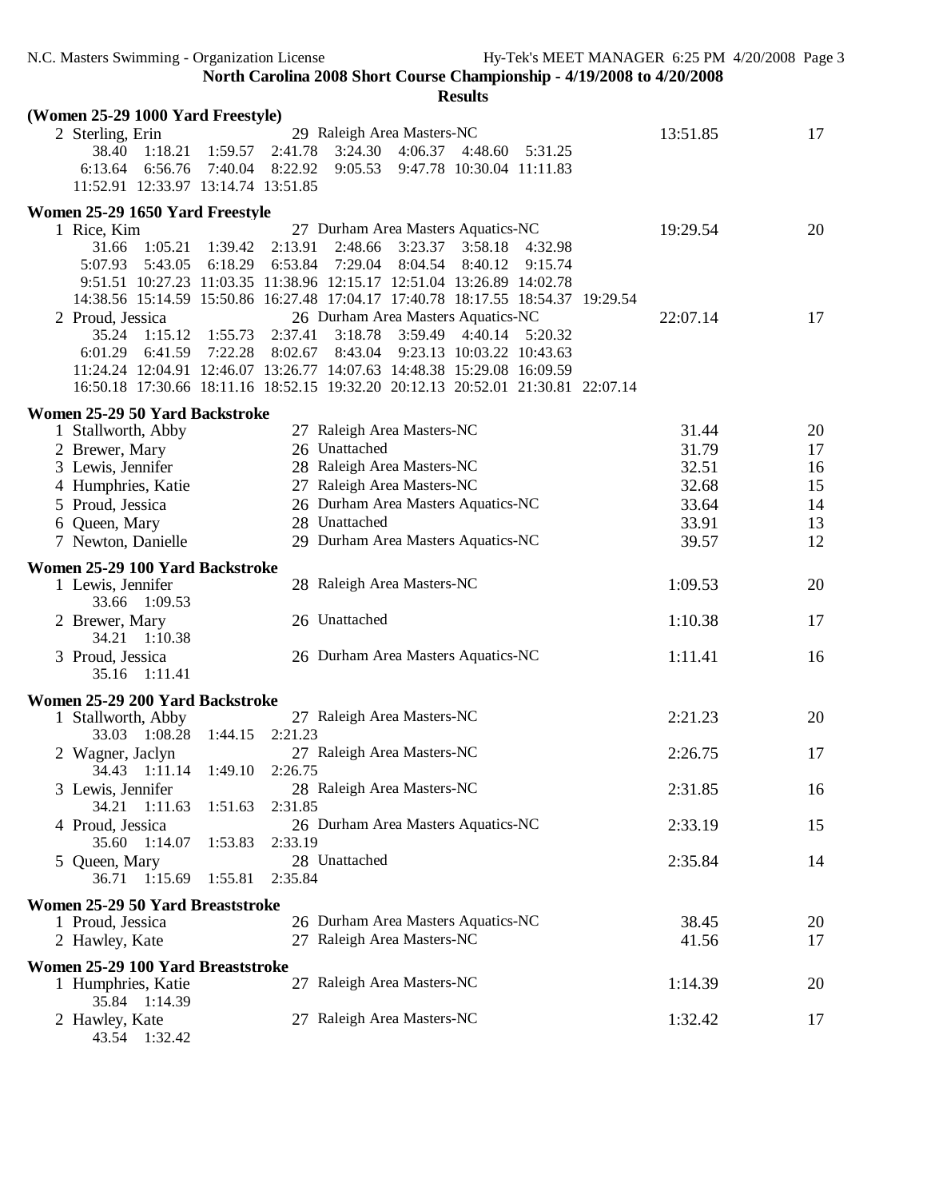**North Carolina 2008 Short Course Championship - 4/19/2008 to 4/20/2008**

**Results**

### (Women 25-29 1000 Yard Freestyle)

| | | | | |
|---|---|---|---|---|
| 2 Sterling, Erin | 29 | Raleigh Area Masters-NC | 13:51.85 | 17 |

38.40 1:18.21 1:59.57 2:41.78 3:24.30 4:06.37 4:48.60 5:31.25
6:13.64 6:56.76 7:40.04 8:22.92 9:05.53 9:47.78 10:30.04 11:11.83
11:52.91 12:33.97 13:14.74 13:51.85

### Women 25-29 1650 Yard Freestyle

| | | | | |
|---|---|---|---|---|
| 1 Rice, Kim | 27 | Durham Area Masters Aquatics-NC | 19:29.54 | 20 |

31.66 1:05.21 1:39.42 2:13.91 2:48.66 3:23.37 3:58.18 4:32.98
5:07.93 5:43.05 6:18.29 6:53.84 7:29.04 8:04.54 8:40.12 9:15.74
9:51.51 10:27.23 11:03.35 11:38.96 12:15.17 12:51.04 13:26.89 14:02.78
14:38.56 15:14.59 15:50.86 16:27.48 17:04.17 17:40.78 18:17.55 18:54.37 19:29.54

| | | | | |
|---|---|---|---|---|
| 2 Proud, Jessica | 26 | Durham Area Masters Aquatics-NC | 22:07.14 | 17 |

35.24 1:15.12 1:55.73 2:37.41 3:18.78 3:59.49 4:40.14 5:20.32
6:01.29 6:41.59 7:22.28 8:02.67 8:43.04 9:23.13 10:03.22 10:43.63
11:24.24 12:04.91 12:46.07 13:26.77 14:07.63 14:48.38 15:29.08 16:09.59
16:50.18 17:30.66 18:11.16 18:52.15 19:32.20 20:12.13 20:52.01 21:30.81 22:07.14

### Women 25-29 50 Yard Backstroke

| | | | | |
|---|---|---|---|---|
| 1 Stallworth, Abby | 27 | Raleigh Area Masters-NC | 31.44 | 20 |
| 2 Brewer, Mary | 26 | Unattached | 31.79 | 17 |
| 3 Lewis, Jennifer | 28 | Raleigh Area Masters-NC | 32.51 | 16 |
| 4 Humphries, Katie | 27 | Raleigh Area Masters-NC | 32.68 | 15 |
| 5 Proud, Jessica | 26 | Durham Area Masters Aquatics-NC | 33.64 | 14 |
| 6 Queen, Mary | 28 | Unattached | 33.91 | 13 |
| 7 Newton, Danielle | 29 | Durham Area Masters Aquatics-NC | 39.57 | 12 |

### Women 25-29 100 Yard Backstroke

| | | | | |
|---|---|---|---|---|
| 1 Lewis, Jennifer | 28 | Raleigh Area Masters-NC | 1:09.53 | 20 |
| 33.66 1:09.53 | | | | |
| 2 Brewer, Mary | 26 | Unattached | 1:10.38 | 17 |
| 34.21 1:10.38 | | | | |
| 3 Proud, Jessica | 26 | Durham Area Masters Aquatics-NC | 1:11.41 | 16 |
| 35.16 1:11.41 | | | | |

### Women 25-29 200 Yard Backstroke

| | | | | |
|---|---|---|---|---|
| 1 Stallworth, Abby | 27 | Raleigh Area Masters-NC | 2:21.23 | 20 |
| 33.03 1:08.28 1:44.15 2:21.23 | | | | |
| 2 Wagner, Jaclyn | 27 | Raleigh Area Masters-NC | 2:26.75 | 17 |
| 34.43 1:11.14 1:49.10 2:26.75 | | | | |
| 3 Lewis, Jennifer | 28 | Raleigh Area Masters-NC | 2:31.85 | 16 |
| 34.21 1:11.63 1:51.63 2:31.85 | | | | |
| 4 Proud, Jessica | 26 | Durham Area Masters Aquatics-NC | 2:33.19 | 15 |
| 35.60 1:14.07 1:53.83 2:33.19 | | | | |
| 5 Queen, Mary | 28 | Unattached | 2:35.84 | 14 |
| 36.71 1:15.69 1:55.81 2:35.84 | | | | |

### Women 25-29 50 Yard Breaststroke

| | | | | |
|---|---|---|---|---|
| 1 Proud, Jessica | 26 | Durham Area Masters Aquatics-NC | 38.45 | 20 |
| 2 Hawley, Kate | 27 | Raleigh Area Masters-NC | 41.56 | 17 |

### Women 25-29 100 Yard Breaststroke

| | | | | |
|---|---|---|---|---|
| 1 Humphries, Katie | 27 | Raleigh Area Masters-NC | 1:14.39 | 20 |
| 35.84 1:14.39 | | | | |
| 2 Hawley, Kate | 27 | Raleigh Area Masters-NC | 1:32.42 | 17 |
| 43.54 1:32.42 | | | | |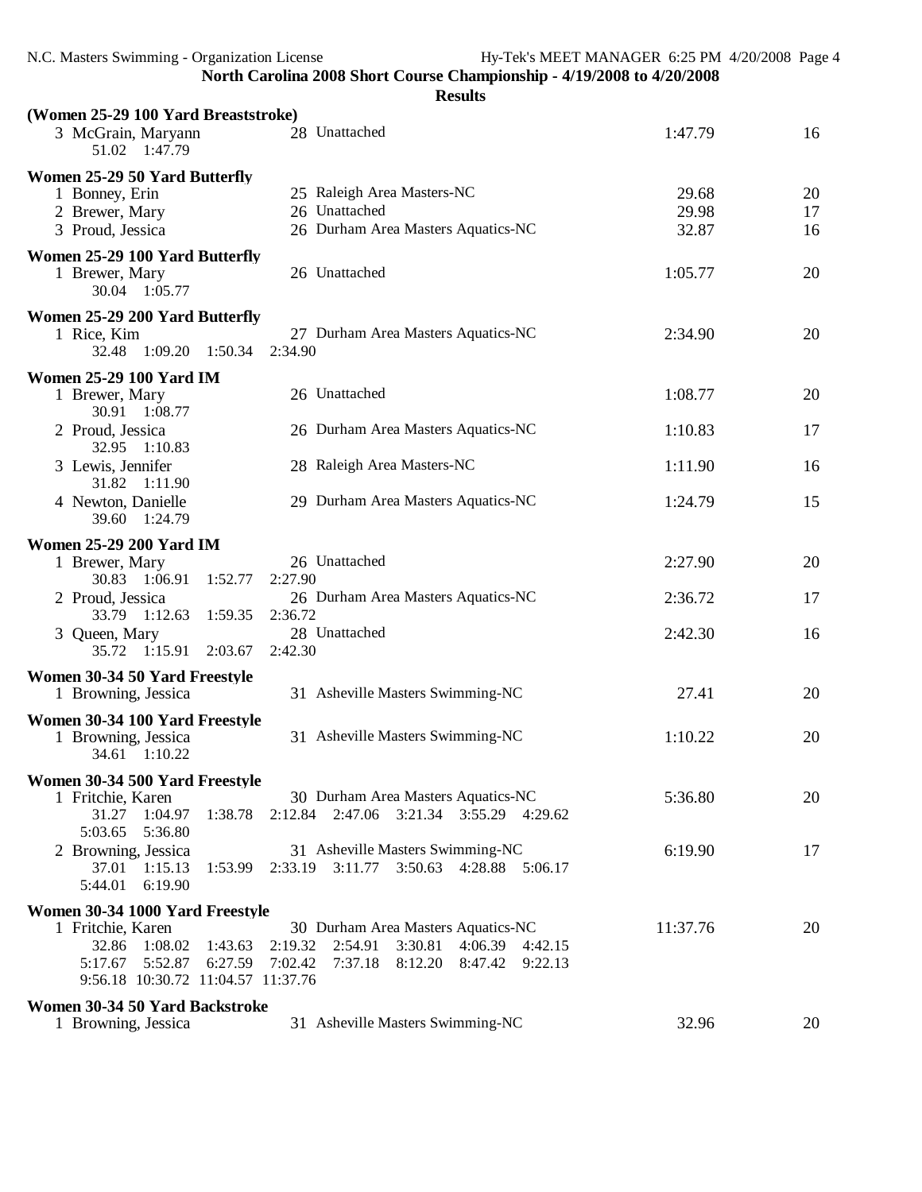**(Women 25-29 100 Yard Breaststroke)**

| | | | | | |
|---|---|---|---|---|---|
| 3 | McGrain, Maryann | 28 | Unattached | 1:47.79 | 16 |

51.02 1:47.79

**Women 25-29 50 Yard Butterfly**

| | | | | | |
|---|---|---|---|---|---|
| 1 | Bonney, Erin | 25 | Raleigh Area Masters-NC | 29.68 | 20 |
| 2 | Brewer, Mary | 26 | Unattached | 29.98 | 17 |
| 3 | Proud, Jessica | 26 | Durham Area Masters Aquatics-NC | 32.87 | 16 |

**Women 25-29 100 Yard Butterfly**

| | | | | | |
|---|---|---|---|---|---|
| 1 | Brewer, Mary | 26 | Unattached | 1:05.77 | 20 |

30.04 1:05.77

**Women 25-29 200 Yard Butterfly**

| | | | | | |
|---|---|---|---|---|---|
| 1 | Rice, Kim | 27 | Durham Area Masters Aquatics-NC | 2:34.90 | 20 |

32.48 1:09.20 1:50.34 2:34.90

**Women 25-29 100 Yard IM**

| | | | | | |
|---|---|---|---|---|---|
| 1 | Brewer, Mary | 26 | Unattached | 1:08.77 | 20 |
| | 30.91 1:08.77 | | | | |
| 2 | Proud, Jessica | 26 | Durham Area Masters Aquatics-NC | 1:10.83 | 17 |
| | 32.95 1:10.83 | | | | |
| 3 | Lewis, Jennifer | 28 | Raleigh Area Masters-NC | 1:11.90 | 16 |
| | 31.82 1:11.90 | | | | |
| 4 | Newton, Danielle | 29 | Durham Area Masters Aquatics-NC | 1:24.79 | 15 |
| | 39.60 1:24.79 | | | | |

**Women 25-29 200 Yard IM**

| | | | | | |
|---|---|---|---|---|---|
| 1 | Brewer, Mary | 26 | Unattached | 2:27.90 | 20 |
| | 30.83 1:06.91 1:52.77 2:27.90 | | | | |
| 2 | Proud, Jessica | 26 | Durham Area Masters Aquatics-NC | 2:36.72 | 17 |
| | 33.79 1:12.63 1:59.35 2:36.72 | | | | |
| 3 | Queen, Mary | 28 | Unattached | 2:42.30 | 16 |
| | 35.72 1:15.91 2:03.67 2:42.30 | | | | |

**Women 30-34 50 Yard Freestyle**

| | | | | | |
|---|---|---|---|---|---|
| 1 | Browning, Jessica | 31 | Asheville Masters Swimming-NC | 27.41 | 20 |

**Women 30-34 100 Yard Freestyle**

| | | | | | |
|---|---|---|---|---|---|
| 1 | Browning, Jessica | 31 | Asheville Masters Swimming-NC | 1:10.22 | 20 |

34.61 1:10.22

**Women 30-34 500 Yard Freestyle**

| | | | | | |
|---|---|---|---|---|---|
| 1 | Fritchie, Karen | 30 | Durham Area Masters Aquatics-NC | 5:36.80 | 20 |
| | 31.27 1:04.97 1:38.78 2:12.84 2:47.06 3:21.34 3:55.29 4:29.62 5:03.65 5:36.80 | | | | |
| 2 | Browning, Jessica | 31 | Asheville Masters Swimming-NC | 6:19.90 | 17 |
| | 37.01 1:15.13 1:53.99 2:33.19 3:11.77 3:50.63 4:28.88 5:06.17 5:44.01 6:19.90 | | | | |

**Women 30-34 1000 Yard Freestyle**

| | | | | | |
|---|---|---|---|---|---|
| 1 | Fritchie, Karen | 30 | Durham Area Masters Aquatics-NC | 11:37.76 | 20 |

32.86 1:08.02 1:43.63 2:19.32 2:54.91 3:30.81 4:06.39 4:42.15
5:17.67 5:52.87 6:27.59 7:02.42 7:37.18 8:12.20 8:47.42 9:22.13
9:56.18 10:30.72 11:04.57 11:37.76

**Women 30-34 50 Yard Backstroke**

| | | | | | |
|---|---|---|---|---|---|
| 1 | Browning, Jessica | 31 | Asheville Masters Swimming-NC | 32.96 | 20 |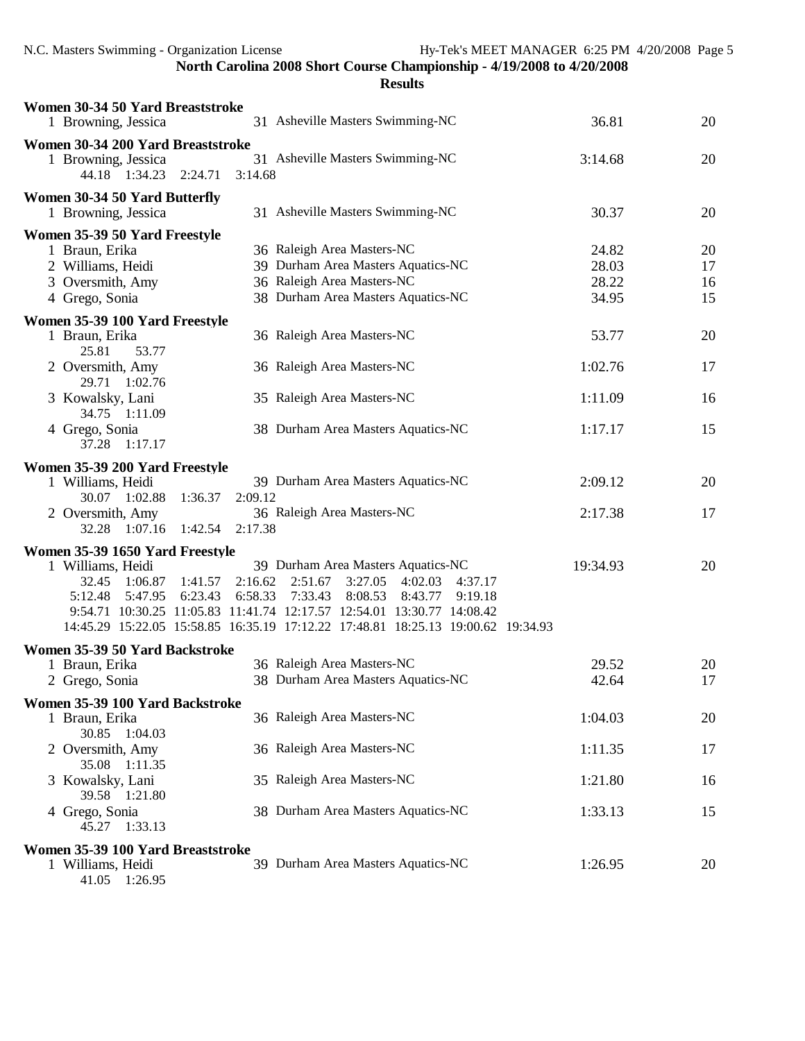North Carolina 2008 Short Course Championship - 4/19/2008 to 4/20/2008

**Results**

### Women 30-34 50 Yard Breaststroke

| | | | | | |
|---|---|---|---|---|---|
| 1 | Browning, Jessica | 31 | Asheville Masters Swimming-NC | 36.81 | 20 |

### Women 30-34 200 Yard Breaststroke

| | | | | | |
|---|---|---|---|---|---|
| 1 | Browning, Jessica | 31 | Asheville Masters Swimming-NC | 3:14.68 | 20 |

44.18 1:34.23 2:24.71 3:14.68

### Women 30-34 50 Yard Butterfly

| | | | | | |
|---|---|---|---|---|---|
| 1 | Browning, Jessica | 31 | Asheville Masters Swimming-NC | 30.37 | 20 |

### Women 35-39 50 Yard Freestyle

| | | | | | |
|---|---|---|---|---|---|
| 1 | Braun, Erika | 36 | Raleigh Area Masters-NC | 24.82 | 20 |
| 2 | Williams, Heidi | 39 | Durham Area Masters Aquatics-NC | 28.03 | 17 |
| 3 | Oversmith, Amy | 36 | Raleigh Area Masters-NC | 28.22 | 16 |
| 4 | Grego, Sonia | 38 | Durham Area Masters Aquatics-NC | 34.95 | 15 |

### Women 35-39 100 Yard Freestyle

1 Braun, Erika — 36 Raleigh Area Masters-NC — 53.77 — 20
25.81 53.77

2 Oversmith, Amy — 36 Raleigh Area Masters-NC — 1:02.76 — 17
29.71 1:02.76

3 Kowalsky, Lani — 35 Raleigh Area Masters-NC — 1:11.09 — 16
34.75 1:11.09

4 Grego, Sonia — 38 Durham Area Masters Aquatics-NC — 1:17.17 — 15
37.28 1:17.17

### Women 35-39 200 Yard Freestyle

1 Williams, Heidi — 39 Durham Area Masters Aquatics-NC — 2:09.12 — 20
30.07 1:02.88 1:36.37 2:09.12

2 Oversmith, Amy — 36 Raleigh Area Masters-NC — 2:17.38 — 17
32.28 1:07.16 1:42.54 2:17.38

### Women 35-39 1650 Yard Freestyle

1 Williams, Heidi — 39 Durham Area Masters Aquatics-NC — 19:34.93 — 20
32.45 1:06.87 1:41.57 2:16.62 2:51.67 3:27.05 4:02.03 4:37.17
5:12.48 5:47.95 6:23.43 6:58.33 7:33.43 8:08.53 8:43.77 9:19.18
9:54.71 10:30.25 11:05.83 11:41.74 12:17.57 12:54.01 13:30.77 14:08.42
14:45.29 15:22.05 15:58.85 16:35.19 17:12.22 17:48.81 18:25.13 19:00.62 19:34.93

### Women 35-39 50 Yard Backstroke

| | | | | | |
|---|---|---|---|---|---|
| 1 | Braun, Erika | 36 | Raleigh Area Masters-NC | 29.52 | 20 |
| 2 | Grego, Sonia | 38 | Durham Area Masters Aquatics-NC | 42.64 | 17 |

### Women 35-39 100 Yard Backstroke

1 Braun, Erika — 36 Raleigh Area Masters-NC — 1:04.03 — 20
30.85 1:04.03

2 Oversmith, Amy — 36 Raleigh Area Masters-NC — 1:11.35 — 17
35.08 1:11.35

3 Kowalsky, Lani — 35 Raleigh Area Masters-NC — 1:21.80 — 16
39.58 1:21.80

4 Grego, Sonia — 38 Durham Area Masters Aquatics-NC — 1:33.13 — 15
45.27 1:33.13

### Women 35-39 100 Yard Breaststroke

1 Williams, Heidi — 39 Durham Area Masters Aquatics-NC — 1:26.95 — 20
41.05 1:26.95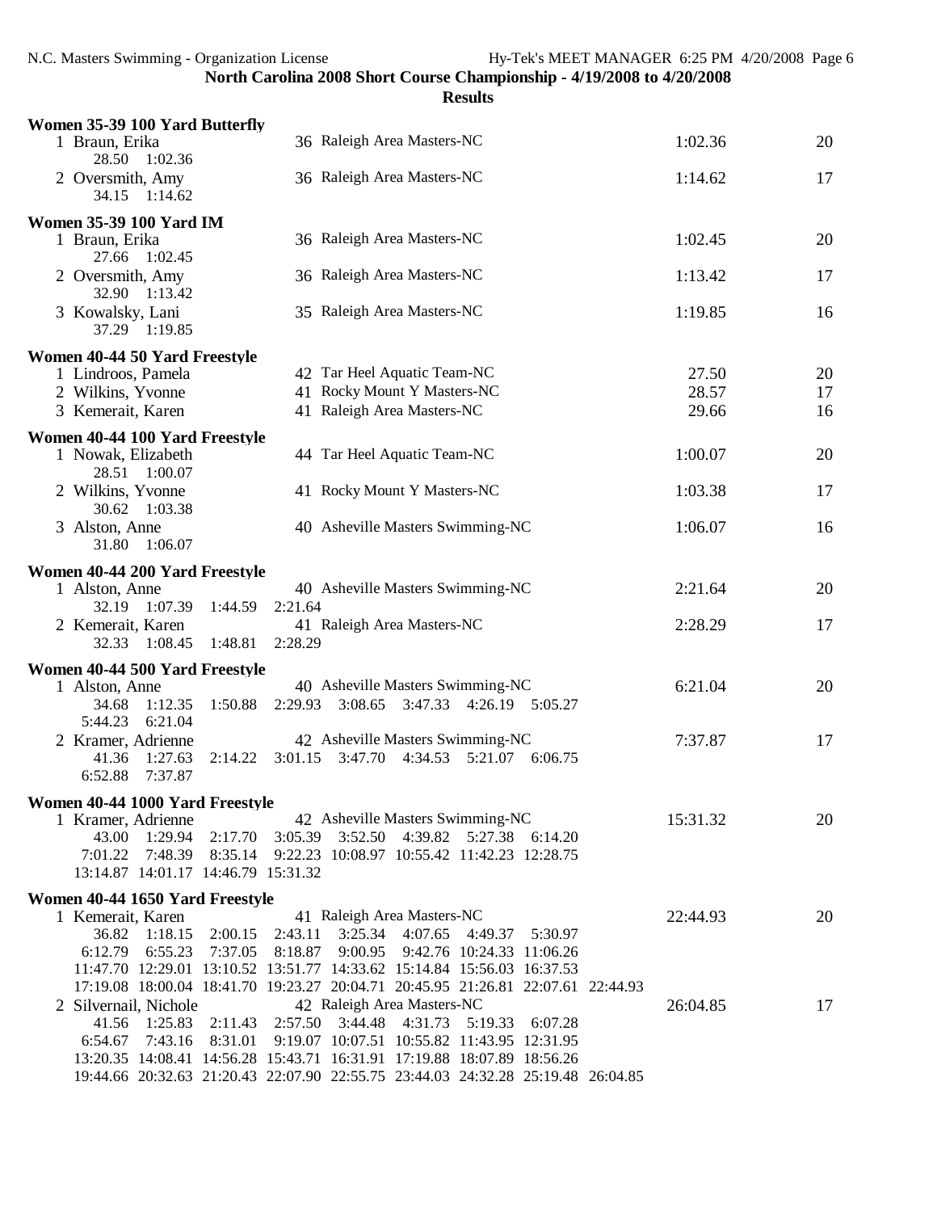**North Carolina 2008 Short Course Championship - 4/19/2008 to 4/20/2008**

**Results**

**Women 35-39 100 Yard Butterfly**

```
  1 Braun, Erika                 36 Raleigh Area Masters-NC                 1:02.36        20
      28.50    1:02.36
  2 Oversmith, Amy               36 Raleigh Area Masters-NC                 1:14.62        17
      34.15    1:14.62
```

**Women 35-39 100 Yard IM**

```
  1 Braun, Erika                 36 Raleigh Area Masters-NC                 1:02.45        20
      27.66    1:02.45
  2 Oversmith, Amy               36 Raleigh Area Masters-NC                 1:13.42        17
      32.90    1:13.42
  3 Kowalsky, Lani               35 Raleigh Area Masters-NC                 1:19.85        16
      37.29    1:19.85
```

**Women 40-44 50 Yard Freestyle**

```
  1 Lindroos, Pamela             42 Tar Heel Aquatic Team-NC                  27.50        20
  2 Wilkins, Yvonne              41 Rocky Mount Y Masters-NC                  28.57        17
  3 Kemerait, Karen              41 Raleigh Area Masters-NC                   29.66        16
```

**Women 40-44 100 Yard Freestyle**

```
  1 Nowak, Elizabeth             44 Tar Heel Aquatic Team-NC                1:00.07        20
      28.51    1:00.07
  2 Wilkins, Yvonne              41 Rocky Mount Y Masters-NC                1:03.38        17
      30.62    1:03.38
  3 Alston, Anne                 40 Asheville Masters Swimming-NC           1:06.07        16
      31.80    1:06.07
```

**Women 40-44 200 Yard Freestyle**

```
  1 Alston, Anne                 40 Asheville Masters Swimming-NC           2:21.64        20
      32.19    1:07.39    1:44.59    2:21.64
  2 Kemerait, Karen              41 Raleigh Area Masters-NC                 2:28.29        17
      32.33    1:08.45    1:48.81    2:28.29
```

**Women 40-44 500 Yard Freestyle**

```
  1 Alston, Anne                 40 Asheville Masters Swimming-NC           6:21.04        20
      34.68    1:12.35    1:50.88    2:29.93    3:08.65    3:47.33    4:26.19    5:05.27
    5:44.23    6:21.04
  2 Kramer, Adrienne             42 Asheville Masters Swimming-NC           7:37.87        17
      41.36    1:27.63    2:14.22    3:01.15    3:47.70    4:34.53    5:21.07    6:06.75
    6:52.88    7:37.87
```

**Women 40-44 1000 Yard Freestyle**

```
  1 Kramer, Adrienne             42 Asheville Masters Swimming-NC          15:31.32        20
      43.00    1:29.94    2:17.70    3:05.39    3:52.50    4:39.82    5:27.38    6:14.20
    7:01.22    7:48.39    8:35.14    9:22.23   10:08.97   10:55.42   11:42.23   12:28.75
   13:14.87   14:01.17   14:46.79   15:31.32
```

**Women 40-44 1650 Yard Freestyle**

```
  1 Kemerait, Karen              41 Raleigh Area Masters-NC                22:44.93        20
      36.82    1:18.15    2:00.15    2:43.11    3:25.34    4:07.65    4:49.37    5:30.97
    6:12.79    6:55.23    7:37.05    8:18.87    9:00.95    9:42.76   10:24.33   11:06.26
   11:47.70   12:29.01   13:10.52   13:51.77   14:33.62   15:14.84   15:56.03   16:37.53
   17:19.08   18:00.04   18:41.70   19:23.27   20:04.71   20:45.95   21:26.81   22:07.61   22:44.93
  2 Silvernail, Nichole          42 Raleigh Area Masters-NC                26:04.85        17
      41.56    1:25.83    2:11.43    2:57.50    3:44.48    4:31.73    5:19.33    6:07.28
    6:54.67    7:43.16    8:31.01    9:19.07   10:07.51   10:55.82   11:43.95   12:31.95
   13:20.35   14:08.41   14:56.28   15:43.71   16:31.91   17:19.88   18:07.89   18:56.26
   19:44.66   20:32.63   21:20.43   22:07.90   22:55.75   23:44.03   24:32.28   25:19.48   26:04.85
```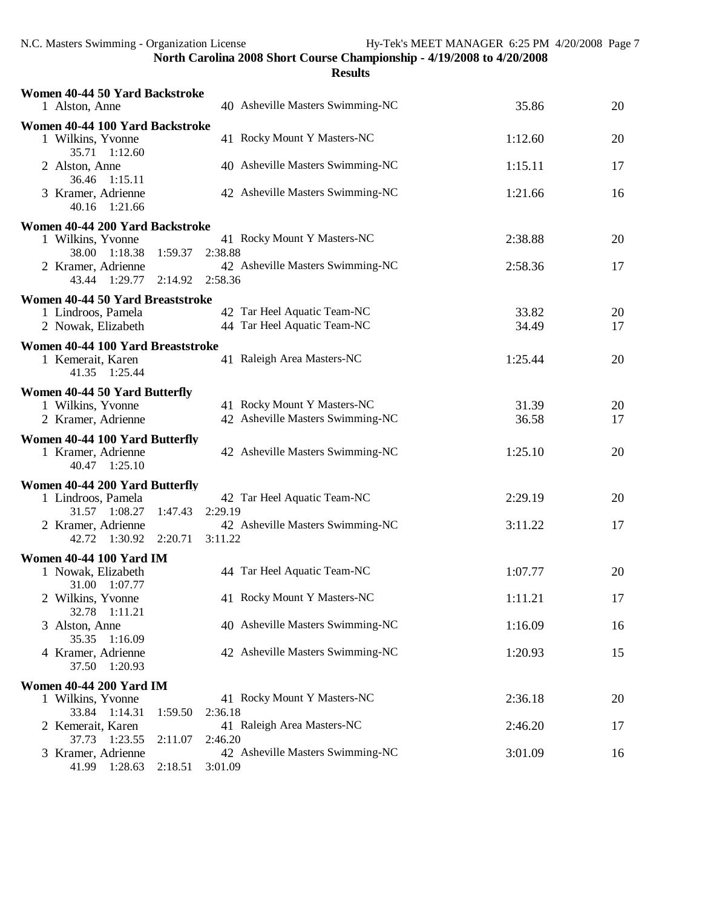**North Carolina 2008 Short Course Championship - 4/19/2008 to 4/20/2008**

**Results**

**Women 40-44 50 Yard Backstroke**

1 Alston, Anne 40 Asheville Masters Swimming-NC 35.86 20

**Women 40-44 100 Yard Backstroke**

1 Wilkins, Yvonne 41 Rocky Mount Y Masters-NC 1:12.60 20
35.71 1:12.60

2 Alston, Anne 40 Asheville Masters Swimming-NC 1:15.11 17
36.46 1:15.11

3 Kramer, Adrienne 42 Asheville Masters Swimming-NC 1:21.66 16
40.16 1:21.66

**Women 40-44 200 Yard Backstroke**

1 Wilkins, Yvonne 41 Rocky Mount Y Masters-NC 2:38.88 20
38.00 1:18.38 1:59.37 2:38.88

2 Kramer, Adrienne 42 Asheville Masters Swimming-NC 2:58.36 17
43.44 1:29.77 2:14.92 2:58.36

**Women 40-44 50 Yard Breaststroke**

1 Lindroos, Pamela 42 Tar Heel Aquatic Team-NC 33.82 20

2 Nowak, Elizabeth 44 Tar Heel Aquatic Team-NC 34.49 17

**Women 40-44 100 Yard Breaststroke**

1 Kemerait, Karen 41 Raleigh Area Masters-NC 1:25.44 20
41.35 1:25.44

**Women 40-44 50 Yard Butterfly**

1 Wilkins, Yvonne 41 Rocky Mount Y Masters-NC 31.39 20

2 Kramer, Adrienne 42 Asheville Masters Swimming-NC 36.58 17

**Women 40-44 100 Yard Butterfly**

1 Kramer, Adrienne 42 Asheville Masters Swimming-NC 1:25.10 20
40.47 1:25.10

**Women 40-44 200 Yard Butterfly**

1 Lindroos, Pamela 42 Tar Heel Aquatic Team-NC 2:29.19 20
31.57 1:08.27 1:47.43 2:29.19

2 Kramer, Adrienne 42 Asheville Masters Swimming-NC 3:11.22 17
42.72 1:30.92 2:20.71 3:11.22

**Women 40-44 100 Yard IM**

1 Nowak, Elizabeth 44 Tar Heel Aquatic Team-NC 1:07.77 20
31.00 1:07.77

2 Wilkins, Yvonne 41 Rocky Mount Y Masters-NC 1:11.21 17
32.78 1:11.21

3 Alston, Anne 40 Asheville Masters Swimming-NC 1:16.09 16
35.35 1:16.09

4 Kramer, Adrienne 42 Asheville Masters Swimming-NC 1:20.93 15
37.50 1:20.93

**Women 40-44 200 Yard IM**

1 Wilkins, Yvonne 41 Rocky Mount Y Masters-NC 2:36.18 20
33.84 1:14.31 1:59.50 2:36.18

2 Kemerait, Karen 41 Raleigh Area Masters-NC 2:46.20 17
37.73 1:23.55 2:11.07 2:46.20

3 Kramer, Adrienne 42 Asheville Masters Swimming-NC 3:01.09 16
41.99 1:28.63 2:18.51 3:01.09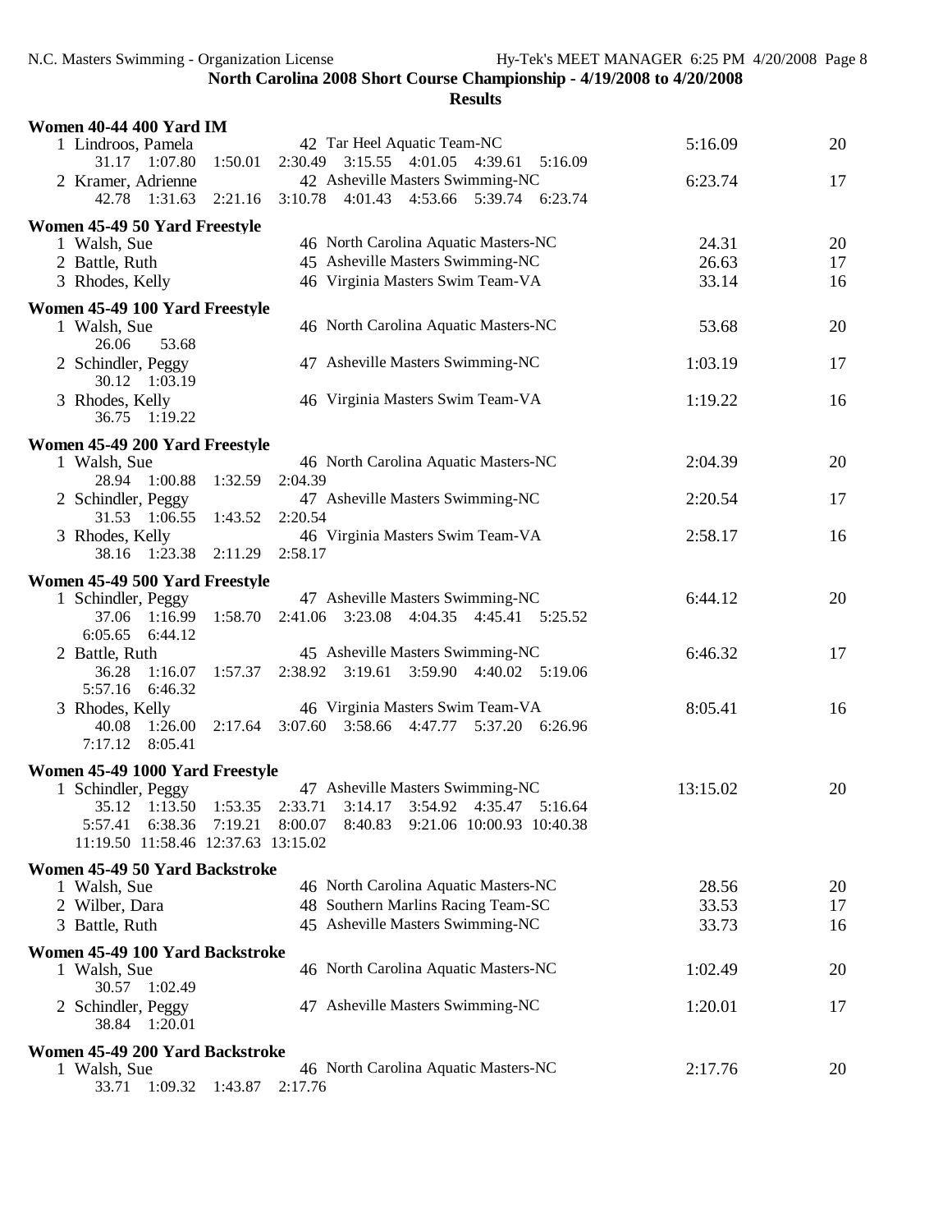**North Carolina 2008 Short Course Championship - 4/19/2008 to 4/20/2008**

**Results**

### Women 40-44 400 Yard IM

1 Lindroos, Pamela — 42 Tar Heel Aquatic Team-NC — 5:16.09 — 20
 31.17 1:07.80 1:50.01 2:30.49 3:15.55 4:01.05 4:39.61 5:16.09

2 Kramer, Adrienne — 42 Asheville Masters Swimming-NC — 6:23.74 — 17
 42.78 1:31.63 2:21.16 3:10.78 4:01.43 4:53.66 5:39.74 6:23.74

### Women 45-49 50 Yard Freestyle

| Place | Name | Age | Team | Time | Points |
|---|---|---|---|---|---|
| 1 | Walsh, Sue | 46 | North Carolina Aquatic Masters-NC | 24.31 | 20 |
| 2 | Battle, Ruth | 45 | Asheville Masters Swimming-NC | 26.63 | 17 |
| 3 | Rhodes, Kelly | 46 | Virginia Masters Swim Team-VA | 33.14 | 16 |

### Women 45-49 100 Yard Freestyle

1 Walsh, Sue — 46 North Carolina Aquatic Masters-NC — 53.68 — 20
 26.06 53.68

2 Schindler, Peggy — 47 Asheville Masters Swimming-NC — 1:03.19 — 17
 30.12 1:03.19

3 Rhodes, Kelly — 46 Virginia Masters Swim Team-VA — 1:19.22 — 16
 36.75 1:19.22

### Women 45-49 200 Yard Freestyle

1 Walsh, Sue — 46 North Carolina Aquatic Masters-NC — 2:04.39 — 20
 28.94 1:00.88 1:32.59 2:04.39

2 Schindler, Peggy — 47 Asheville Masters Swimming-NC — 2:20.54 — 17
 31.53 1:06.55 1:43.52 2:20.54

3 Rhodes, Kelly — 46 Virginia Masters Swim Team-VA — 2:58.17 — 16
 38.16 1:23.38 2:11.29 2:58.17

### Women 45-49 500 Yard Freestyle

1 Schindler, Peggy — 47 Asheville Masters Swimming-NC — 6:44.12 — 20
 37.06 1:16.99 1:58.70 2:41.06 3:23.08 4:04.35 4:45.41 5:25.52
 6:05.65 6:44.12

2 Battle, Ruth — 45 Asheville Masters Swimming-NC — 6:46.32 — 17
 36.28 1:16.07 1:57.37 2:38.92 3:19.61 3:59.90 4:40.02 5:19.06
 5:57.16 6:46.32

3 Rhodes, Kelly — 46 Virginia Masters Swim Team-VA — 8:05.41 — 16
 40.08 1:26.00 2:17.64 3:07.60 3:58.66 4:47.77 5:37.20 6:26.96
 7:17.12 8:05.41

### Women 45-49 1000 Yard Freestyle

1 Schindler, Peggy — 47 Asheville Masters Swimming-NC — 13:15.02 — 20
 35.12 1:13.50 1:53.35 2:33.71 3:14.17 3:54.92 4:35.47 5:16.64
 5:57.41 6:38.36 7:19.21 8:00.07 8:40.83 9:21.06 10:00.93 10:40.38
 11:19.50 11:58.46 12:37.63 13:15.02

### Women 45-49 50 Yard Backstroke

| Place | Name | Age | Team | Time | Points |
|---|---|---|---|---|---|
| 1 | Walsh, Sue | 46 | North Carolina Aquatic Masters-NC | 28.56 | 20 |
| 2 | Wilber, Dara | 48 | Southern Marlins Racing Team-SC | 33.53 | 17 |
| 3 | Battle, Ruth | 45 | Asheville Masters Swimming-NC | 33.73 | 16 |

### Women 45-49 100 Yard Backstroke

1 Walsh, Sue — 46 North Carolina Aquatic Masters-NC — 1:02.49 — 20
 30.57 1:02.49

2 Schindler, Peggy — 47 Asheville Masters Swimming-NC — 1:20.01 — 17
 38.84 1:20.01

### Women 45-49 200 Yard Backstroke

1 Walsh, Sue — 46 North Carolina Aquatic Masters-NC — 2:17.76 — 20
 33.71 1:09.32 1:43.87 2:17.76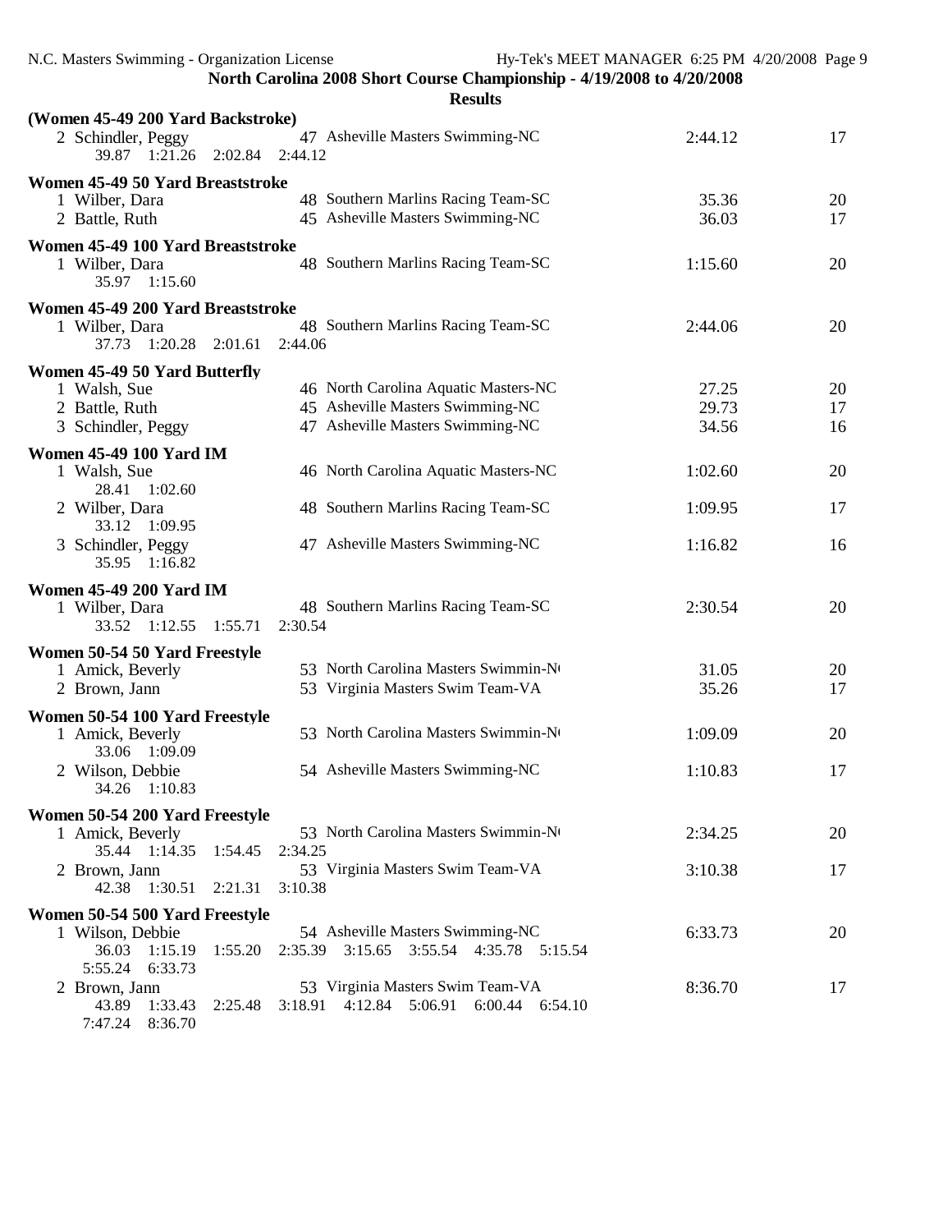North Carolina 2008 Short Course Championship - 4/19/2008 to 4/20/2008

**Results**

**(Women 45-49 200 Yard Backstroke)**

| | | | | | |
|---|---|---|---|---|---|
| 2 | Schindler, Peggy | 47 | Asheville Masters Swimming-NC | 2:44.12 | 17 |
| | 39.87 1:21.26 2:02.84 2:44.12 | | | | |

**Women 45-49 50 Yard Breaststroke**

| | | | | | |
|---|---|---|---|---|---|
| 1 | Wilber, Dara | 48 | Southern Marlins Racing Team-SC | 35.36 | 20 |
| 2 | Battle, Ruth | 45 | Asheville Masters Swimming-NC | 36.03 | 17 |

**Women 45-49 100 Yard Breaststroke**

| | | | | | |
|---|---|---|---|---|---|
| 1 | Wilber, Dara | 48 | Southern Marlins Racing Team-SC | 1:15.60 | 20 |
| | 35.97 1:15.60 | | | | |

**Women 45-49 200 Yard Breaststroke**

| | | | | | |
|---|---|---|---|---|---|
| 1 | Wilber, Dara | 48 | Southern Marlins Racing Team-SC | 2:44.06 | 20 |
| | 37.73 1:20.28 2:01.61 2:44.06 | | | | |

**Women 45-49 50 Yard Butterfly**

| | | | | | |
|---|---|---|---|---|---|
| 1 | Walsh, Sue | 46 | North Carolina Aquatic Masters-NC | 27.25 | 20 |
| 2 | Battle, Ruth | 45 | Asheville Masters Swimming-NC | 29.73 | 17 |
| 3 | Schindler, Peggy | 47 | Asheville Masters Swimming-NC | 34.56 | 16 |

**Women 45-49 100 Yard IM**

| | | | | | |
|---|---|---|---|---|---|
| 1 | Walsh, Sue | 46 | North Carolina Aquatic Masters-NC | 1:02.60 | 20 |
| | 28.41 1:02.60 | | | | |
| 2 | Wilber, Dara | 48 | Southern Marlins Racing Team-SC | 1:09.95 | 17 |
| | 33.12 1:09.95 | | | | |
| 3 | Schindler, Peggy | 47 | Asheville Masters Swimming-NC | 1:16.82 | 16 |
| | 35.95 1:16.82 | | | | |

**Women 45-49 200 Yard IM**

| | | | | | |
|---|---|---|---|---|---|
| 1 | Wilber, Dara | 48 | Southern Marlins Racing Team-SC | 2:30.54 | 20 |
| | 33.52 1:12.55 1:55.71 2:30.54 | | | | |

**Women 50-54 50 Yard Freestyle**

| | | | | | |
|---|---|---|---|---|---|
| 1 | Amick, Beverly | 53 | North Carolina Masters Swimmin-N( | 31.05 | 20 |
| 2 | Brown, Jann | 53 | Virginia Masters Swim Team-VA | 35.26 | 17 |

**Women 50-54 100 Yard Freestyle**

| | | | | | |
|---|---|---|---|---|---|
| 1 | Amick, Beverly | 53 | North Carolina Masters Swimmin-N( | 1:09.09 | 20 |
| | 33.06 1:09.09 | | | | |
| 2 | Wilson, Debbie | 54 | Asheville Masters Swimming-NC | 1:10.83 | 17 |
| | 34.26 1:10.83 | | | | |

**Women 50-54 200 Yard Freestyle**

| | | | | | |
|---|---|---|---|---|---|
| 1 | Amick, Beverly | 53 | North Carolina Masters Swimmin-N( | 2:34.25 | 20 |
| | 35.44 1:14.35 1:54.45 2:34.25 | | | | |
| 2 | Brown, Jann | 53 | Virginia Masters Swim Team-VA | 3:10.38 | 17 |
| | 42.38 1:30.51 2:21.31 3:10.38 | | | | |

**Women 50-54 500 Yard Freestyle**

| | | | | | |
|---|---|---|---|---|---|
| 1 | Wilson, Debbie | 54 | Asheville Masters Swimming-NC | 6:33.73 | 20 |
| | 36.03 1:15.19 1:55.20 2:35.39 3:15.65 3:55.54 4:35.78 5:15.54 5:55.24 6:33.73 | | | | |
| 2 | Brown, Jann | 53 | Virginia Masters Swim Team-VA | 8:36.70 | 17 |
| | 43.89 1:33.43 2:25.48 3:18.91 4:12.84 5:06.91 6:00.44 6:54.10 7:47.24 8:36.70 | | | | |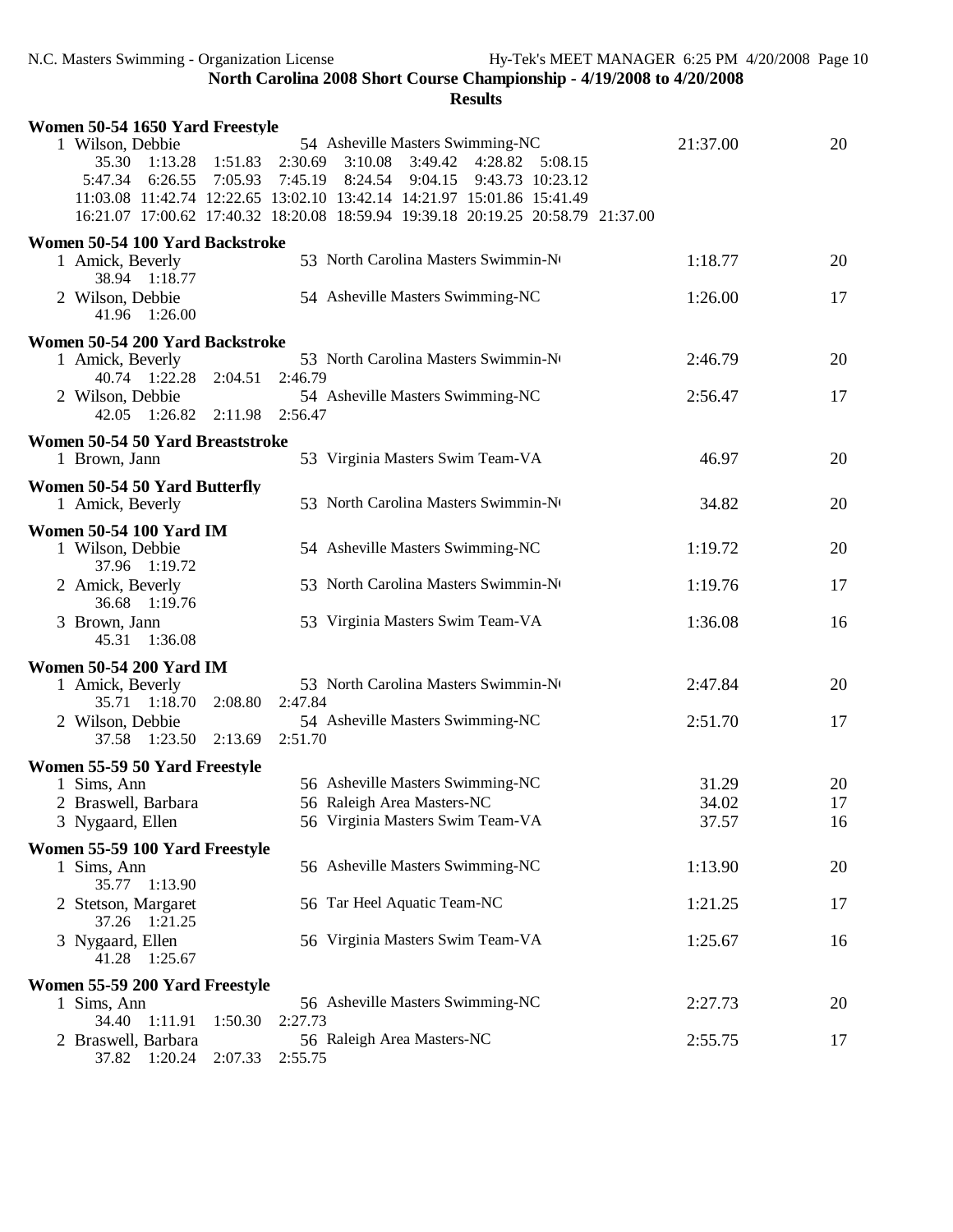**North Carolina 2008 Short Course Championship - 4/19/2008 to 4/20/2008**

**Results**

### Women 50-54 1650 Yard Freestyle

1 Wilson, Debbie — 54 Asheville Masters Swimming-NC — 21:37.00 — 20

35.30 1:13.28 1:51.83 2:30.69 3:10.08 3:49.42 4:28.82 5:08.15
5:47.34 6:26.55 7:05.93 7:45.19 8:24.54 9:04.15 9:43.73 10:23.12
11:03.08 11:42.74 12:22.65 13:02.10 13:42.14 14:21.97 15:01.86 15:41.49
16:21.07 17:00.62 17:40.32 18:20.08 18:59.94 19:39.18 20:19.25 20:58.79 21:37.00

### Women 50-54 100 Yard Backstroke

1 Amick, Beverly — 53 North Carolina Masters Swimmin-N( — 1:18.77 — 20
38.94 1:18.77

2 Wilson, Debbie — 54 Asheville Masters Swimming-NC — 1:26.00 — 17
41.96 1:26.00

### Women 50-54 200 Yard Backstroke

1 Amick, Beverly — 53 North Carolina Masters Swimmin-N( — 2:46.79 — 20
40.74 1:22.28 2:04.51 2:46.79

2 Wilson, Debbie — 54 Asheville Masters Swimming-NC — 2:56.47 — 17
42.05 1:26.82 2:11.98 2:56.47

### Women 50-54 50 Yard Breaststroke

1 Brown, Jann — 53 Virginia Masters Swim Team-VA — 46.97 — 20

### Women 50-54 50 Yard Butterfly

1 Amick, Beverly — 53 North Carolina Masters Swimmin-N( — 34.82 — 20

### Women 50-54 100 Yard IM

1 Wilson, Debbie — 54 Asheville Masters Swimming-NC — 1:19.72 — 20
37.96 1:19.72

2 Amick, Beverly — 53 North Carolina Masters Swimmin-N( — 1:19.76 — 17
36.68 1:19.76

3 Brown, Jann — 53 Virginia Masters Swim Team-VA — 1:36.08 — 16
45.31 1:36.08

### Women 50-54 200 Yard IM

1 Amick, Beverly — 53 North Carolina Masters Swimmin-N( — 2:47.84 — 20
35.71 1:18.70 2:08.80 2:47.84

2 Wilson, Debbie — 54 Asheville Masters Swimming-NC — 2:51.70 — 17
37.58 1:23.50 2:13.69 2:51.70

### Women 55-59 50 Yard Freestyle

1 Sims, Ann — 56 Asheville Masters Swimming-NC — 31.29 — 20
2 Braswell, Barbara — 56 Raleigh Area Masters-NC — 34.02 — 17
3 Nygaard, Ellen — 56 Virginia Masters Swim Team-VA — 37.57 — 16

### Women 55-59 100 Yard Freestyle

1 Sims, Ann — 56 Asheville Masters Swimming-NC — 1:13.90 — 20
35.77 1:13.90

2 Stetson, Margaret — 56 Tar Heel Aquatic Team-NC — 1:21.25 — 17
37.26 1:21.25

3 Nygaard, Ellen — 56 Virginia Masters Swim Team-VA — 1:25.67 — 16
41.28 1:25.67

### Women 55-59 200 Yard Freestyle

1 Sims, Ann — 56 Asheville Masters Swimming-NC — 2:27.73 — 20
34.40 1:11.91 1:50.30 2:27.73

2 Braswell, Barbara — 56 Raleigh Area Masters-NC — 2:55.75 — 17
37.82 1:20.24 2:07.33 2:55.75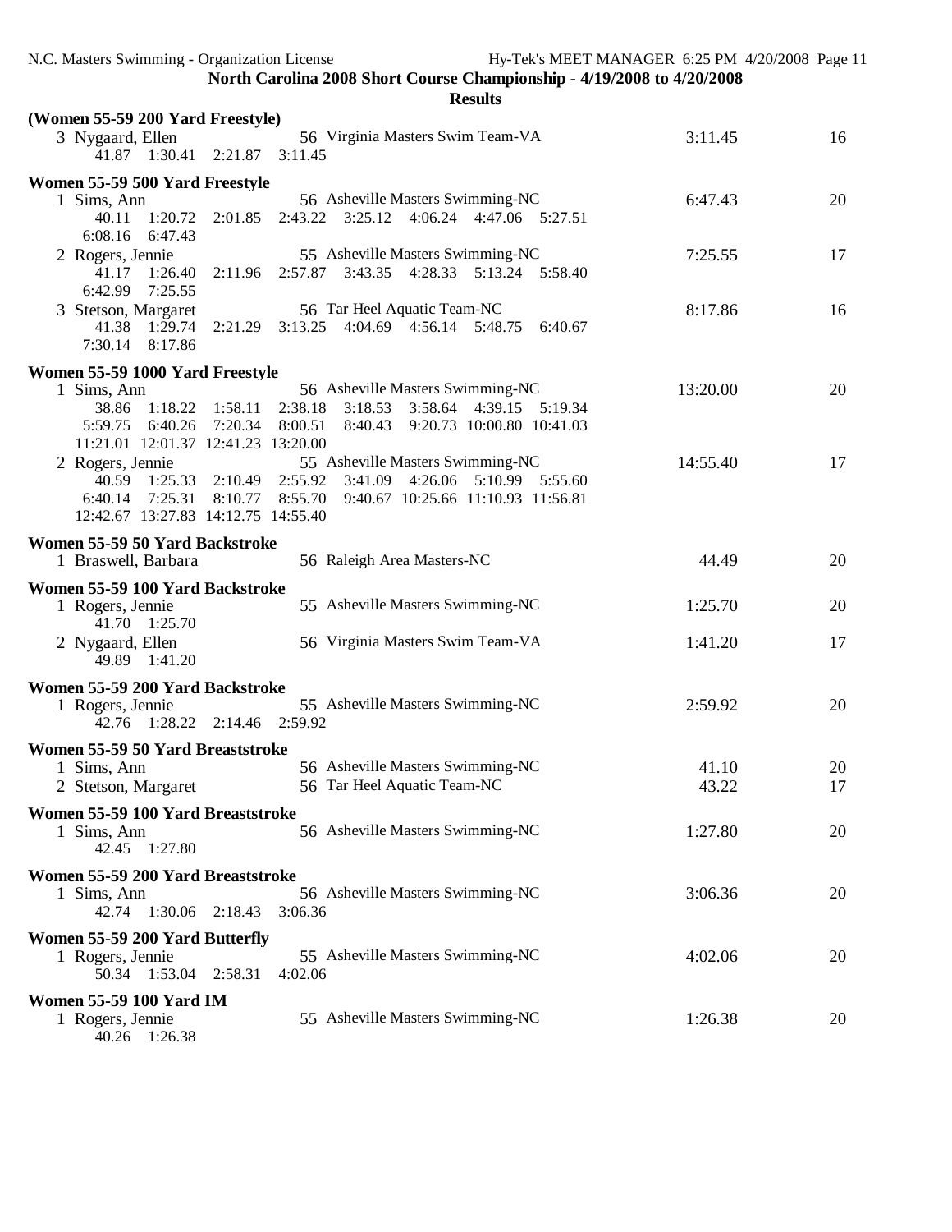**North Carolina 2008 Short Course Championship - 4/19/2008 to 4/20/2008**

**Results**

**(Women 55-59 200 Yard Freestyle)**

3 Nygaard, Ellen 56 Virginia Masters Swim Team-VA 3:11.45 16
41.87 1:30.41 2:21.87 3:11.45

**Women 55-59 500 Yard Freestyle**

1 Sims, Ann 56 Asheville Masters Swimming-NC 6:47.43 20
40.11 1:20.72 2:01.85 2:43.22 3:25.12 4:06.24 4:47.06 5:27.51
6:08.16 6:47.43

2 Rogers, Jennie 55 Asheville Masters Swimming-NC 7:25.55 17
41.17 1:26.40 2:11.96 2:57.87 3:43.35 4:28.33 5:13.24 5:58.40
6:42.99 7:25.55

3 Stetson, Margaret 56 Tar Heel Aquatic Team-NC 8:17.86 16
41.38 1:29.74 2:21.29 3:13.25 4:04.69 4:56.14 5:48.75 6:40.67
7:30.14 8:17.86

**Women 55-59 1000 Yard Freestyle**

1 Sims, Ann 56 Asheville Masters Swimming-NC 13:20.00 20
38.86 1:18.22 1:58.11 2:38.18 3:18.53 3:58.64 4:39.15 5:19.34
5:59.75 6:40.26 7:20.34 8:00.51 8:40.43 9:20.73 10:00.80 10:41.03
11:21.01 12:01.37 12:41.23 13:20.00

2 Rogers, Jennie 55 Asheville Masters Swimming-NC 14:55.40 17
40.59 1:25.33 2:10.49 2:55.92 3:41.09 4:26.06 5:10.99 5:55.60
6:40.14 7:25.31 8:10.77 8:55.70 9:40.67 10:25.66 11:10.93 11:56.81
12:42.67 13:27.83 14:12.75 14:55.40

**Women 55-59 50 Yard Backstroke**

1 Braswell, Barbara 56 Raleigh Area Masters-NC 44.49 20

**Women 55-59 100 Yard Backstroke**

1 Rogers, Jennie 55 Asheville Masters Swimming-NC 1:25.70 20
41.70 1:25.70

2 Nygaard, Ellen 56 Virginia Masters Swim Team-VA 1:41.20 17
49.89 1:41.20

**Women 55-59 200 Yard Backstroke**

1 Rogers, Jennie 55 Asheville Masters Swimming-NC 2:59.92 20
42.76 1:28.22 2:14.46 2:59.92

**Women 55-59 50 Yard Breaststroke**

1 Sims, Ann 56 Asheville Masters Swimming-NC 41.10 20

2 Stetson, Margaret 56 Tar Heel Aquatic Team-NC 43.22 17

**Women 55-59 100 Yard Breaststroke**

1 Sims, Ann 56 Asheville Masters Swimming-NC 1:27.80 20
42.45 1:27.80

**Women 55-59 200 Yard Breaststroke**

1 Sims, Ann 56 Asheville Masters Swimming-NC 3:06.36 20
42.74 1:30.06 2:18.43 3:06.36

**Women 55-59 200 Yard Butterfly**

1 Rogers, Jennie 55 Asheville Masters Swimming-NC 4:02.06 20
50.34 1:53.04 2:58.31 4:02.06

**Women 55-59 100 Yard IM**

1 Rogers, Jennie 55 Asheville Masters Swimming-NC 1:26.38 20
40.26 1:26.38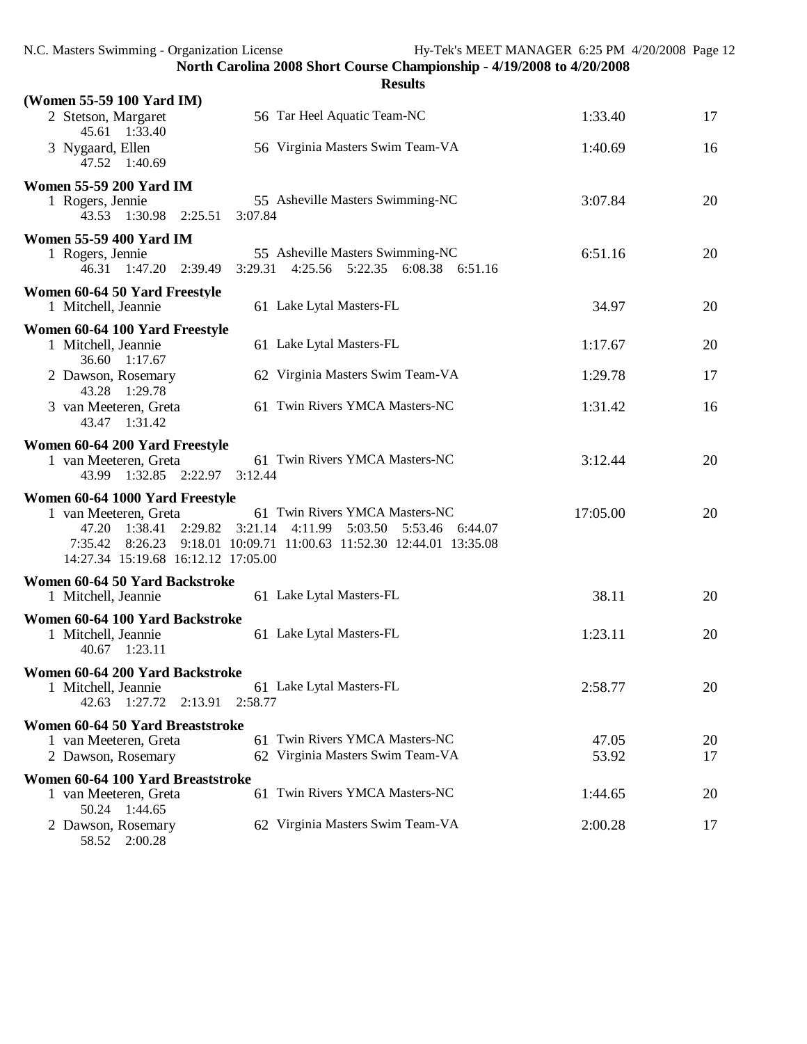**North Carolina 2008 Short Course Championship - 4/19/2008 to 4/20/2008**

**Results**

**(Women 55-59 100 Yard IM)**

| | | | | |
|---|---|---|---|---|
| 2 Stetson, Margaret | 56 | Tar Heel Aquatic Team-NC | 1:33.40 | 17 |
| 45.61 1:33.40 | | | | |
| 3 Nygaard, Ellen | 56 | Virginia Masters Swim Team-VA | 1:40.69 | 16 |
| 47.52 1:40.69 | | | | |

**Women 55-59 200 Yard IM**

| | | | | |
|---|---|---|---|---|
| 1 Rogers, Jennie | 55 | Asheville Masters Swimming-NC | 3:07.84 | 20 |
| 43.53 1:30.98 2:25.51 3:07.84 | | | | |

**Women 55-59 400 Yard IM**

| | | | | |
|---|---|---|---|---|
| 1 Rogers, Jennie | 55 | Asheville Masters Swimming-NC | 6:51.16 | 20 |
| 46.31 1:47.20 2:39.49 3:29.31 4:25.56 5:22.35 6:08.38 6:51.16 | | | | |

**Women 60-64 50 Yard Freestyle**

| | | | | |
|---|---|---|---|---|
| 1 Mitchell, Jeannie | 61 | Lake Lytal Masters-FL | 34.97 | 20 |

**Women 60-64 100 Yard Freestyle**

| | | | | |
|---|---|---|---|---|
| 1 Mitchell, Jeannie | 61 | Lake Lytal Masters-FL | 1:17.67 | 20 |
| 36.60 1:17.67 | | | | |
| 2 Dawson, Rosemary | 62 | Virginia Masters Swim Team-VA | 1:29.78 | 17 |
| 43.28 1:29.78 | | | | |
| 3 van Meeteren, Greta | 61 | Twin Rivers YMCA Masters-NC | 1:31.42 | 16 |
| 43.47 1:31.42 | | | | |

**Women 60-64 200 Yard Freestyle**

| | | | | |
|---|---|---|---|---|
| 1 van Meeteren, Greta | 61 | Twin Rivers YMCA Masters-NC | 3:12.44 | 20 |
| 43.99 1:32.85 2:22.97 3:12.44 | | | | |

**Women 60-64 1000 Yard Freestyle**

| | | | | |
|---|---|---|---|---|
| 1 van Meeteren, Greta | 61 | Twin Rivers YMCA Masters-NC | 17:05.00 | 20 |
| 47.20 1:38.41 2:29.82 3:21.14 4:11.99 5:03.50 5:53.46 6:44.07 | | | | |
| 7:35.42 8:26.23 9:18.01 10:09.71 11:00.63 11:52.30 12:44.01 13:35.08 | | | | |
| 14:27.34 15:19.68 16:12.12 17:05.00 | | | | |

**Women 60-64 50 Yard Backstroke**

| | | | | |
|---|---|---|---|---|
| 1 Mitchell, Jeannie | 61 | Lake Lytal Masters-FL | 38.11 | 20 |

**Women 60-64 100 Yard Backstroke**

| | | | | |
|---|---|---|---|---|
| 1 Mitchell, Jeannie | 61 | Lake Lytal Masters-FL | 1:23.11 | 20 |
| 40.67 1:23.11 | | | | |

**Women 60-64 200 Yard Backstroke**

| | | | | |
|---|---|---|---|---|
| 1 Mitchell, Jeannie | 61 | Lake Lytal Masters-FL | 2:58.77 | 20 |
| 42.63 1:27.72 2:13.91 2:58.77 | | | | |

**Women 60-64 50 Yard Breaststroke**

| | | | | |
|---|---|---|---|---|
| 1 van Meeteren, Greta | 61 | Twin Rivers YMCA Masters-NC | 47.05 | 20 |
| 2 Dawson, Rosemary | 62 | Virginia Masters Swim Team-VA | 53.92 | 17 |

**Women 60-64 100 Yard Breaststroke**

| | | | | |
|---|---|---|---|---|
| 1 van Meeteren, Greta | 61 | Twin Rivers YMCA Masters-NC | 1:44.65 | 20 |
| 50.24 1:44.65 | | | | |
| 2 Dawson, Rosemary | 62 | Virginia Masters Swim Team-VA | 2:00.28 | 17 |
| 58.52 2:00.28 | | | | |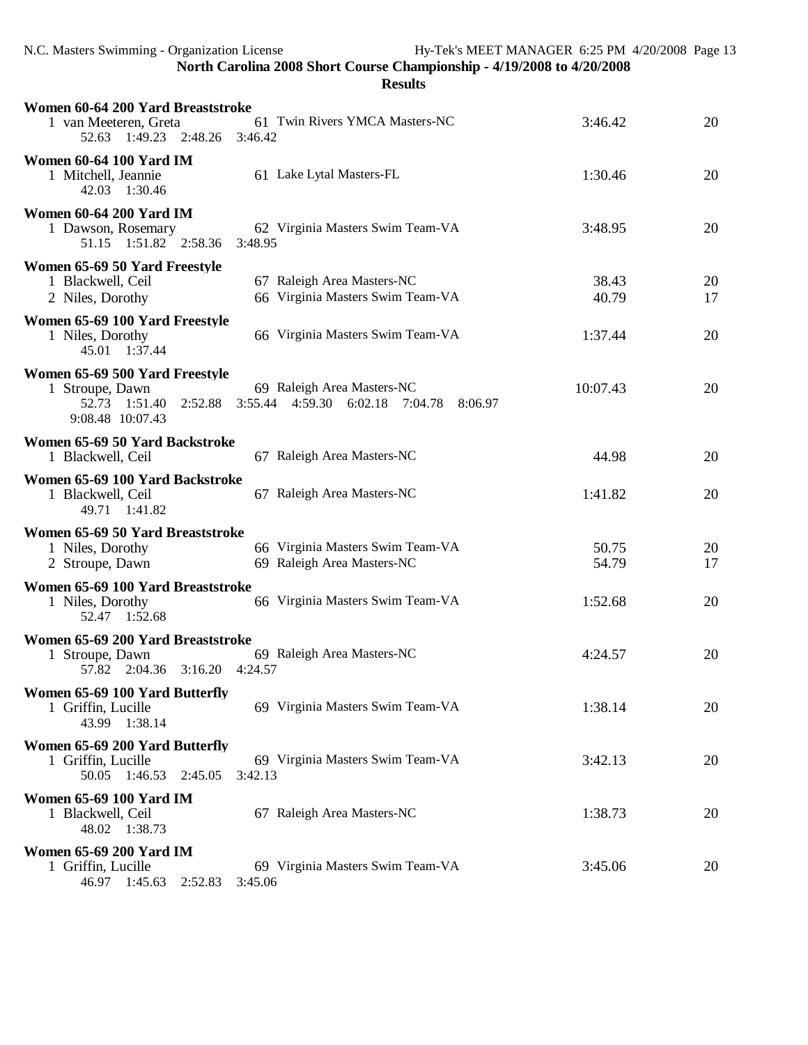**North Carolina 2008 Short Course Championship - 4/19/2008 to 4/20/2008**

**Results**

**Women 60-64 200 Yard Breaststroke**

1 van Meeteren, Greta 61 Twin Rivers YMCA Masters-NC 3:46.42 20
52.63 1:49.23 2:48.26 3:46.42

**Women 60-64 100 Yard IM**

1 Mitchell, Jeannie 61 Lake Lytal Masters-FL 1:30.46 20
42.03 1:30.46

**Women 60-64 200 Yard IM**

1 Dawson, Rosemary 62 Virginia Masters Swim Team-VA 3:48.95 20
51.15 1:51.82 2:58.36 3:48.95

**Women 65-69 50 Yard Freestyle**

1 Blackwell, Ceil 67 Raleigh Area Masters-NC 38.43 20
2 Niles, Dorothy 66 Virginia Masters Swim Team-VA 40.79 17

**Women 65-69 100 Yard Freestyle**

1 Niles, Dorothy 66 Virginia Masters Swim Team-VA 1:37.44 20
45.01 1:37.44

**Women 65-69 500 Yard Freestyle**

1 Stroupe, Dawn 69 Raleigh Area Masters-NC 10:07.43 20
52.73 1:51.40 2:52.88 3:55.44 4:59.30 6:02.18 7:04.78 8:06.97
9:08.48 10:07.43

**Women 65-69 50 Yard Backstroke**

1 Blackwell, Ceil 67 Raleigh Area Masters-NC 44.98 20

**Women 65-69 100 Yard Backstroke**

1 Blackwell, Ceil 67 Raleigh Area Masters-NC 1:41.82 20
49.71 1:41.82

**Women 65-69 50 Yard Breaststroke**

1 Niles, Dorothy 66 Virginia Masters Swim Team-VA 50.75 20
2 Stroupe, Dawn 69 Raleigh Area Masters-NC 54.79 17

**Women 65-69 100 Yard Breaststroke**

1 Niles, Dorothy 66 Virginia Masters Swim Team-VA 1:52.68 20
52.47 1:52.68

**Women 65-69 200 Yard Breaststroke**

1 Stroupe, Dawn 69 Raleigh Area Masters-NC 4:24.57 20
57.82 2:04.36 3:16.20 4:24.57

**Women 65-69 100 Yard Butterfly**

1 Griffin, Lucille 69 Virginia Masters Swim Team-VA 1:38.14 20
43.99 1:38.14

**Women 65-69 200 Yard Butterfly**

1 Griffin, Lucille 69 Virginia Masters Swim Team-VA 3:42.13 20
50.05 1:46.53 2:45.05 3:42.13

**Women 65-69 100 Yard IM**

1 Blackwell, Ceil 67 Raleigh Area Masters-NC 1:38.73 20
48.02 1:38.73

**Women 65-69 200 Yard IM**

1 Griffin, Lucille 69 Virginia Masters Swim Team-VA 3:45.06 20
46.97 1:45.63 2:52.83 3:45.06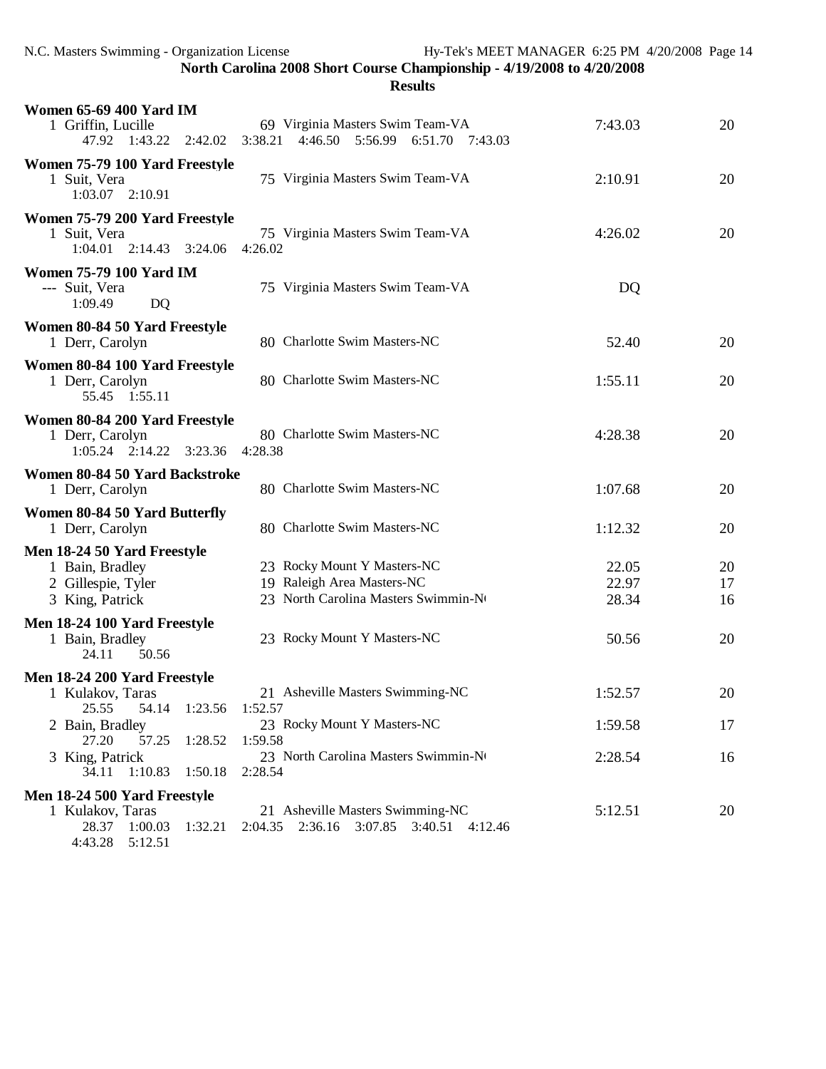**North Carolina 2008 Short Course Championship - 4/19/2008 to 4/20/2008**

**Results**

**Women 65-69 400 Yard IM**

| | | | | |
|---|---|---|---|---|
| 1 Griffin, Lucille | 69 | Virginia Masters Swim Team-VA | 7:43.03 | 20 |
| 47.92 1:43.22 2:42.02 3:38.21 4:46.50 5:56.99 6:51.70 7:43.03 | | | | |

**Women 75-79 100 Yard Freestyle**

| | | | | |
|---|---|---|---|---|
| 1 Suit, Vera | 75 | Virginia Masters Swim Team-VA | 2:10.91 | 20 |
| 1:03.07 2:10.91 | | | | |

**Women 75-79 200 Yard Freestyle**

| | | | | |
|---|---|---|---|---|
| 1 Suit, Vera | 75 | Virginia Masters Swim Team-VA | 4:26.02 | 20 |
| 1:04.01 2:14.43 3:24.06 4:26.02 | | | | |

**Women 75-79 100 Yard IM**

| | | | | |
|---|---|---|---|---|
| --- Suit, Vera | 75 | Virginia Masters Swim Team-VA | DQ | |
| 1:09.49 DQ | | | | |

**Women 80-84 50 Yard Freestyle**

| | | | | |
|---|---|---|---|---|
| 1 Derr, Carolyn | 80 | Charlotte Swim Masters-NC | 52.40 | 20 |

**Women 80-84 100 Yard Freestyle**

| | | | | |
|---|---|---|---|---|
| 1 Derr, Carolyn | 80 | Charlotte Swim Masters-NC | 1:55.11 | 20 |
| 55.45 1:55.11 | | | | |

**Women 80-84 200 Yard Freestyle**

| | | | | |
|---|---|---|---|---|
| 1 Derr, Carolyn | 80 | Charlotte Swim Masters-NC | 4:28.38 | 20 |
| 1:05.24 2:14.22 3:23.36 4:28.38 | | | | |

**Women 80-84 50 Yard Backstroke**

| | | | | |
|---|---|---|---|---|
| 1 Derr, Carolyn | 80 | Charlotte Swim Masters-NC | 1:07.68 | 20 |

**Women 80-84 50 Yard Butterfly**

| | | | | |
|---|---|---|---|---|
| 1 Derr, Carolyn | 80 | Charlotte Swim Masters-NC | 1:12.32 | 20 |

**Men 18-24 50 Yard Freestyle**

| | | | | |
|---|---|---|---|---|
| 1 Bain, Bradley | 23 | Rocky Mount Y Masters-NC | 22.05 | 20 |
| 2 Gillespie, Tyler | 19 | Raleigh Area Masters-NC | 22.97 | 17 |
| 3 King, Patrick | 23 | North Carolina Masters Swimmin-N( | 28.34 | 16 |

**Men 18-24 100 Yard Freestyle**

| | | | | |
|---|---|---|---|---|
| 1 Bain, Bradley | 23 | Rocky Mount Y Masters-NC | 50.56 | 20 |
| 24.11 50.56 | | | | |

**Men 18-24 200 Yard Freestyle**

| | | | | |
|---|---|---|---|---|
| 1 Kulakov, Taras | 21 | Asheville Masters Swimming-NC | 1:52.57 | 20 |
| 25.55 54.14 1:23.56 1:52.57 | | | | |
| 2 Bain, Bradley | 23 | Rocky Mount Y Masters-NC | 1:59.58 | 17 |
| 27.20 57.25 1:28.52 1:59.58 | | | | |
| 3 King, Patrick | 23 | North Carolina Masters Swimmin-N( | 2:28.54 | 16 |
| 34.11 1:10.83 1:50.18 2:28.54 | | | | |

**Men 18-24 500 Yard Freestyle**

| | | | | |
|---|---|---|---|---|
| 1 Kulakov, Taras | 21 | Asheville Masters Swimming-NC | 5:12.51 | 20 |
| 28.37 1:00.03 1:32.21 2:04.35 2:36.16 3:07.85 3:40.51 4:12.46 4:43.28 5:12.51 | | | | |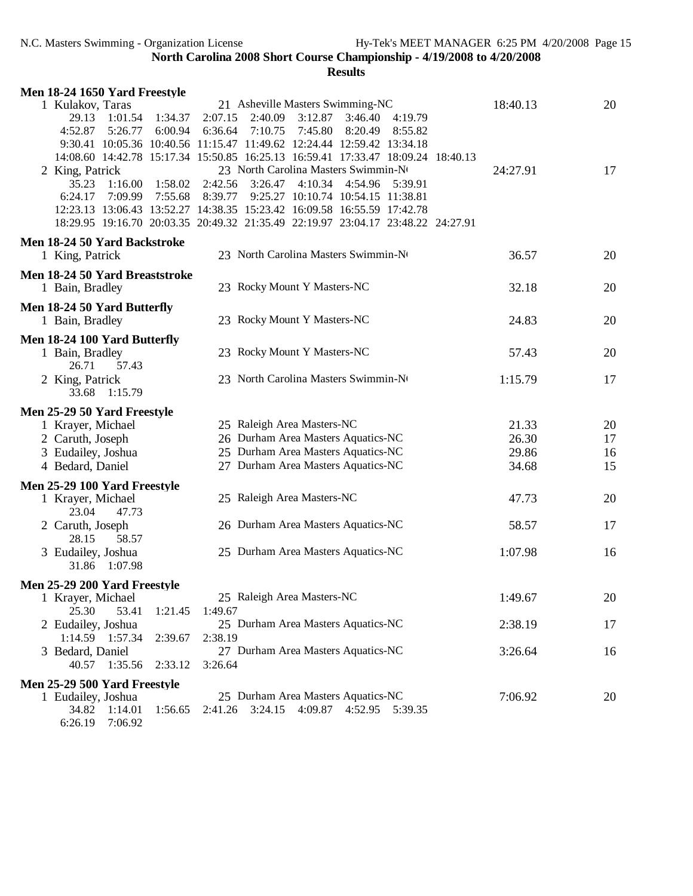**North Carolina 2008 Short Course Championship - 4/19/2008 to 4/20/2008**

**Results**

### Men 18-24 1650 Yard Freestyle

1 Kulakov, Taras — 21 Asheville Masters Swimming-NC — 18:40.13 — 20
29.13 1:01.54 1:34.37 2:07.15 2:40.09 3:12.87 3:46.40 4:19.79
4:52.87 5:26.77 6:00.94 6:36.64 7:10.75 7:45.80 8:20.49 8:55.82
9:30.41 10:05.36 10:40.56 11:15.47 11:49.62 12:24.44 12:59.42 13:34.18
14:08.60 14:42.78 15:17.34 15:50.85 16:25.13 16:59.41 17:33.47 18:09.24 18:40.13

2 King, Patrick — 23 North Carolina Masters Swimmin-N( — 24:27.91 — 17
35.23 1:16.00 1:58.02 2:42.56 3:26.47 4:10.34 4:54.96 5:39.91
6:24.17 7:09.99 7:55.68 8:39.77 9:25.27 10:10.74 10:54.15 11:38.81
12:23.13 13:06.43 13:52.27 14:38.35 15:23.42 16:09.58 16:55.59 17:42.78
18:29.95 19:16.70 20:03.35 20:49.32 21:35.49 22:19.97 23:04.17 23:48.22 24:27.91

### Men 18-24 50 Yard Backstroke

1 King, Patrick — 23 North Carolina Masters Swimmin-N( — 36.57 — 20

### Men 18-24 50 Yard Breaststroke

1 Bain, Bradley — 23 Rocky Mount Y Masters-NC — 32.18 — 20

### Men 18-24 50 Yard Butterfly

1 Bain, Bradley — 23 Rocky Mount Y Masters-NC — 24.83 — 20

### Men 18-24 100 Yard Butterfly

1 Bain, Bradley — 23 Rocky Mount Y Masters-NC — 57.43 — 20
26.71 57.43

2 King, Patrick — 23 North Carolina Masters Swimmin-N( — 1:15.79 — 17
33.68 1:15.79

### Men 25-29 50 Yard Freestyle

1 Krayer, Michael — 25 Raleigh Area Masters-NC — 21.33 — 20
2 Caruth, Joseph — 26 Durham Area Masters Aquatics-NC — 26.30 — 17
3 Eudailey, Joshua — 25 Durham Area Masters Aquatics-NC — 29.86 — 16
4 Bedard, Daniel — 27 Durham Area Masters Aquatics-NC — 34.68 — 15

### Men 25-29 100 Yard Freestyle

1 Krayer, Michael — 25 Raleigh Area Masters-NC — 47.73 — 20
23.04 47.73

2 Caruth, Joseph — 26 Durham Area Masters Aquatics-NC — 58.57 — 17
28.15 58.57

3 Eudailey, Joshua — 25 Durham Area Masters Aquatics-NC — 1:07.98 — 16
31.86 1:07.98

### Men 25-29 200 Yard Freestyle

1 Krayer, Michael — 25 Raleigh Area Masters-NC — 1:49.67 — 20
25.30 53.41 1:21.45 1:49.67

2 Eudailey, Joshua — 25 Durham Area Masters Aquatics-NC — 2:38.19 — 17
1:14.59 1:57.34 2:39.67 2:38.19

3 Bedard, Daniel — 27 Durham Area Masters Aquatics-NC — 3:26.64 — 16
40.57 1:35.56 2:33.12 3:26.64

### Men 25-29 500 Yard Freestyle

1 Eudailey, Joshua — 25 Durham Area Masters Aquatics-NC — 7:06.92 — 20
34.82 1:14.01 1:56.65 2:41.26 3:24.15 4:09.87 4:52.95 5:39.35
6:26.19 7:06.92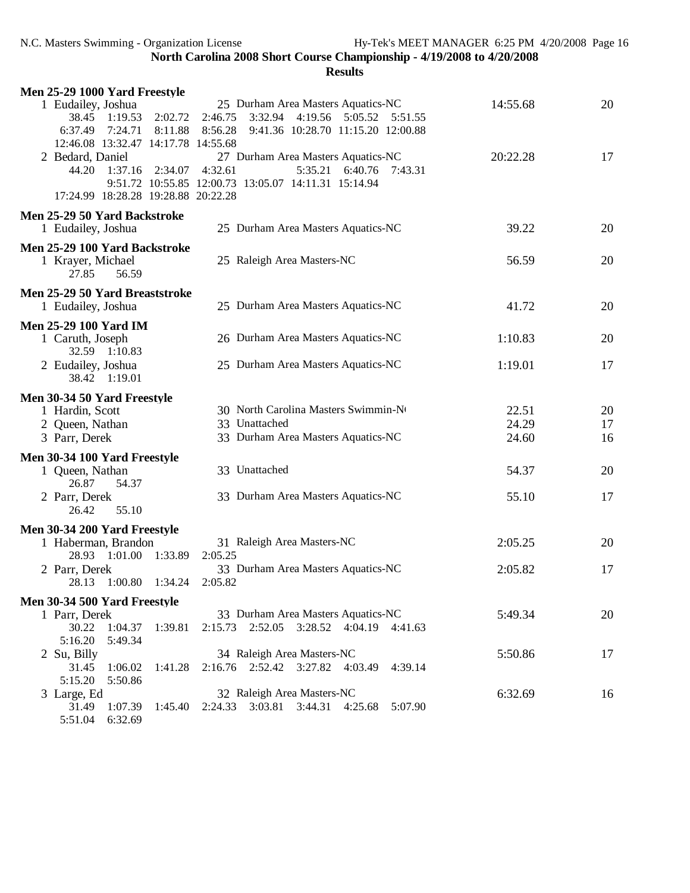**North Carolina 2008 Short Course Championship - 4/19/2008 to 4/20/2008**

**Results**

**Men 25-29 1000 Yard Freestyle**

```
  1 Eudailey, Joshua            25 Durham Area Masters Aquatics-NC          14:55.68     20
      38.45    1:19.53    2:02.72    2:46.75    3:32.94    4:19.56    5:05.52    5:51.55
    6:37.49    7:24.71    8:11.88    8:56.28    9:41.36   10:28.70   11:15.20   12:00.88
   12:46.08   13:32.47   14:17.78   14:55.68
  2 Bedard, Daniel              27 Durham Area Masters Aquatics-NC          20:22.28     17
      44.20    1:37.16    2:34.07    4:32.61               5:35.21    6:40.76    7:43.31
               9:51.72   10:55.85   12:00.73   13:05.07   14:11.31   15:14.94
   17:24.99   18:28.28   19:28.88   20:22.28
```

**Men 25-29 50 Yard Backstroke**

```
  1 Eudailey, Joshua            25 Durham Area Masters Aquatics-NC             39.22     20
```

**Men 25-29 100 Yard Backstroke**

```
  1 Krayer, Michael             25 Raleigh Area Masters-NC                     56.59     20
      27.85      56.59
```

**Men 25-29 50 Yard Breaststroke**

```
  1 Eudailey, Joshua            25 Durham Area Masters Aquatics-NC             41.72     20
```

**Men 25-29 100 Yard IM**

```
  1 Caruth, Joseph              26 Durham Area Masters Aquatics-NC           1:10.83     20
      32.59    1:10.83
  2 Eudailey, Joshua            25 Durham Area Masters Aquatics-NC           1:19.01     17
      38.42    1:19.01
```

**Men 30-34 50 Yard Freestyle**

```
  1 Hardin, Scott               30 North Carolina Masters Swimmin-N            22.51     20
  2 Queen, Nathan               33 Unattached                                  24.29     17
  3 Parr, Derek                 33 Durham Area Masters Aquatics-NC             24.60     16
```

**Men 30-34 100 Yard Freestyle**

```
  1 Queen, Nathan               33 Unattached                                  54.37     20
      26.87      54.37
  2 Parr, Derek                 33 Durham Area Masters Aquatics-NC             55.10     17
      26.42      55.10
```

**Men 30-34 200 Yard Freestyle**

```
  1 Haberman, Brandon           31 Raleigh Area Masters-NC                   2:05.25     20
      28.93    1:01.00    1:33.89    2:05.25
  2 Parr, Derek                 33 Durham Area Masters Aquatics-NC           2:05.82     17
      28.13    1:00.80    1:34.24    2:05.82
```

**Men 30-34 500 Yard Freestyle**

```
  1 Parr, Derek                 33 Durham Area Masters Aquatics-NC           5:49.34     20
      30.22    1:04.37    1:39.81    2:15.73    2:52.05    3:28.52    4:04.19    4:41.63
    5:16.20    5:49.34
  2 Su, Billy                   34 Raleigh Area Masters-NC                   5:50.86     17
      31.45    1:06.02    1:41.28    2:16.76    2:52.42    3:27.82    4:03.49    4:39.14
    5:15.20    5:50.86
  3 Large, Ed                   32 Raleigh Area Masters-NC                   6:32.69     16
      31.49    1:07.39    1:45.40    2:24.33    3:03.81    3:44.31    4:25.68    5:07.90
    5:51.04    6:32.69
```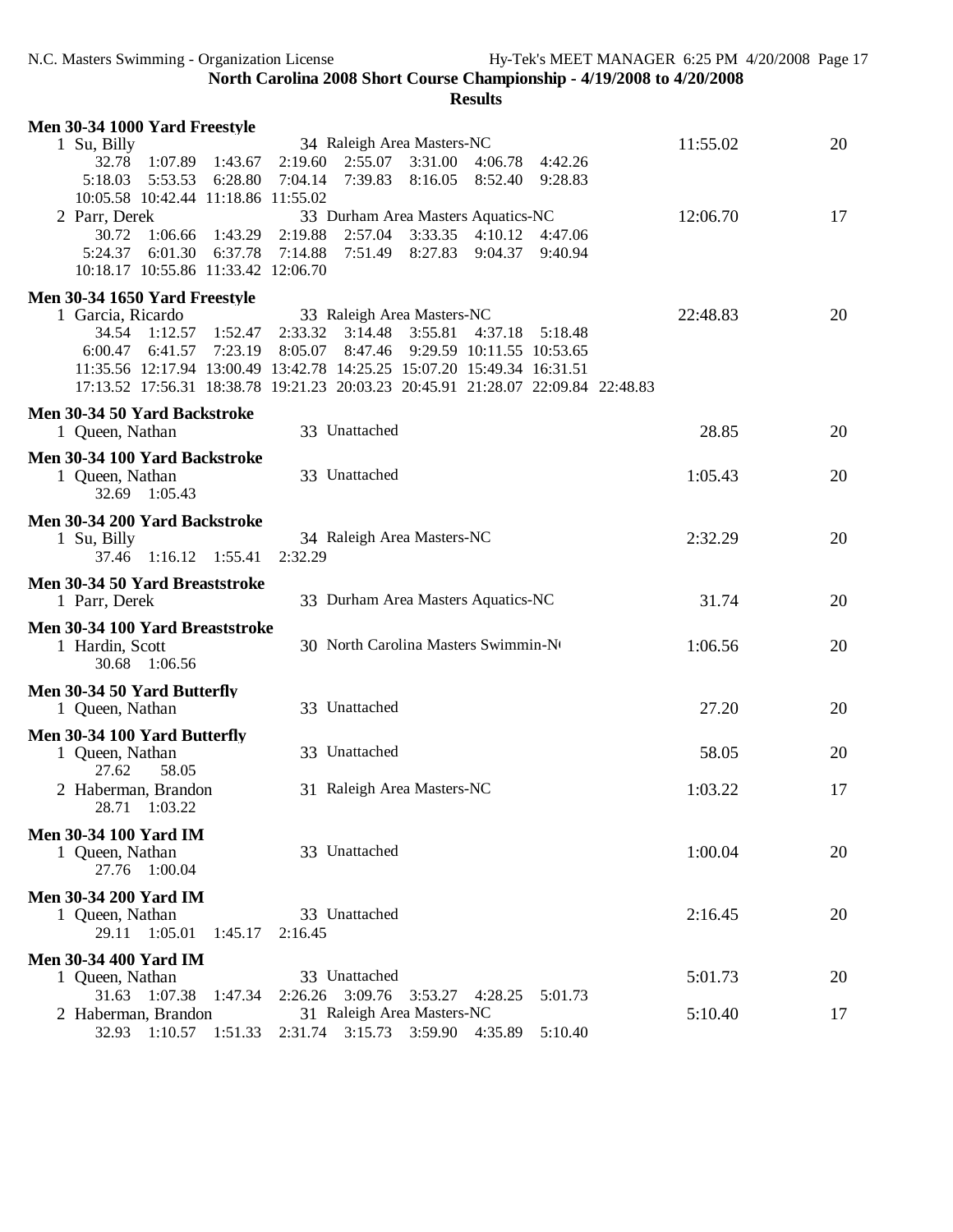**North Carolina 2008 Short Course Championship - 4/19/2008 to 4/20/2008**

**Results**

**Men 30-34 1000 Yard Freestyle**

```
  1 Su, Billy                     34 Raleigh Area Masters-NC                   11:55.02     20
      32.78   1:07.89   1:43.67   2:19.60   2:55.07   3:31.00   4:06.78   4:42.26
    5:18.03   5:53.53   6:28.80   7:04.14   7:39.83   8:16.05   8:52.40   9:28.83
   10:05.58  10:42.44  11:18.86  11:55.02
  2 Parr, Derek                   33 Durham Area Masters Aquatics-NC           12:06.70     17
      30.72   1:06.66   1:43.29   2:19.88   2:57.04   3:33.35   4:10.12   4:47.06
    5:24.37   6:01.30   6:37.78   7:14.88   7:51.49   8:27.83   9:04.37   9:40.94
   10:18.17  10:55.86  11:33.42  12:06.70
```

**Men 30-34 1650 Yard Freestyle**

```
  1 Garcia, Ricardo               33 Raleigh Area Masters-NC                   22:48.83     20
      34.54   1:12.57   1:52.47   2:33.32   3:14.48   3:55.81   4:37.18   5:18.48
    6:00.47   6:41.57   7:23.19   8:05.07   8:47.46   9:29.59  10:11.55  10:53.65
   11:35.56  12:17.94  13:00.49  13:42.78  14:25.25  15:07.20  15:49.34  16:31.51
   17:13.52  17:56.31  18:38.78  19:21.23  20:03.23  20:45.91  21:28.07  22:09.84  22:48.83
```

**Men 30-34 50 Yard Backstroke**

```
  1 Queen, Nathan                 33 Unattached                                   28.85     20
```

**Men 30-34 100 Yard Backstroke**

```
  1 Queen, Nathan                 33 Unattached                                 1:05.43     20
      32.69   1:05.43
```

**Men 30-34 200 Yard Backstroke**

```
  1 Su, Billy                     34 Raleigh Area Masters-NC                    2:32.29     20
      37.46   1:16.12   1:55.41   2:32.29
```

**Men 30-34 50 Yard Breaststroke**

```
  1 Parr, Derek                   33 Durham Area Masters Aquatics-NC              31.74     20
```

**Men 30-34 100 Yard Breaststroke**

```
  1 Hardin, Scott                 30 North Carolina Masters Swimmin-N           1:06.56     20
      30.68   1:06.56
```

**Men 30-34 50 Yard Butterfly**

```
  1 Queen, Nathan                 33 Unattached                                   27.20     20
```

**Men 30-34 100 Yard Butterfly**

```
  1 Queen, Nathan                 33 Unattached                                   58.05     20
      27.62     58.05
  2 Haberman, Brandon             31 Raleigh Area Masters-NC                    1:03.22     17
      28.71   1:03.22
```

**Men 30-34 100 Yard IM**

```
  1 Queen, Nathan                 33 Unattached                                 1:00.04     20
      27.76   1:00.04
```

**Men 30-34 200 Yard IM**

```
  1 Queen, Nathan                 33 Unattached                                 2:16.45     20
      29.11   1:05.01   1:45.17   2:16.45
```

**Men 30-34 400 Yard IM**

```
  1 Queen, Nathan                 33 Unattached                                 5:01.73     20
      31.63   1:07.38   1:47.34   2:26.26   3:09.76   3:53.27   4:28.25   5:01.73
  2 Haberman, Brandon             31 Raleigh Area Masters-NC                    5:10.40     17
      32.93   1:10.57   1:51.33   2:31.74   3:15.73   3:59.90   4:35.89   5:10.40
```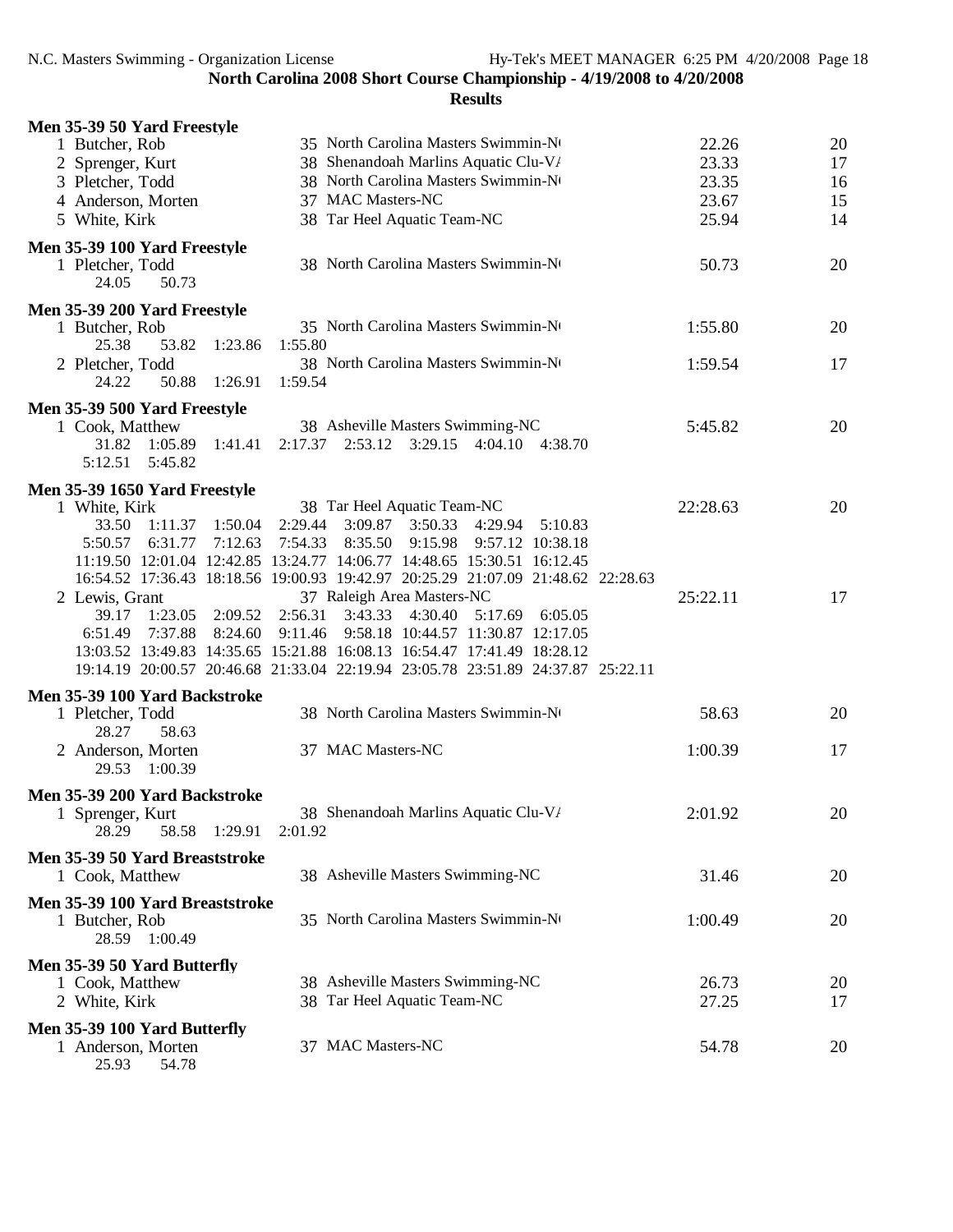North Carolina 2008 Short Course Championship - 4/19/2008 to 4/20/2008

**Results**

**Men 35-39 50 Yard Freestyle**

| | | | | |
|---|---|---|---|---|
| 1 Butcher, Rob | 35 | North Carolina Masters Swimmin-N( | 22.26 | 20 |
| 2 Sprenger, Kurt | 38 | Shenandoah Marlins Aquatic Clu-V/ | 23.33 | 17 |
| 3 Pletcher, Todd | 38 | North Carolina Masters Swimmin-N( | 23.35 | 16 |
| 4 Anderson, Morten | 37 | MAC Masters-NC | 23.67 | 15 |
| 5 White, Kirk | 38 | Tar Heel Aquatic Team-NC | 25.94 | 14 |

**Men 35-39 100 Yard Freestyle**

| | | | | |
|---|---|---|---|---|
| 1 Pletcher, Todd | 38 | North Carolina Masters Swimmin-N( | 50.73 | 20 |

24.05 50.73

**Men 35-39 200 Yard Freestyle**

| | | | | |
|---|---|---|---|---|
| 1 Butcher, Rob | 35 | North Carolina Masters Swimmin-N( | 1:55.80 | 20 |
| 2 Pletcher, Todd | 38 | North Carolina Masters Swimmin-N( | 1:59.54 | 17 |

Butcher: 25.38 53.82 1:23.86 1:55.80
Pletcher: 24.22 50.88 1:26.91 1:59.54

**Men 35-39 500 Yard Freestyle**

| | | | | |
|---|---|---|---|---|
| 1 Cook, Matthew | 38 | Asheville Masters Swimming-NC | 5:45.82 | 20 |

31.82 1:05.89 1:41.41 2:17.37 2:53.12 3:29.15 4:04.10 4:38.70
5:12.51 5:45.82

**Men 35-39 1650 Yard Freestyle**

| | | | | |
|---|---|---|---|---|
| 1 White, Kirk | 38 | Tar Heel Aquatic Team-NC | 22:28.63 | 20 |
| 2 Lewis, Grant | 37 | Raleigh Area Masters-NC | 25:22.11 | 17 |

White:
33.50 1:11.37 1:50.04 2:29.44 3:09.87 3:50.33 4:29.94 5:10.83
5:50.57 6:31.77 7:12.63 7:54.33 8:35.50 9:15.98 9:57.12 10:38.18
11:19.50 12:01.04 12:42.85 13:24.77 14:06.77 14:48.65 15:30.51 16:12.45
16:54.52 17:36.43 18:18.56 19:00.93 19:42.97 20:25.29 21:07.09 21:48.62 22:28.63

Lewis:
39.17 1:23.05 2:09.52 2:56.31 3:43.33 4:30.40 5:17.69 6:05.05
6:51.49 7:37.88 8:24.60 9:11.46 9:58.18 10:44.57 11:30.87 12:17.05
13:03.52 13:49.83 14:35.65 15:21.88 16:08.13 16:54.47 17:41.49 18:28.12
19:14.19 20:00.57 20:46.68 21:33.04 22:19.94 23:05.78 23:51.89 24:37.87 25:22.11

**Men 35-39 100 Yard Backstroke**

| | | | | |
|---|---|---|---|---|
| 1 Pletcher, Todd | 38 | North Carolina Masters Swimmin-N( | 58.63 | 20 |
| 2 Anderson, Morten | 37 | MAC Masters-NC | 1:00.39 | 17 |

Pletcher: 28.27 58.63
Anderson: 29.53 1:00.39

**Men 35-39 200 Yard Backstroke**

| | | | | |
|---|---|---|---|---|
| 1 Sprenger, Kurt | 38 | Shenandoah Marlins Aquatic Clu-V/ | 2:01.92 | 20 |

28.29 58.58 1:29.91 2:01.92

**Men 35-39 50 Yard Breaststroke**

| | | | | |
|---|---|---|---|---|
| 1 Cook, Matthew | 38 | Asheville Masters Swimming-NC | 31.46 | 20 |

**Men 35-39 100 Yard Breaststroke**

| | | | | |
|---|---|---|---|---|
| 1 Butcher, Rob | 35 | North Carolina Masters Swimmin-N( | 1:00.49 | 20 |

28.59 1:00.49

**Men 35-39 50 Yard Butterfly**

| | | | | |
|---|---|---|---|---|
| 1 Cook, Matthew | 38 | Asheville Masters Swimming-NC | 26.73 | 20 |
| 2 White, Kirk | 38 | Tar Heel Aquatic Team-NC | 27.25 | 17 |

**Men 35-39 100 Yard Butterfly**

| | | | | |
|---|---|---|---|---|
| 1 Anderson, Morten | 37 | MAC Masters-NC | 54.78 | 20 |

25.93 54.78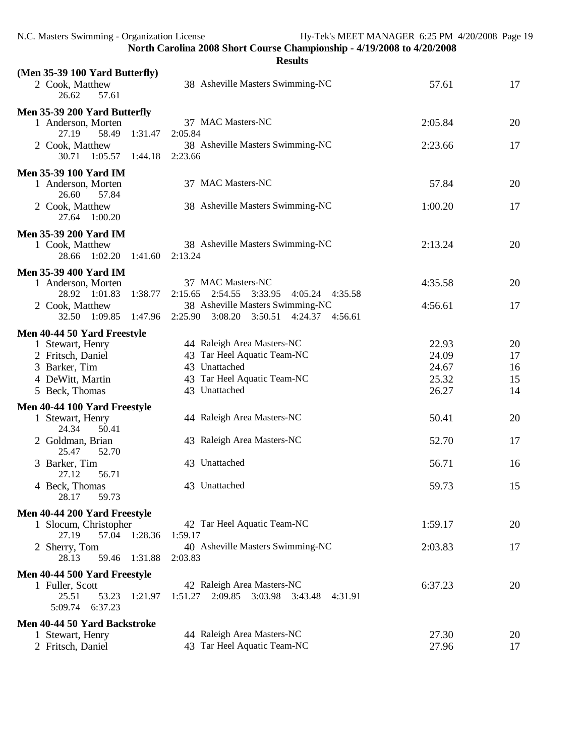North Carolina 2008 Short Course Championship - 4/19/2008 to 4/20/2008

**Results**

**(Men 35-39 100 Yard Butterfly)**

| | | | | |
|---|---|---|---|---|
| 2 Cook, Matthew | 38 | Asheville Masters Swimming-NC | 57.61 | 17 |
| 26.62 57.61 | | | | |

**Men 35-39 200 Yard Butterfly**

| | | | | |
|---|---|---|---|---|
| 1 Anderson, Morten | 37 | MAC Masters-NC | 2:05.84 | 20 |
| 27.19 58.49 1:31.47 2:05.84 | | | | |
| 2 Cook, Matthew | 38 | Asheville Masters Swimming-NC | 2:23.66 | 17 |
| 30.71 1:05.57 1:44.18 2:23.66 | | | | |

**Men 35-39 100 Yard IM**

| | | | | |
|---|---|---|---|---|
| 1 Anderson, Morten | 37 | MAC Masters-NC | 57.84 | 20 |
| 26.60 57.84 | | | | |
| 2 Cook, Matthew | 38 | Asheville Masters Swimming-NC | 1:00.20 | 17 |
| 27.64 1:00.20 | | | | |

**Men 35-39 200 Yard IM**

| | | | | |
|---|---|---|---|---|
| 1 Cook, Matthew | 38 | Asheville Masters Swimming-NC | 2:13.24 | 20 |
| 28.66 1:02.20 1:41.60 2:13.24 | | | | |

**Men 35-39 400 Yard IM**

| | | | | |
|---|---|---|---|---|
| 1 Anderson, Morten | 37 | MAC Masters-NC | 4:35.58 | 20 |
| 28.92 1:01.83 1:38.77 2:15.65 2:54.55 3:33.95 4:05.24 4:35.58 | | | | |
| 2 Cook, Matthew | 38 | Asheville Masters Swimming-NC | 4:56.61 | 17 |
| 32.50 1:09.85 1:47.96 2:25.90 3:08.20 3:50.51 4:24.37 4:56.61 | | | | |

**Men 40-44 50 Yard Freestyle**

| | | | | |
|---|---|---|---|---|
| 1 Stewart, Henry | 44 | Raleigh Area Masters-NC | 22.93 | 20 |
| 2 Fritsch, Daniel | 43 | Tar Heel Aquatic Team-NC | 24.09 | 17 |
| 3 Barker, Tim | 43 | Unattached | 24.67 | 16 |
| 4 DeWitt, Martin | 43 | Tar Heel Aquatic Team-NC | 25.32 | 15 |
| 5 Beck, Thomas | 43 | Unattached | 26.27 | 14 |

**Men 40-44 100 Yard Freestyle**

| | | | | |
|---|---|---|---|---|
| 1 Stewart, Henry | 44 | Raleigh Area Masters-NC | 50.41 | 20 |
| 24.34 50.41 | | | | |
| 2 Goldman, Brian | 43 | Raleigh Area Masters-NC | 52.70 | 17 |
| 25.47 52.70 | | | | |
| 3 Barker, Tim | 43 | Unattached | 56.71 | 16 |
| 27.12 56.71 | | | | |
| 4 Beck, Thomas | 43 | Unattached | 59.73 | 15 |
| 28.17 59.73 | | | | |

**Men 40-44 200 Yard Freestyle**

| | | | | |
|---|---|---|---|---|
| 1 Slocum, Christopher | 42 | Tar Heel Aquatic Team-NC | 1:59.17 | 20 |
| 27.19 57.04 1:28.36 1:59.17 | | | | |
| 2 Sherry, Tom | 40 | Asheville Masters Swimming-NC | 2:03.83 | 17 |
| 28.13 59.46 1:31.88 2:03.83 | | | | |

**Men 40-44 500 Yard Freestyle**

| | | | | |
|---|---|---|---|---|
| 1 Fuller, Scott | 42 | Raleigh Area Masters-NC | 6:37.23 | 20 |
| 25.51 53.23 1:21.97 1:51.27 2:09.85 3:03.98 3:43.48 4:31.91 | | | | |
| 5:09.74 6:37.23 | | | | |

**Men 40-44 50 Yard Backstroke**

| | | | | |
|---|---|---|---|---|
| 1 Stewart, Henry | 44 | Raleigh Area Masters-NC | 27.30 | 20 |
| 2 Fritsch, Daniel | 43 | Tar Heel Aquatic Team-NC | 27.96 | 17 |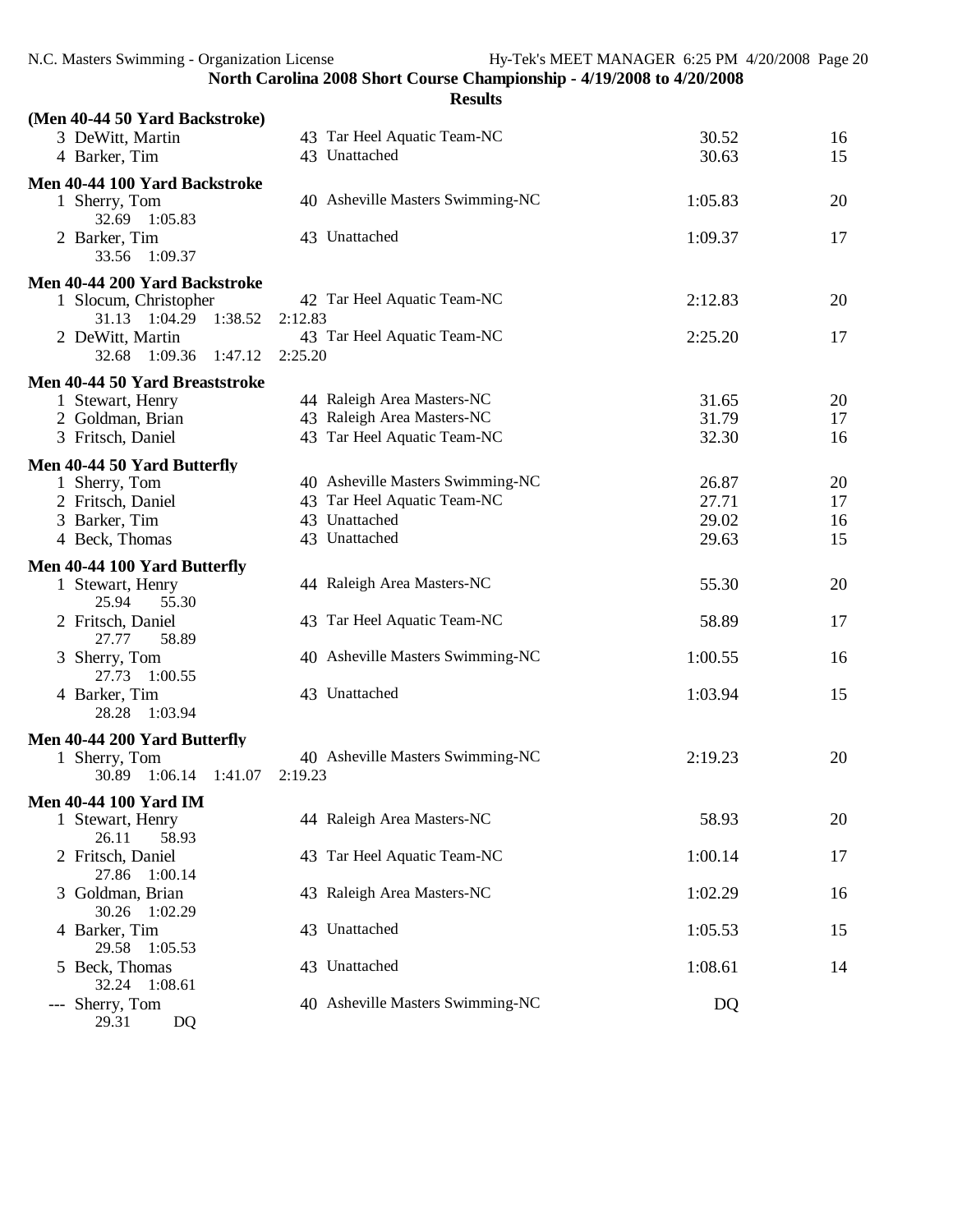**Results**

**(Men 40-44 50 Yard Backstroke)**

| | | | | |
|---|---|---|---|---|
| 3 DeWitt, Martin | 43 | Tar Heel Aquatic Team-NC | 30.52 | 16 |
| 4 Barker, Tim | 43 | Unattached | 30.63 | 15 |

**Men 40-44 100 Yard Backstroke**

| | | | | |
|---|---|---|---|---|
| 1 Sherry, Tom | 40 | Asheville Masters Swimming-NC | 1:05.83 | 20 |
| 32.69 1:05.83 | | | | |
| 2 Barker, Tim | 43 | Unattached | 1:09.37 | 17 |
| 33.56 1:09.37 | | | | |

**Men 40-44 200 Yard Backstroke**

| | | | | |
|---|---|---|---|---|
| 1 Slocum, Christopher | 42 | Tar Heel Aquatic Team-NC | 2:12.83 | 20 |
| 31.13 1:04.29 1:38.52 2:12.83 | | | | |
| 2 DeWitt, Martin | 43 | Tar Heel Aquatic Team-NC | 2:25.20 | 17 |
| 32.68 1:09.36 1:47.12 2:25.20 | | | | |

**Men 40-44 50 Yard Breaststroke**

| | | | | |
|---|---|---|---|---|
| 1 Stewart, Henry | 44 | Raleigh Area Masters-NC | 31.65 | 20 |
| 2 Goldman, Brian | 43 | Raleigh Area Masters-NC | 31.79 | 17 |
| 3 Fritsch, Daniel | 43 | Tar Heel Aquatic Team-NC | 32.30 | 16 |

**Men 40-44 50 Yard Butterfly**

| | | | | |
|---|---|---|---|---|
| 1 Sherry, Tom | 40 | Asheville Masters Swimming-NC | 26.87 | 20 |
| 2 Fritsch, Daniel | 43 | Tar Heel Aquatic Team-NC | 27.71 | 17 |
| 3 Barker, Tim | 43 | Unattached | 29.02 | 16 |
| 4 Beck, Thomas | 43 | Unattached | 29.63 | 15 |

**Men 40-44 100 Yard Butterfly**

| | | | | |
|---|---|---|---|---|
| 1 Stewart, Henry | 44 | Raleigh Area Masters-NC | 55.30 | 20 |
| 25.94 55.30 | | | | |
| 2 Fritsch, Daniel | 43 | Tar Heel Aquatic Team-NC | 58.89 | 17 |
| 27.77 58.89 | | | | |
| 3 Sherry, Tom | 40 | Asheville Masters Swimming-NC | 1:00.55 | 16 |
| 27.73 1:00.55 | | | | |
| 4 Barker, Tim | 43 | Unattached | 1:03.94 | 15 |
| 28.28 1:03.94 | | | | |

**Men 40-44 200 Yard Butterfly**

| | | | | |
|---|---|---|---|---|
| 1 Sherry, Tom | 40 | Asheville Masters Swimming-NC | 2:19.23 | 20 |
| 30.89 1:06.14 1:41.07 2:19.23 | | | | |

**Men 40-44 100 Yard IM**

| | | | | |
|---|---|---|---|---|
| 1 Stewart, Henry | 44 | Raleigh Area Masters-NC | 58.93 | 20 |
| 26.11 58.93 | | | | |
| 2 Fritsch, Daniel | 43 | Tar Heel Aquatic Team-NC | 1:00.14 | 17 |
| 27.86 1:00.14 | | | | |
| 3 Goldman, Brian | 43 | Raleigh Area Masters-NC | 1:02.29 | 16 |
| 30.26 1:02.29 | | | | |
| 4 Barker, Tim | 43 | Unattached | 1:05.53 | 15 |
| 29.58 1:05.53 | | | | |
| 5 Beck, Thomas | 43 | Unattached | 1:08.61 | 14 |
| 32.24 1:08.61 | | | | |
| --- Sherry, Tom | 40 | Asheville Masters Swimming-NC | DQ | |
| 29.31 DQ | | | | |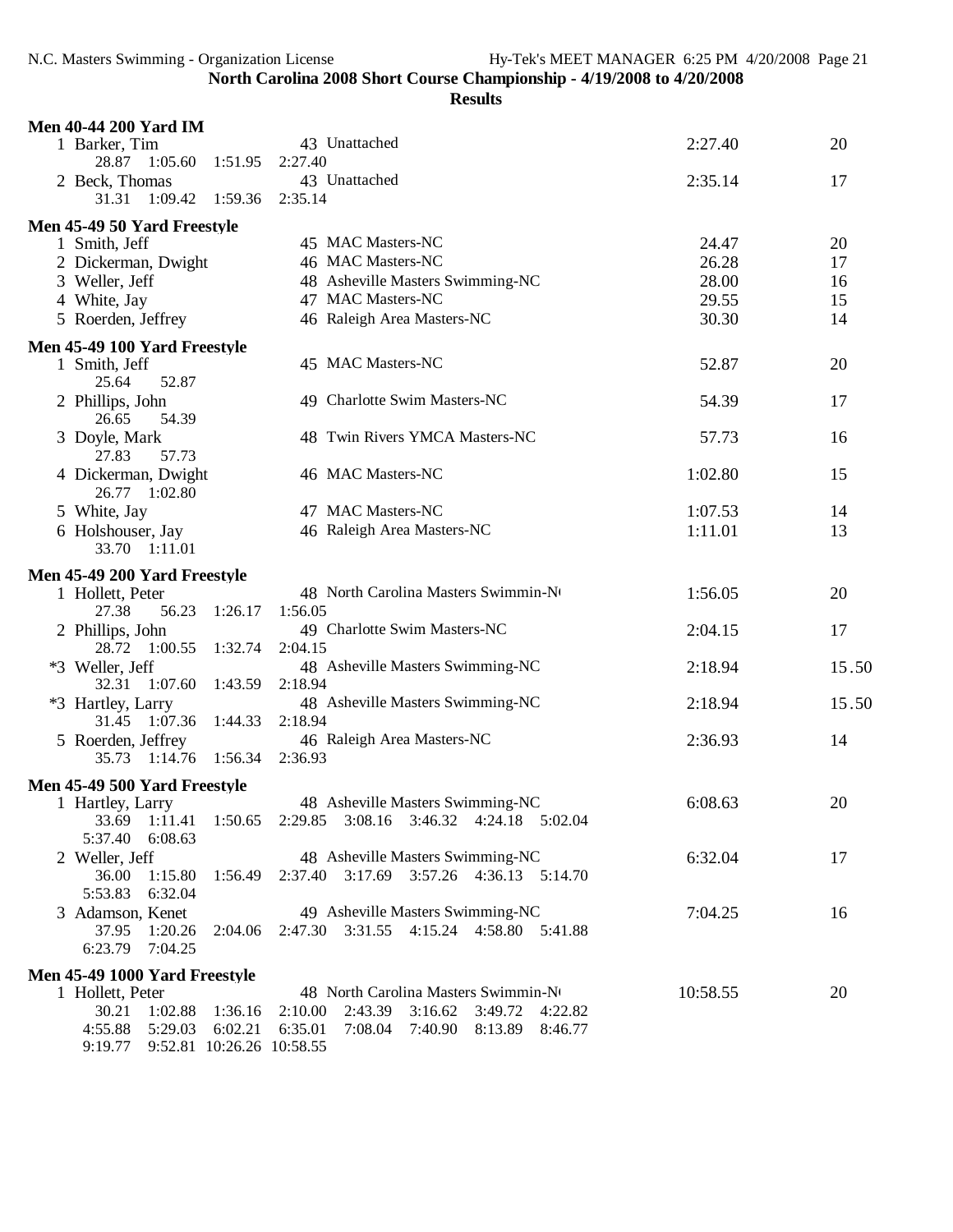**North Carolina 2008 Short Course Championship - 4/19/2008 to 4/20/2008**

**Results**

### Men 40-44 200 Yard IM

1 Barker, Tim 43 Unattached 2:27.40 20
28.87 1:05.60 1:51.95 2:27.40

2 Beck, Thomas 43 Unattached 2:35.14 17
31.31 1:09.42 1:59.36 2:35.14

### Men 45-49 50 Yard Freestyle

1 Smith, Jeff 45 MAC Masters-NC 24.47 20
2 Dickerman, Dwight 46 MAC Masters-NC 26.28 17
3 Weller, Jeff 48 Asheville Masters Swimming-NC 28.00 16
4 White, Jay 47 MAC Masters-NC 29.55 15
5 Roerden, Jeffrey 46 Raleigh Area Masters-NC 30.30 14

### Men 45-49 100 Yard Freestyle

1 Smith, Jeff 45 MAC Masters-NC 52.87 20
25.64 52.87

2 Phillips, John 49 Charlotte Swim Masters-NC 54.39 17
26.65 54.39

3 Doyle, Mark 48 Twin Rivers YMCA Masters-NC 57.73 16
27.83 57.73

4 Dickerman, Dwight 46 MAC Masters-NC 1:02.80 15
26.77 1:02.80

5 White, Jay 47 MAC Masters-NC 1:07.53 14

6 Holshouser, Jay 46 Raleigh Area Masters-NC 1:11.01 13
33.70 1:11.01

### Men 45-49 200 Yard Freestyle

1 Hollett, Peter 48 North Carolina Masters Swimmin-N( 1:56.05 20
27.38 56.23 1:26.17 1:56.05

2 Phillips, John 49 Charlotte Swim Masters-NC 2:04.15 17
28.72 1:00.55 1:32.74 2:04.15

*3 Weller, Jeff 48 Asheville Masters Swimming-NC 2:18.94 15.50
32.31 1:07.60 1:43.59 2:18.94

*3 Hartley, Larry 48 Asheville Masters Swimming-NC 2:18.94 15.50
31.45 1:07.36 1:44.33 2:18.94

5 Roerden, Jeffrey 46 Raleigh Area Masters-NC 2:36.93 14
35.73 1:14.76 1:56.34 2:36.93

### Men 45-49 500 Yard Freestyle

1 Hartley, Larry 48 Asheville Masters Swimming-NC 6:08.63 20
33.69 1:11.41 1:50.65 2:29.85 3:08.16 3:46.32 4:24.18 5:02.04
5:37.40 6:08.63

2 Weller, Jeff 48 Asheville Masters Swimming-NC 6:32.04 17
36.00 1:15.80 1:56.49 2:37.40 3:17.69 3:57.26 4:36.13 5:14.70
5:53.83 6:32.04

3 Adamson, Kenet 49 Asheville Masters Swimming-NC 7:04.25 16
37.95 1:20.26 2:04.06 2:47.30 3:31.55 4:15.24 4:58.80 5:41.88
6:23.79 7:04.25

### Men 45-49 1000 Yard Freestyle

1 Hollett, Peter 48 North Carolina Masters Swimmin-N( 10:58.55 20
30.21 1:02.88 1:36.16 2:10.00 2:43.39 3:16.62 3:49.72 4:22.82
4:55.88 5:29.03 6:02.21 6:35.01 7:08.04 7:40.90 8:13.89 8:46.77
9:19.77 9:52.81 10:26.26 10:58.55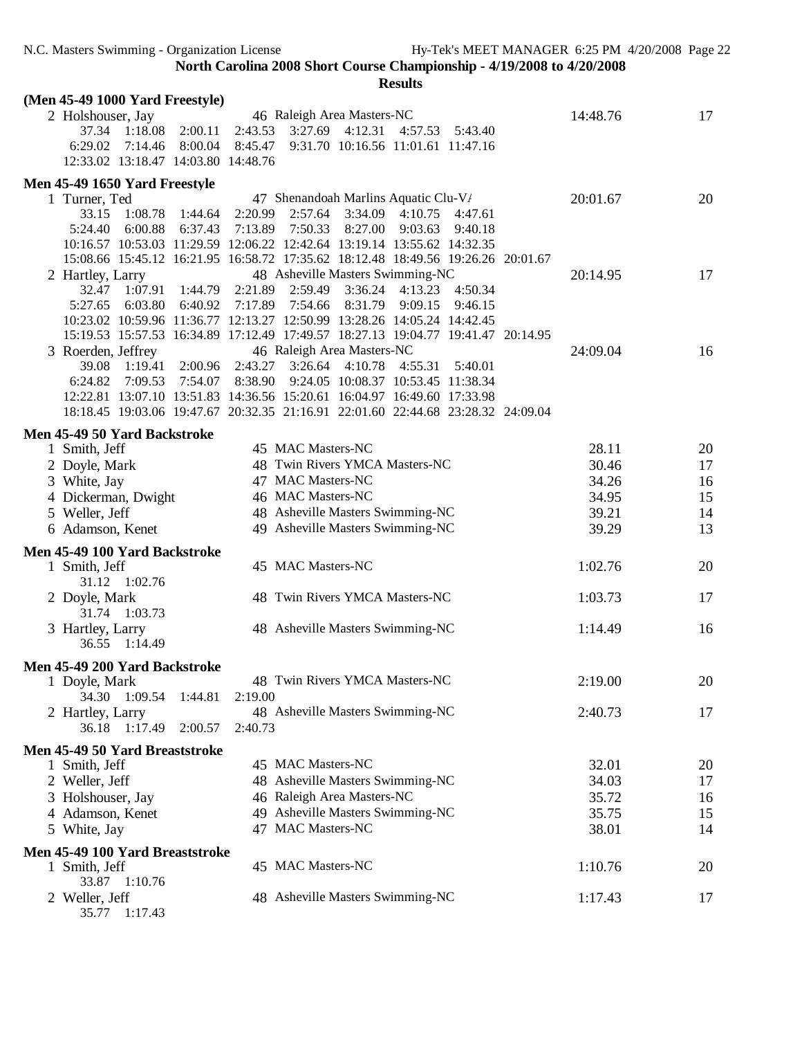**North Carolina 2008 Short Course Championship - 4/19/2008 to 4/20/2008**

**Results**

### (Men 45-49 1000 Yard Freestyle)

```
  2 Holshouser, Jay              46 Raleigh Area Masters-NC                    14:48.76      17
       37.34    1:18.08    2:00.11    2:43.53    3:27.69    4:12.31    4:57.53    5:43.40
      6:29.02    7:14.46    8:00.04    8:45.47    9:31.70  10:16.56  11:01.61  11:47.16
     12:33.02  13:18.47  14:03.80  14:48.76
```

### Men 45-49 1650 Yard Freestyle

```
  1 Turner, Ted                  47 Shenandoah Marlins Aquatic Clu-VA          20:01.67      20
       33.15    1:08.78    1:44.64    2:20.99    2:57.64    3:34.09    4:10.75    4:47.61
      5:24.40    6:00.88    6:37.43    7:13.89    7:50.33    8:27.00    9:03.63    9:40.18
     10:16.57  10:53.03  11:29.59  12:06.22  12:42.64  13:19.14  13:55.62  14:32.35
     15:08.66  15:45.12  16:21.95  16:58.72  17:35.62  18:12.48  18:49.56  19:26.26  20:01.67
  2 Hartley, Larry               48 Asheville Masters Swimming-NC              20:14.95      17
       32.47    1:07.91    1:44.79    2:21.89    2:59.49    3:36.24    4:13.23    4:50.34
      5:27.65    6:03.80    6:40.92    7:17.89    7:54.66    8:31.79    9:09.15    9:46.15
     10:23.02  10:59.96  11:36.77  12:13.27  12:50.99  13:28.26  14:05.24  14:42.45
     15:19.53  15:57.53  16:34.89  17:12.49  17:49.57  18:27.13  19:04.77  19:41.47  20:14.95
  3 Roerden, Jeffrey             46 Raleigh Area Masters-NC                    24:09.04      16
       39.08    1:19.41    2:00.96    2:43.27    3:26.64    4:10.78    4:55.31    5:40.01
      6:24.82    7:09.53    7:54.07    8:38.90    9:24.05  10:08.37  10:53.45  11:38.34
     12:22.81  13:07.10  13:51.83  14:36.56  15:20.61  16:04.97  16:49.60  17:33.98
     18:18.45  19:03.06  19:47.67  20:32.35  21:16.91  22:01.60  22:44.68  23:28.32  24:09.04
```

### Men 45-49 50 Yard Backstroke

| | | | | | |
|---|---|---|---|---|---|
| 1 | Smith, Jeff | 45 | MAC Masters-NC | 28.11 | 20 |
| 2 | Doyle, Mark | 48 | Twin Rivers YMCA Masters-NC | 30.46 | 17 |
| 3 | White, Jay | 47 | MAC Masters-NC | 34.26 | 16 |
| 4 | Dickerman, Dwight | 46 | MAC Masters-NC | 34.95 | 15 |
| 5 | Weller, Jeff | 48 | Asheville Masters Swimming-NC | 39.21 | 14 |
| 6 | Adamson, Kenet | 49 | Asheville Masters Swimming-NC | 39.29 | 13 |

### Men 45-49 100 Yard Backstroke

```
  1 Smith, Jeff                  45 MAC Masters-NC                              1:02.76      20
       31.12    1:02.76
  2 Doyle, Mark                  48 Twin Rivers YMCA Masters-NC                 1:03.73      17
       31.74    1:03.73
  3 Hartley, Larry               48 Asheville Masters Swimming-NC               1:14.49      16
       36.55    1:14.49
```

### Men 45-49 200 Yard Backstroke

```
  1 Doyle, Mark                  48 Twin Rivers YMCA Masters-NC                 2:19.00      20
       34.30    1:09.54    1:44.81    2:19.00
  2 Hartley, Larry               48 Asheville Masters Swimming-NC               2:40.73      17
       36.18    1:17.49    2:00.57    2:40.73
```

### Men 45-49 50 Yard Breaststroke

| | | | | | |
|---|---|---|---|---|---|
| 1 | Smith, Jeff | 45 | MAC Masters-NC | 32.01 | 20 |
| 2 | Weller, Jeff | 48 | Asheville Masters Swimming-NC | 34.03 | 17 |
| 3 | Holshouser, Jay | 46 | Raleigh Area Masters-NC | 35.72 | 16 |
| 4 | Adamson, Kenet | 49 | Asheville Masters Swimming-NC | 35.75 | 15 |
| 5 | White, Jay | 47 | MAC Masters-NC | 38.01 | 14 |

### Men 45-49 100 Yard Breaststroke

```
  1 Smith, Jeff                  45 MAC Masters-NC                              1:10.76      20
       33.87    1:10.76
  2 Weller, Jeff                 48 Asheville Masters Swimming-NC               1:17.43      17
       35.77    1:17.43
```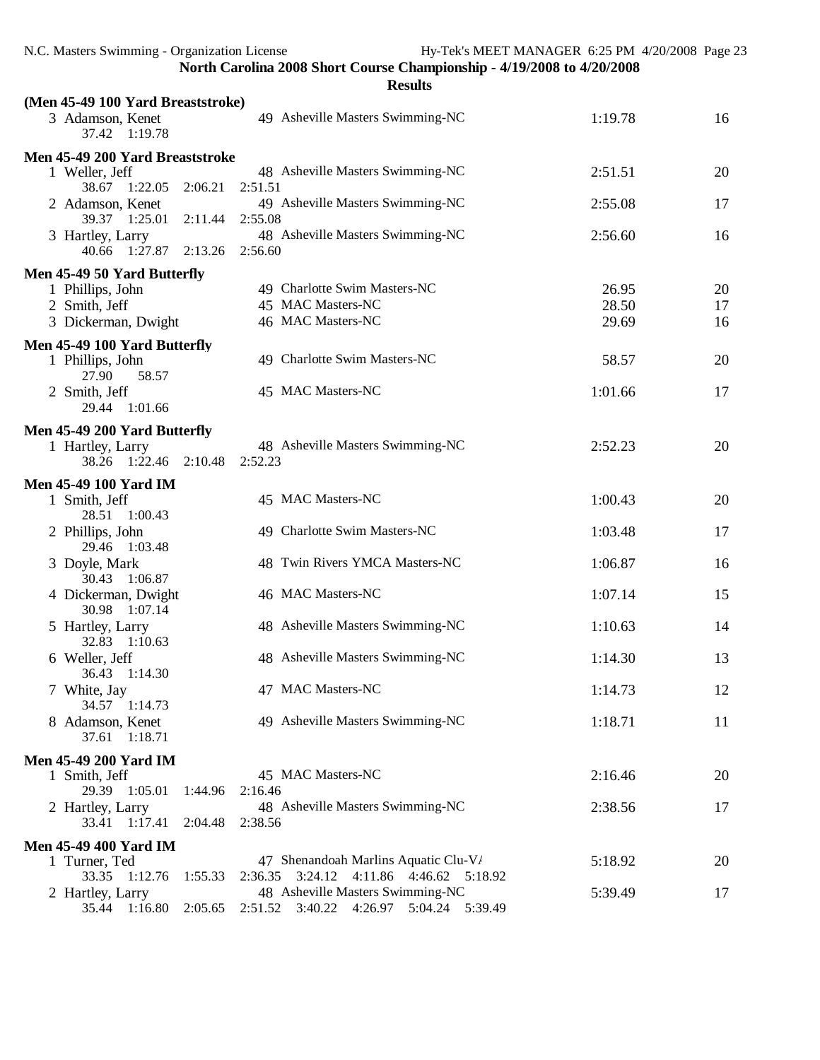**North Carolina 2008 Short Course Championship - 4/19/2008 to 4/20/2008**

**Results**

**(Men 45-49 100 Yard Breaststroke)**

| | | | | |
|---|---|---|---|---|
| 3 Adamson, Kenet | 49 | Asheville Masters Swimming-NC | 1:19.78 | 16 |
| 37.42 1:19.78 | | | | |

**Men 45-49 200 Yard Breaststroke**

| | | | | |
|---|---|---|---|---|
| 1 Weller, Jeff | 48 | Asheville Masters Swimming-NC | 2:51.51 | 20 |
| 38.67 1:22.05 2:06.21 2:51.51 | | | | |
| 2 Adamson, Kenet | 49 | Asheville Masters Swimming-NC | 2:55.08 | 17 |
| 39.37 1:25.01 2:11.44 2:55.08 | | | | |
| 3 Hartley, Larry | 48 | Asheville Masters Swimming-NC | 2:56.60 | 16 |
| 40.66 1:27.87 2:13.26 2:56.60 | | | | |

**Men 45-49 50 Yard Butterfly**

| | | | | |
|---|---|---|---|---|
| 1 Phillips, John | 49 | Charlotte Swim Masters-NC | 26.95 | 20 |
| 2 Smith, Jeff | 45 | MAC Masters-NC | 28.50 | 17 |
| 3 Dickerman, Dwight | 46 | MAC Masters-NC | 29.69 | 16 |

**Men 45-49 100 Yard Butterfly**

| | | | | |
|---|---|---|---|---|
| 1 Phillips, John | 49 | Charlotte Swim Masters-NC | 58.57 | 20 |
| 27.90 58.57 | | | | |
| 2 Smith, Jeff | 45 | MAC Masters-NC | 1:01.66 | 17 |
| 29.44 1:01.66 | | | | |

**Men 45-49 200 Yard Butterfly**

| | | | | |
|---|---|---|---|---|
| 1 Hartley, Larry | 48 | Asheville Masters Swimming-NC | 2:52.23 | 20 |
| 38.26 1:22.46 2:10.48 2:52.23 | | | | |

**Men 45-49 100 Yard IM**

| | | | | |
|---|---|---|---|---|
| 1 Smith, Jeff | 45 | MAC Masters-NC | 1:00.43 | 20 |
| 28.51 1:00.43 | | | | |
| 2 Phillips, John | 49 | Charlotte Swim Masters-NC | 1:03.48 | 17 |
| 29.46 1:03.48 | | | | |
| 3 Doyle, Mark | 48 | Twin Rivers YMCA Masters-NC | 1:06.87 | 16 |
| 30.43 1:06.87 | | | | |
| 4 Dickerman, Dwight | 46 | MAC Masters-NC | 1:07.14 | 15 |
| 30.98 1:07.14 | | | | |
| 5 Hartley, Larry | 48 | Asheville Masters Swimming-NC | 1:10.63 | 14 |
| 32.83 1:10.63 | | | | |
| 6 Weller, Jeff | 48 | Asheville Masters Swimming-NC | 1:14.30 | 13 |
| 36.43 1:14.30 | | | | |
| 7 White, Jay | 47 | MAC Masters-NC | 1:14.73 | 12 |
| 34.57 1:14.73 | | | | |
| 8 Adamson, Kenet | 49 | Asheville Masters Swimming-NC | 1:18.71 | 11 |
| 37.61 1:18.71 | | | | |

**Men 45-49 200 Yard IM**

| | | | | |
|---|---|---|---|---|
| 1 Smith, Jeff | 45 | MAC Masters-NC | 2:16.46 | 20 |
| 29.39 1:05.01 1:44.96 2:16.46 | | | | |
| 2 Hartley, Larry | 48 | Asheville Masters Swimming-NC | 2:38.56 | 17 |
| 33.41 1:17.41 2:04.48 2:38.56 | | | | |

**Men 45-49 400 Yard IM**

| | | | | |
|---|---|---|---|---|
| 1 Turner, Ted | 47 | Shenandoah Marlins Aquatic Clu-VA | 5:18.92 | 20 |
| 33.35 1:12.76 1:55.33 2:36.35 3:24.12 4:11.86 4:46.62 5:18.92 | | | | |
| 2 Hartley, Larry | 48 | Asheville Masters Swimming-NC | 5:39.49 | 17 |
| 35.44 1:16.80 2:05.65 2:51.52 3:40.22 4:26.97 5:04.24 5:39.49 | | | | |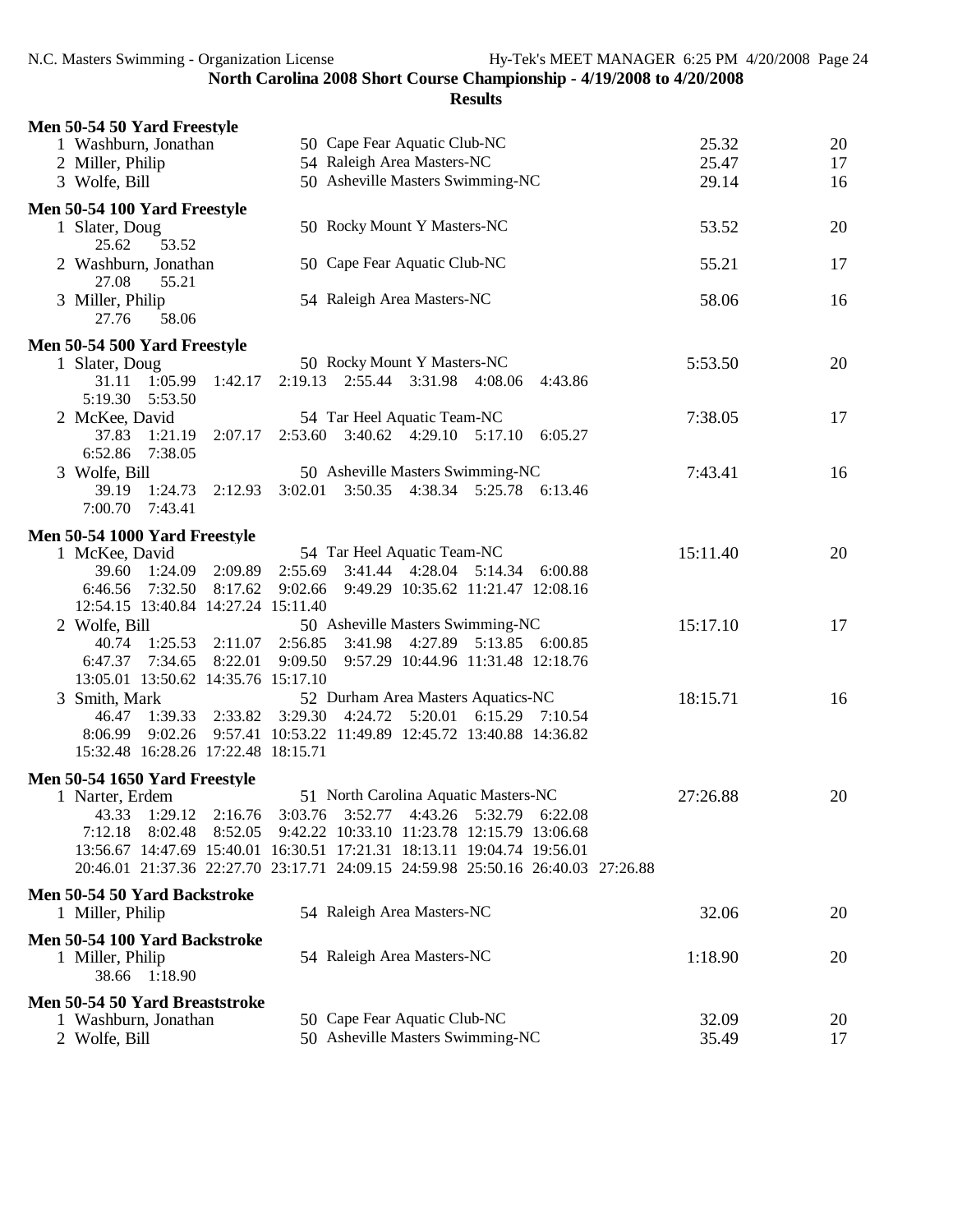North Carolina 2008 Short Course Championship - 4/19/2008 to 4/20/2008

**Results**

### Men 50-54 50 Yard Freestyle

1 Washburn, Jonathan — 50 Cape Fear Aquatic Club-NC — 25.32 — 20
2 Miller, Philip — 54 Raleigh Area Masters-NC — 25.47 — 17
3 Wolfe, Bill — 50 Asheville Masters Swimming-NC — 29.14 — 16

### Men 50-54 100 Yard Freestyle

1 Slater, Doug — 50 Rocky Mount Y Masters-NC — 53.52 — 20
25.62 53.52
2 Washburn, Jonathan — 50 Cape Fear Aquatic Club-NC — 55.21 — 17
27.08 55.21
3 Miller, Philip — 54 Raleigh Area Masters-NC — 58.06 — 16
27.76 58.06

### Men 50-54 500 Yard Freestyle

1 Slater, Doug — 50 Rocky Mount Y Masters-NC — 5:53.50 — 20
31.11 1:05.99 1:42.17 2:19.13 2:55.44 3:31.98 4:08.06 4:43.86
5:19.30 5:53.50
2 McKee, David — 54 Tar Heel Aquatic Team-NC — 7:38.05 — 17
37.83 1:21.19 2:07.17 2:53.60 3:40.62 4:29.10 5:17.10 6:05.27
6:52.86 7:38.05
3 Wolfe, Bill — 50 Asheville Masters Swimming-NC — 7:43.41 — 16
39.19 1:24.73 2:12.93 3:02.01 3:50.35 4:38.34 5:25.78 6:13.46
7:00.70 7:43.41

### Men 50-54 1000 Yard Freestyle

1 McKee, David — 54 Tar Heel Aquatic Team-NC — 15:11.40 — 20
39.60 1:24.09 2:09.89 2:55.69 3:41.44 4:28.04 5:14.34 6:00.88
6:46.56 7:32.50 8:17.62 9:02.66 9:49.29 10:35.62 11:21.47 12:08.16
12:54.15 13:40.84 14:27.24 15:11.40
2 Wolfe, Bill — 50 Asheville Masters Swimming-NC — 15:17.10 — 17
40.74 1:25.53 2:11.07 2:56.85 3:41.98 4:27.89 5:13.85 6:00.85
6:47.37 7:34.65 8:22.01 9:09.50 9:57.29 10:44.96 11:31.48 12:18.76
13:05.01 13:50.62 14:35.76 15:17.10
3 Smith, Mark — 52 Durham Area Masters Aquatics-NC — 18:15.71 — 16
46.47 1:39.33 2:33.82 3:29.30 4:24.72 5:20.01 6:15.29 7:10.54
8:06.99 9:02.26 9:57.41 10:53.22 11:49.89 12:45.72 13:40.88 14:36.82
15:32.48 16:28.26 17:22.48 18:15.71

### Men 50-54 1650 Yard Freestyle

1 Narter, Erdem — 51 North Carolina Aquatic Masters-NC — 27:26.88 — 20
43.33 1:29.12 2:16.76 3:03.76 3:52.77 4:43.26 5:32.79 6:22.08
7:12.18 8:02.48 8:52.05 9:42.22 10:33.10 11:23.78 12:15.79 13:06.68
13:56.67 14:47.69 15:40.01 16:30.51 17:21.31 18:13.11 19:04.74 19:56.01
20:46.01 21:37.36 22:27.70 23:17.71 24:09.15 24:59.98 25:50.16 26:40.03 27:26.88

### Men 50-54 50 Yard Backstroke

1 Miller, Philip — 54 Raleigh Area Masters-NC — 32.06 — 20

### Men 50-54 100 Yard Backstroke

1 Miller, Philip — 54 Raleigh Area Masters-NC — 1:18.90 — 20
38.66 1:18.90

### Men 50-54 50 Yard Breaststroke

1 Washburn, Jonathan — 50 Cape Fear Aquatic Club-NC — 32.09 — 20
2 Wolfe, Bill — 50 Asheville Masters Swimming-NC — 35.49 — 17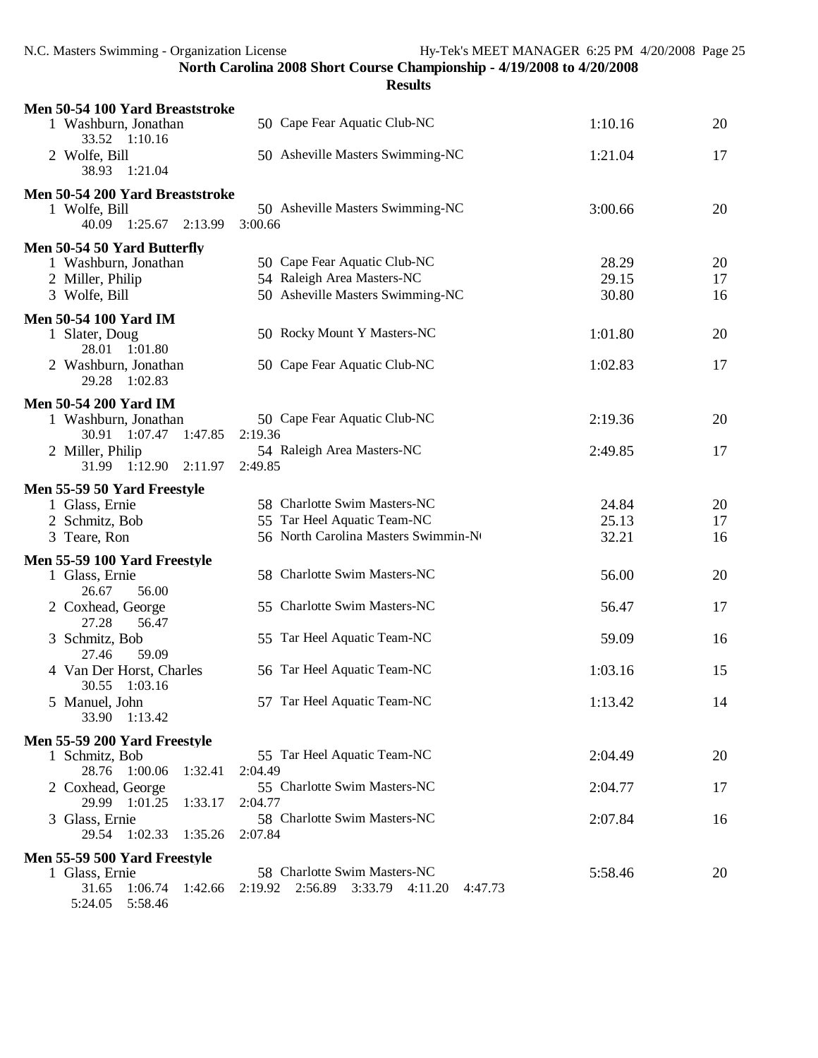**North Carolina 2008 Short Course Championship - 4/19/2008 to 4/20/2008**

**Results**

### Men 50-54 100 Yard Breaststroke

| | | | | |
|---|---|---|---|---|
| 1 Washburn, Jonathan | 50 | Cape Fear Aquatic Club-NC | 1:10.16 | 20 |
| 33.52 1:10.16 | | | | |
| 2 Wolfe, Bill | 50 | Asheville Masters Swimming-NC | 1:21.04 | 17 |
| 38.93 1:21.04 | | | | |

### Men 50-54 200 Yard Breaststroke

| | | | | |
|---|---|---|---|---|
| 1 Wolfe, Bill | 50 | Asheville Masters Swimming-NC | 3:00.66 | 20 |
| 40.09 1:25.67 2:13.99 3:00.66 | | | | |

### Men 50-54 50 Yard Butterfly

| | | | | |
|---|---|---|---|---|
| 1 Washburn, Jonathan | 50 | Cape Fear Aquatic Club-NC | 28.29 | 20 |
| 2 Miller, Philip | 54 | Raleigh Area Masters-NC | 29.15 | 17 |
| 3 Wolfe, Bill | 50 | Asheville Masters Swimming-NC | 30.80 | 16 |

### Men 50-54 100 Yard IM

| | | | | |
|---|---|---|---|---|
| 1 Slater, Doug | 50 | Rocky Mount Y Masters-NC | 1:01.80 | 20 |
| 28.01 1:01.80 | | | | |
| 2 Washburn, Jonathan | 50 | Cape Fear Aquatic Club-NC | 1:02.83 | 17 |
| 29.28 1:02.83 | | | | |

### Men 50-54 200 Yard IM

| | | | | |
|---|---|---|---|---|
| 1 Washburn, Jonathan | 50 | Cape Fear Aquatic Club-NC | 2:19.36 | 20 |
| 30.91 1:07.47 1:47.85 2:19.36 | | | | |
| 2 Miller, Philip | 54 | Raleigh Area Masters-NC | 2:49.85 | 17 |
| 31.99 1:12.90 2:11.97 2:49.85 | | | | |

### Men 55-59 50 Yard Freestyle

| | | | | |
|---|---|---|---|---|
| 1 Glass, Ernie | 58 | Charlotte Swim Masters-NC | 24.84 | 20 |
| 2 Schmitz, Bob | 55 | Tar Heel Aquatic Team-NC | 25.13 | 17 |
| 3 Teare, Ron | 56 | North Carolina Masters Swimmin-N( | 32.21 | 16 |

### Men 55-59 100 Yard Freestyle

| | | | | |
|---|---|---|---|---|
| 1 Glass, Ernie | 58 | Charlotte Swim Masters-NC | 56.00 | 20 |
| 26.67 56.00 | | | | |
| 2 Coxhead, George | 55 | Charlotte Swim Masters-NC | 56.47 | 17 |
| 27.28 56.47 | | | | |
| 3 Schmitz, Bob | 55 | Tar Heel Aquatic Team-NC | 59.09 | 16 |
| 27.46 59.09 | | | | |
| 4 Van Der Horst, Charles | 56 | Tar Heel Aquatic Team-NC | 1:03.16 | 15 |
| 30.55 1:03.16 | | | | |
| 5 Manuel, John | 57 | Tar Heel Aquatic Team-NC | 1:13.42 | 14 |
| 33.90 1:13.42 | | | | |

### Men 55-59 200 Yard Freestyle

| | | | | |
|---|---|---|---|---|
| 1 Schmitz, Bob | 55 | Tar Heel Aquatic Team-NC | 2:04.49 | 20 |
| 28.76 1:00.06 1:32.41 2:04.49 | | | | |
| 2 Coxhead, George | 55 | Charlotte Swim Masters-NC | 2:04.77 | 17 |
| 29.99 1:01.25 1:33.17 2:04.77 | | | | |
| 3 Glass, Ernie | 58 | Charlotte Swim Masters-NC | 2:07.84 | 16 |
| 29.54 1:02.33 1:35.26 2:07.84 | | | | |

### Men 55-59 500 Yard Freestyle

| | | | | |
|---|---|---|---|---|
| 1 Glass, Ernie | 58 | Charlotte Swim Masters-NC | 5:58.46 | 20 |
| 31.65 1:06.74 1:42.66 2:19.92 2:56.89 3:33.79 4:11.20 4:47.73 5:24.05 5:58.46 | | | | |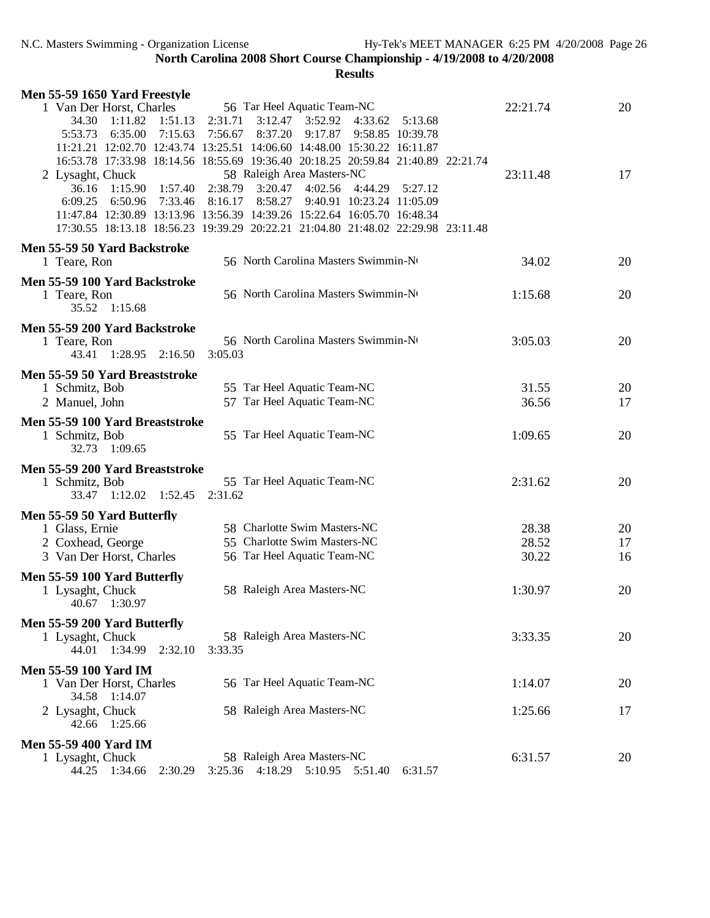**North Carolina 2008 Short Course Championship - 4/19/2008 to 4/20/2008**

**Results**

### Men 55-59 1650 Yard Freestyle

1 Van Der Horst, Charles 56 Tar Heel Aquatic Team-NC 22:21.74 20
34.30 1:11.82 1:51.13 2:31.71 3:12.47 3:52.92 4:33.62 5:13.68
5:53.73 6:35.00 7:15.63 7:56.67 8:37.20 9:17.87 9:58.85 10:39.78
11:21.21 12:02.70 12:43.74 13:25.51 14:06.60 14:48.00 15:30.22 16:11.87
16:53.78 17:33.98 18:14.56 18:55.69 19:36.40 20:18.25 20:59.84 21:40.89 22:21.74

2 Lysaght, Chuck 58 Raleigh Area Masters-NC 23:11.48 17
36.16 1:15.90 1:57.40 2:38.79 3:20.47 4:02.56 4:44.29 5:27.12
6:09.25 6:50.96 7:33.46 8:16.17 8:58.27 9:40.91 10:23.24 11:05.09
11:47.84 12:30.89 13:13.96 13:56.39 14:39.26 15:22.64 16:05.70 16:48.34
17:30.55 18:13.18 18:56.23 19:39.29 20:22.21 21:04.80 21:48.02 22:29.98 23:11.48

### Men 55-59 50 Yard Backstroke

1 Teare, Ron 56 North Carolina Masters Swimmin-N( 34.02 20

### Men 55-59 100 Yard Backstroke

1 Teare, Ron 56 North Carolina Masters Swimmin-N( 1:15.68 20
35.52 1:15.68

### Men 55-59 200 Yard Backstroke

1 Teare, Ron 56 North Carolina Masters Swimmin-N( 3:05.03 20
43.41 1:28.95 2:16.50 3:05.03

### Men 55-59 50 Yard Breaststroke

1 Schmitz, Bob 55 Tar Heel Aquatic Team-NC 31.55 20
2 Manuel, John 57 Tar Heel Aquatic Team-NC 36.56 17

### Men 55-59 100 Yard Breaststroke

1 Schmitz, Bob 55 Tar Heel Aquatic Team-NC 1:09.65 20
32.73 1:09.65

### Men 55-59 200 Yard Breaststroke

1 Schmitz, Bob 55 Tar Heel Aquatic Team-NC 2:31.62 20
33.47 1:12.02 1:52.45 2:31.62

### Men 55-59 50 Yard Butterfly

1 Glass, Ernie 58 Charlotte Swim Masters-NC 28.38 20
2 Coxhead, George 55 Charlotte Swim Masters-NC 28.52 17
3 Van Der Horst, Charles 56 Tar Heel Aquatic Team-NC 30.22 16

### Men 55-59 100 Yard Butterfly

1 Lysaght, Chuck 58 Raleigh Area Masters-NC 1:30.97 20
40.67 1:30.97

### Men 55-59 200 Yard Butterfly

1 Lysaght, Chuck 58 Raleigh Area Masters-NC 3:33.35 20
44.01 1:34.99 2:32.10 3:33.35

### Men 55-59 100 Yard IM

1 Van Der Horst, Charles 56 Tar Heel Aquatic Team-NC 1:14.07 20
34.58 1:14.07
2 Lysaght, Chuck 58 Raleigh Area Masters-NC 1:25.66 17
42.66 1:25.66

### Men 55-59 400 Yard IM

1 Lysaght, Chuck 58 Raleigh Area Masters-NC 6:31.57 20
44.25 1:34.66 2:30.29 3:25.36 4:18.29 5:10.95 5:51.40 6:31.57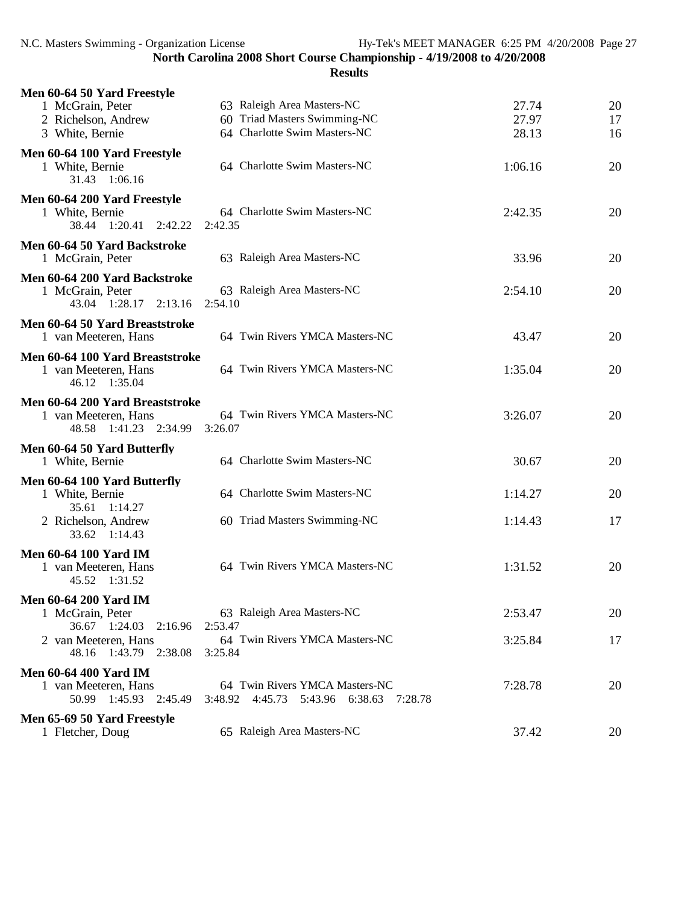**North Carolina 2008 Short Course Championship - 4/19/2008 to 4/20/2008**

**Results**

**Men 60-64 50 Yard Freestyle**

| | | | | |
|---|---|---|---|---|
| 1 McGrain, Peter | 63 | Raleigh Area Masters-NC | 27.74 | 20 |
| 2 Richelson, Andrew | 60 | Triad Masters Swimming-NC | 27.97 | 17 |
| 3 White, Bernie | 64 | Charlotte Swim Masters-NC | 28.13 | 16 |

**Men 60-64 100 Yard Freestyle**

| | | | | |
|---|---|---|---|---|
| 1 White, Bernie | 64 | Charlotte Swim Masters-NC | 1:06.16 | 20 |
| 31.43 1:06.16 | | | | |

**Men 60-64 200 Yard Freestyle**

| | | | | |
|---|---|---|---|---|
| 1 White, Bernie | 64 | Charlotte Swim Masters-NC | 2:42.35 | 20 |
| 38.44 1:20.41 2:42.22 2:42.35 | | | | |

**Men 60-64 50 Yard Backstroke**

| | | | | |
|---|---|---|---|---|
| 1 McGrain, Peter | 63 | Raleigh Area Masters-NC | 33.96 | 20 |

**Men 60-64 200 Yard Backstroke**

| | | | | |
|---|---|---|---|---|
| 1 McGrain, Peter | 63 | Raleigh Area Masters-NC | 2:54.10 | 20 |
| 43.04 1:28.17 2:13.16 2:54.10 | | | | |

**Men 60-64 50 Yard Breaststroke**

| | | | | |
|---|---|---|---|---|
| 1 van Meeteren, Hans | 64 | Twin Rivers YMCA Masters-NC | 43.47 | 20 |

**Men 60-64 100 Yard Breaststroke**

| | | | | |
|---|---|---|---|---|
| 1 van Meeteren, Hans | 64 | Twin Rivers YMCA Masters-NC | 1:35.04 | 20 |
| 46.12 1:35.04 | | | | |

**Men 60-64 200 Yard Breaststroke**

| | | | | |
|---|---|---|---|---|
| 1 van Meeteren, Hans | 64 | Twin Rivers YMCA Masters-NC | 3:26.07 | 20 |
| 48.58 1:41.23 2:34.99 3:26.07 | | | | |

**Men 60-64 50 Yard Butterfly**

| | | | | |
|---|---|---|---|---|
| 1 White, Bernie | 64 | Charlotte Swim Masters-NC | 30.67 | 20 |

**Men 60-64 100 Yard Butterfly**

| | | | | |
|---|---|---|---|---|
| 1 White, Bernie | 64 | Charlotte Swim Masters-NC | 1:14.27 | 20 |
| 35.61 1:14.27 | | | | |
| 2 Richelson, Andrew | 60 | Triad Masters Swimming-NC | 1:14.43 | 17 |
| 33.62 1:14.43 | | | | |

**Men 60-64 100 Yard IM**

| | | | | |
|---|---|---|---|---|
| 1 van Meeteren, Hans | 64 | Twin Rivers YMCA Masters-NC | 1:31.52 | 20 |
| 45.52 1:31.52 | | | | |

**Men 60-64 200 Yard IM**

| | | | | |
|---|---|---|---|---|
| 1 McGrain, Peter | 63 | Raleigh Area Masters-NC | 2:53.47 | 20 |
| 36.67 1:24.03 2:16.96 2:53.47 | | | | |
| 2 van Meeteren, Hans | 64 | Twin Rivers YMCA Masters-NC | 3:25.84 | 17 |
| 48.16 1:43.79 2:38.08 3:25.84 | | | | |

**Men 60-64 400 Yard IM**

| | | | | |
|---|---|---|---|---|
| 1 van Meeteren, Hans | 64 | Twin Rivers YMCA Masters-NC | 7:28.78 | 20 |
| 50.99 1:45.93 2:45.49 3:48.92 4:45.73 5:43.96 6:38.63 7:28.78 | | | | |

**Men 65-69 50 Yard Freestyle**

| | | | | |
|---|---|---|---|---|
| 1 Fletcher, Doug | 65 | Raleigh Area Masters-NC | 37.42 | 20 |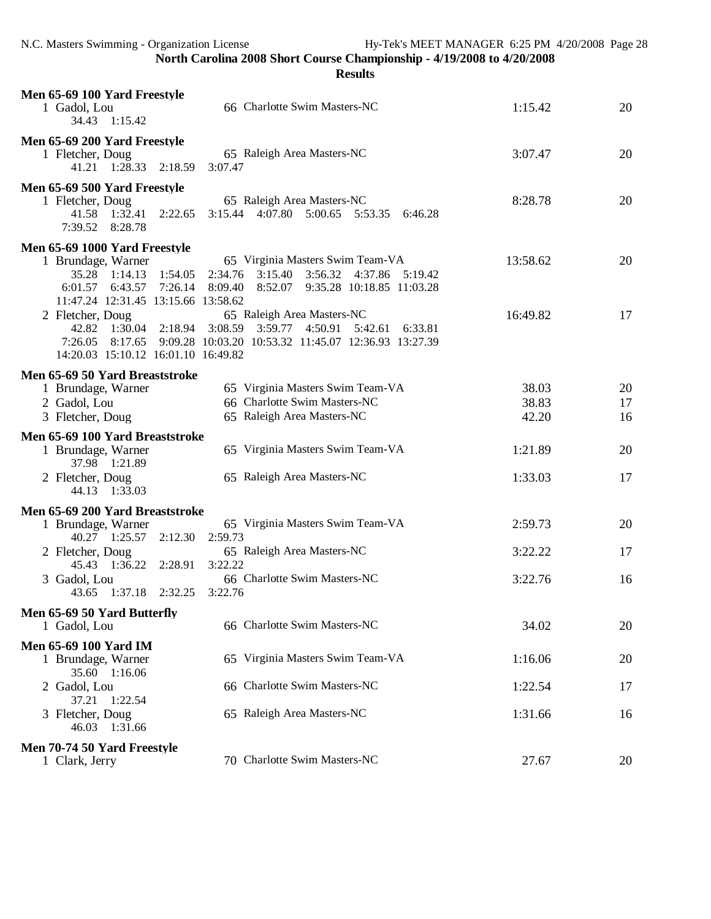North Carolina 2008 Short Course Championship - 4/19/2008 to 4/20/2008

**Results**

**Men 65-69 100 Yard Freestyle**

1 Gadol, Lou    66 Charlotte Swim Masters-NC    1:15.42    20
    34.43  1:15.42

**Men 65-69 200 Yard Freestyle**

1 Fletcher, Doug    65 Raleigh Area Masters-NC    3:07.47    20
    41.21  1:28.33  2:18.59  3:07.47

**Men 65-69 500 Yard Freestyle**

1 Fletcher, Doug    65 Raleigh Area Masters-NC    8:28.78    20
    41.58  1:32.41  2:22.65  3:15.44  4:07.80  5:00.65  5:53.35  6:46.28
    7:39.52  8:28.78

**Men 65-69 1000 Yard Freestyle**

1 Brundage, Warner    65 Virginia Masters Swim Team-VA    13:58.62    20
    35.28  1:14.13  1:54.05  2:34.76  3:15.40  3:56.32  4:37.86  5:19.42
    6:01.57  6:43.57  7:26.14  8:09.40  8:52.07  9:35.28  10:18.85  11:03.28
    11:47.24  12:31.45  13:15.66  13:58.62

2 Fletcher, Doug    65 Raleigh Area Masters-NC    16:49.82    17
    42.82  1:30.04  2:18.94  3:08.59  3:59.77  4:50.91  5:42.61  6:33.81
    7:26.05  8:17.65  9:09.28  10:03.20  10:53.32  11:45.07  12:36.93  13:27.39
    14:20.03  15:10.12  16:01.10  16:49.82

**Men 65-69 50 Yard Breaststroke**

1 Brundage, Warner    65 Virginia Masters Swim Team-VA    38.03    20

2 Gadol, Lou    66 Charlotte Swim Masters-NC    38.83    17

3 Fletcher, Doug    65 Raleigh Area Masters-NC    42.20    16

**Men 65-69 100 Yard Breaststroke**

1 Brundage, Warner    65 Virginia Masters Swim Team-VA    1:21.89    20
    37.98  1:21.89

2 Fletcher, Doug    65 Raleigh Area Masters-NC    1:33.03    17
    44.13  1:33.03

**Men 65-69 200 Yard Breaststroke**

1 Brundage, Warner    65 Virginia Masters Swim Team-VA    2:59.73    20
    40.27  1:25.57  2:12.30  2:59.73

2 Fletcher, Doug    65 Raleigh Area Masters-NC    3:22.22    17
    45.43  1:36.22  2:28.91  3:22.22

3 Gadol, Lou    66 Charlotte Swim Masters-NC    3:22.76    16
    43.65  1:37.18  2:32.25  3:22.76

**Men 65-69 50 Yard Butterfly**

1 Gadol, Lou    66 Charlotte Swim Masters-NC    34.02    20

**Men 65-69 100 Yard IM**

1 Brundage, Warner    65 Virginia Masters Swim Team-VA    1:16.06    20
    35.60  1:16.06

2 Gadol, Lou    66 Charlotte Swim Masters-NC    1:22.54    17
    37.21  1:22.54

3 Fletcher, Doug    65 Raleigh Area Masters-NC    1:31.66    16
    46.03  1:31.66

**Men 70-74 50 Yard Freestyle**

1 Clark, Jerry    70 Charlotte Swim Masters-NC    27.67    20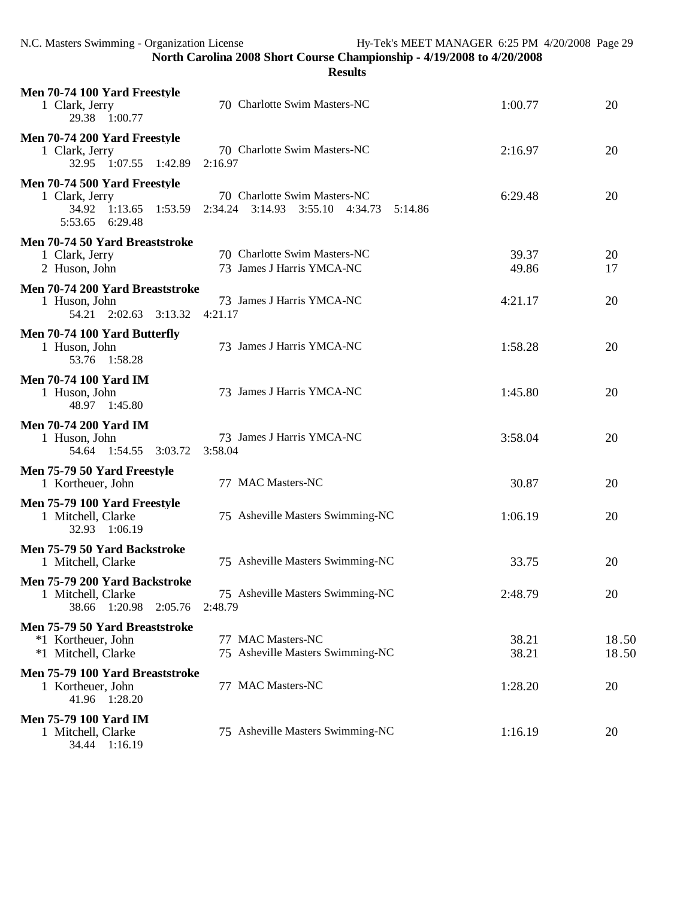**North Carolina 2008 Short Course Championship - 4/19/2008 to 4/20/2008**

**Results**

**Men 70-74 100 Yard Freestyle**

1 Clark, Jerry 70 Charlotte Swim Masters-NC 1:00.77 20
29.38 1:00.77

**Men 70-74 200 Yard Freestyle**

1 Clark, Jerry 70 Charlotte Swim Masters-NC 2:16.97 20
32.95 1:07.55 1:42.89 2:16.97

**Men 70-74 500 Yard Freestyle**

1 Clark, Jerry 70 Charlotte Swim Masters-NC 6:29.48 20
34.92 1:13.65 1:53.59 2:34.24 3:14.93 3:55.10 4:34.73 5:14.86
5:53.65 6:29.48

**Men 70-74 50 Yard Breaststroke**

1 Clark, Jerry 70 Charlotte Swim Masters-NC 39.37 20
2 Huson, John 73 James J Harris YMCA-NC 49.86 17

**Men 70-74 200 Yard Breaststroke**

1 Huson, John 73 James J Harris YMCA-NC 4:21.17 20
54.21 2:02.63 3:13.32 4:21.17

**Men 70-74 100 Yard Butterfly**

1 Huson, John 73 James J Harris YMCA-NC 1:58.28 20
53.76 1:58.28

**Men 70-74 100 Yard IM**

1 Huson, John 73 James J Harris YMCA-NC 1:45.80 20
48.97 1:45.80

**Men 70-74 200 Yard IM**

1 Huson, John 73 James J Harris YMCA-NC 3:58.04 20
54.64 1:54.55 3:03.72 3:58.04

**Men 75-79 50 Yard Freestyle**

1 Kortheuer, John 77 MAC Masters-NC 30.87 20

**Men 75-79 100 Yard Freestyle**

1 Mitchell, Clarke 75 Asheville Masters Swimming-NC 1:06.19 20
32.93 1:06.19

**Men 75-79 50 Yard Backstroke**

1 Mitchell, Clarke 75 Asheville Masters Swimming-NC 33.75 20

**Men 75-79 200 Yard Backstroke**

1 Mitchell, Clarke 75 Asheville Masters Swimming-NC 2:48.79 20
38.66 1:20.98 2:05.76 2:48.79

**Men 75-79 50 Yard Breaststroke**

*1 Kortheuer, John 77 MAC Masters-NC 38.21 18.50
*1 Mitchell, Clarke 75 Asheville Masters Swimming-NC 38.21 18.50

**Men 75-79 100 Yard Breaststroke**

1 Kortheuer, John 77 MAC Masters-NC 1:28.20 20
41.96 1:28.20

**Men 75-79 100 Yard IM**

1 Mitchell, Clarke 75 Asheville Masters Swimming-NC 1:16.19 20
34.44 1:16.19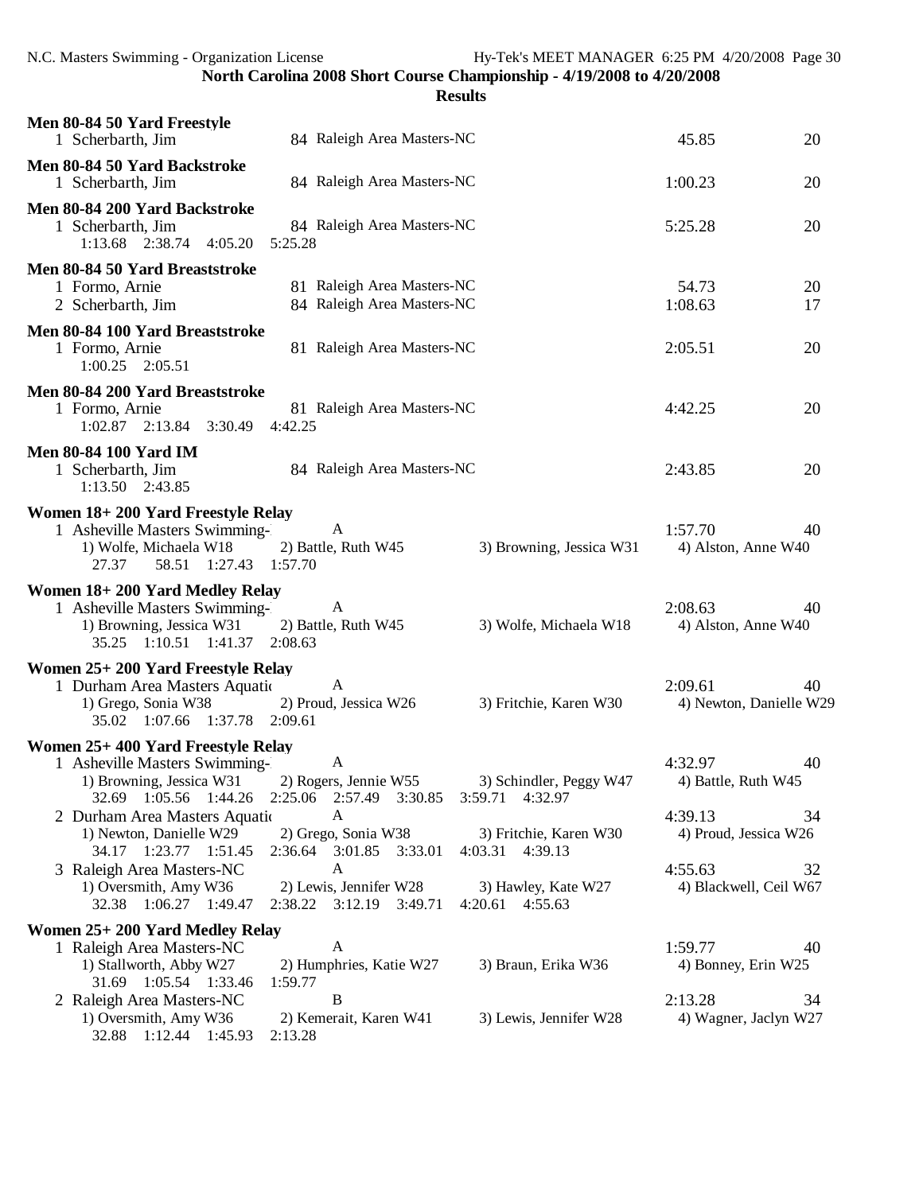**North Carolina 2008 Short Course Championship - 4/19/2008 to 4/20/2008**

**Results**

**Men 80-84 50 Yard Freestyle**

1 Scherbarth, Jim 84 Raleigh Area Masters-NC 45.85 20

**Men 80-84 50 Yard Backstroke**

1 Scherbarth, Jim 84 Raleigh Area Masters-NC 1:00.23 20

**Men 80-84 200 Yard Backstroke**

1 Scherbarth, Jim 84 Raleigh Area Masters-NC 5:25.28 20
1:13.68 2:38.74 4:05.20 5:25.28

**Men 80-84 50 Yard Breaststroke**

1 Formo, Arnie 81 Raleigh Area Masters-NC 54.73 20
2 Scherbarth, Jim 84 Raleigh Area Masters-NC 1:08.63 17

**Men 80-84 100 Yard Breaststroke**

1 Formo, Arnie 81 Raleigh Area Masters-NC 2:05.51 20
1:00.25 2:05.51

**Men 80-84 200 Yard Breaststroke**

1 Formo, Arnie 81 Raleigh Area Masters-NC 4:42.25 20
1:02.87 2:13.84 3:30.49 4:42.25

**Men 80-84 100 Yard IM**

1 Scherbarth, Jim 84 Raleigh Area Masters-NC 2:43.85 20
1:13.50 2:43.85

**Women 18+ 200 Yard Freestyle Relay**

1 Asheville Masters Swimming- A 1:57.70 40
1) Wolfe, Michaela W18 2) Battle, Ruth W45 3) Browning, Jessica W31 4) Alston, Anne W40
27.37 58.51 1:27.43 1:57.70

**Women 18+ 200 Yard Medley Relay**

1 Asheville Masters Swimming- A 2:08.63 40
1) Browning, Jessica W31 2) Battle, Ruth W45 3) Wolfe, Michaela W18 4) Alston, Anne W40
35.25 1:10.51 1:41.37 2:08.63

**Women 25+ 200 Yard Freestyle Relay**

1 Durham Area Masters Aquatic A 2:09.61 40
1) Grego, Sonia W38 2) Proud, Jessica W26 3) Fritchie, Karen W30 4) Newton, Danielle W29
35.02 1:07.66 1:37.78 2:09.61

**Women 25+ 400 Yard Freestyle Relay**

1 Asheville Masters Swimming- A 4:32.97 40
1) Browning, Jessica W31 2) Rogers, Jennie W55 3) Schindler, Peggy W47 4) Battle, Ruth W45
32.69 1:05.56 1:44.26 2:25.06 2:57.49 3:30.85 3:59.71 4:32.97

2 Durham Area Masters Aquatic A 4:39.13 34
1) Newton, Danielle W29 2) Grego, Sonia W38 3) Fritchie, Karen W30 4) Proud, Jessica W26
34.17 1:23.77 1:51.45 2:36.64 3:01.85 3:33.01 4:03.31 4:39.13

3 Raleigh Area Masters-NC A 4:55.63 32
1) Oversmith, Amy W36 2) Lewis, Jennifer W28 3) Hawley, Kate W27 4) Blackwell, Ceil W67
32.38 1:06.27 1:49.47 2:38.22 3:12.19 3:49.71 4:20.61 4:55.63

**Women 25+ 200 Yard Medley Relay**

1 Raleigh Area Masters-NC A 1:59.77 40
1) Stallworth, Abby W27 2) Humphries, Katie W27 3) Braun, Erika W36 4) Bonney, Erin W25
31.69 1:05.54 1:33.46 1:59.77

2 Raleigh Area Masters-NC B 2:13.28 34
1) Oversmith, Amy W36 2) Kemerait, Karen W41 3) Lewis, Jennifer W28 4) Wagner, Jaclyn W27
32.88 1:12.44 1:45.93 2:13.28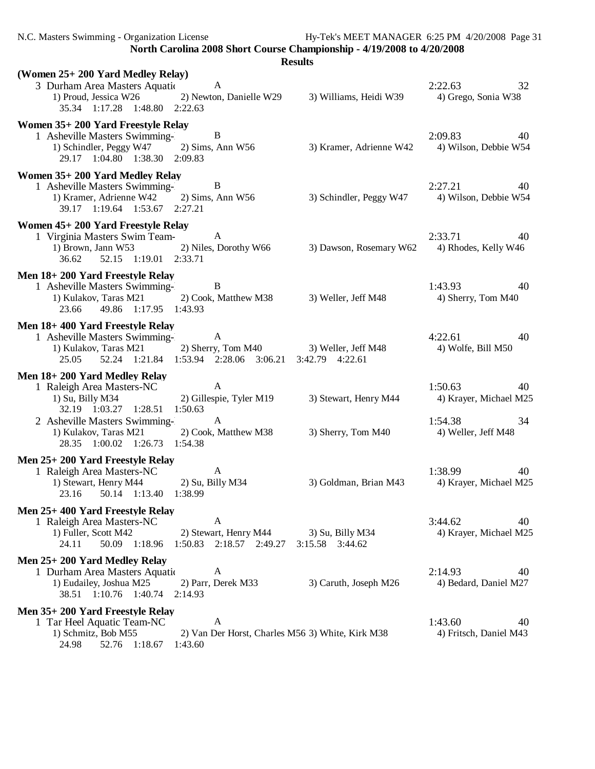**North Carolina 2008 Short Course Championship - 4/19/2008 to 4/20/2008**

**Results**

### (Women 25+ 200 Yard Medley Relay)

```
  3 Durham Area Masters Aquatic              A                                     2:22.63         32
     1) Proud, Jessica W26          2) Newton, Danielle W29     3) Williams, Heidi W39       4) Grego, Sonia W38
        35.34  1:17.28  1:48.80  2:22.63
```

### Women 35+ 200 Yard Freestyle Relay

```
  1 Asheville Masters Swimming-              B                                     2:09.83         40
     1) Schindler, Peggy W47        2) Sims, Ann W56            3) Kramer, Adrienne W42      4) Wilson, Debbie W54
        29.17  1:04.80  1:38.30  2:09.83
```

### Women 35+ 200 Yard Medley Relay

```
  1 Asheville Masters Swimming-              B                                     2:27.21         40
     1) Kramer, Adrienne W42        2) Sims, Ann W56            3) Schindler, Peggy W47      4) Wilson, Debbie W54
        39.17  1:19.64  1:53.67  2:27.21
```

### Women 45+ 200 Yard Freestyle Relay

```
  1 Virginia Masters Swim Team-              A                                     2:33.71         40
     1) Brown, Jann W53             2) Niles, Dorothy W66       3) Dawson, Rosemary W62      4) Rhodes, Kelly W46
        36.62    52.15  1:19.01  2:33.71
```

### Men 18+ 200 Yard Freestyle Relay

```
  1 Asheville Masters Swimming-              B                                     1:43.93         40
     1) Kulakov, Taras M21          2) Cook, Matthew M38        3) Weller, Jeff M48          4) Sherry, Tom M40
        23.66    49.86  1:17.95  1:43.93
```

### Men 18+ 400 Yard Freestyle Relay

```
  1 Asheville Masters Swimming-              A                                     4:22.61         40
     1) Kulakov, Taras M21          2) Sherry, Tom M40          3) Weller, Jeff M48          4) Wolfe, Bill M50
        25.05    52.24  1:21.84  1:53.94  2:28.06  3:06.21  3:42.79  4:22.61
```

### Men 18+ 200 Yard Medley Relay

```
  1 Raleigh Area Masters-NC                  A                                     1:50.63         40
     1) Su, Billy M34               2) Gillespie, Tyler M19     3) Stewart, Henry M44        4) Krayer, Michael M25
        32.19  1:03.27  1:28.51  1:50.63
  2 Asheville Masters Swimming-              A                                     1:54.38         34
     1) Kulakov, Taras M21          2) Cook, Matthew M38        3) Sherry, Tom M40           4) Weller, Jeff M48
        28.35  1:00.02  1:26.73  1:54.38
```

### Men 25+ 200 Yard Freestyle Relay

```
  1 Raleigh Area Masters-NC                  A                                     1:38.99         40
     1) Stewart, Henry M44          2) Su, Billy M34            3) Goldman, Brian M43        4) Krayer, Michael M25
        23.16    50.14  1:13.40  1:38.99
```

### Men 25+ 400 Yard Freestyle Relay

```
  1 Raleigh Area Masters-NC                  A                                     3:44.62         40
     1) Fuller, Scott M42           2) Stewart, Henry M44       3) Su, Billy M34             4) Krayer, Michael M25
        24.11    50.09  1:18.96  1:50.83  2:18.57  2:49.27  3:15.58  3:44.62
```

### Men 25+ 200 Yard Medley Relay

```
  1 Durham Area Masters Aquatic              A                                     2:14.93         40
     1) Eudailey, Joshua M25        2) Parr, Derek M33          3) Caruth, Joseph M26        4) Bedard, Daniel M27
        38.51  1:10.76  1:40.74  2:14.93
```

### Men 35+ 200 Yard Freestyle Relay

```
  1 Tar Heel Aquatic Team-NC                 A                                     1:43.60         40
     1) Schmitz, Bob M55            2) Van Der Horst, Charles M56 3) White, Kirk M38         4) Fritsch, Daniel M43
        24.98    52.76  1:18.67  1:43.60
```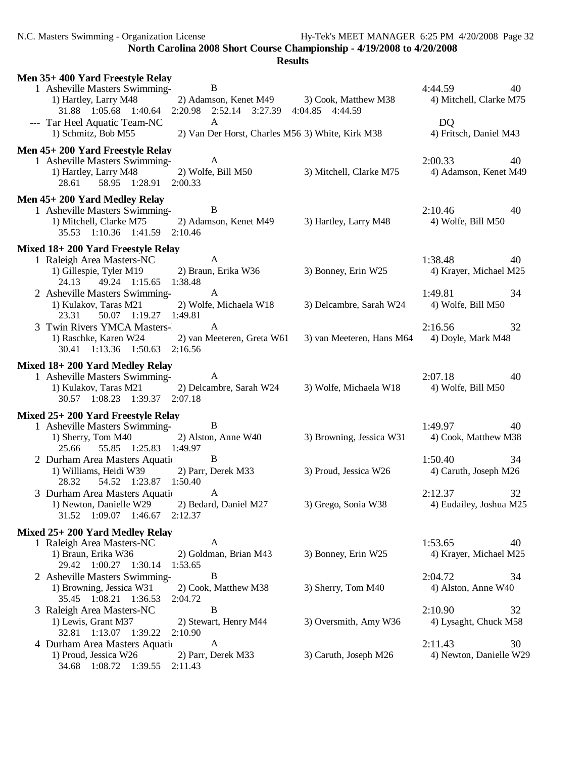**North Carolina 2008 Short Course Championship - 4/19/2008 to 4/20/2008**

**Results**

### Men 35+ 400 Yard Freestyle Relay

1 Asheville Masters Swimming- B — 4:44.59 — 40
1) Hartley, Larry M48  2) Adamson, Kenet M49  3) Cook, Matthew M38  4) Mitchell, Clarke M75
31.88 1:05.68 1:40.64 2:20.98 2:52.14 3:27.39 4:04.85 4:44.59

--- Tar Heel Aquatic Team-NC A — DQ
1) Schmitz, Bob M55  2) Van Der Horst, Charles M56  3) White, Kirk M38  4) Fritsch, Daniel M43

### Men 45+ 200 Yard Freestyle Relay

1 Asheville Masters Swimming- A — 2:00.33 — 40
1) Hartley, Larry M48  2) Wolfe, Bill M50  3) Mitchell, Clarke M75  4) Adamson, Kenet M49
28.61 58.95 1:28.91 2:00.33

### Men 45+ 200 Yard Medley Relay

1 Asheville Masters Swimming- B — 2:10.46 — 40
1) Mitchell, Clarke M75  2) Adamson, Kenet M49  3) Hartley, Larry M48  4) Wolfe, Bill M50
35.53 1:10.36 1:41.59 2:10.46

### Mixed 18+ 200 Yard Freestyle Relay

1 Raleigh Area Masters-NC A — 1:38.48 — 40
1) Gillespie, Tyler M19  2) Braun, Erika W36  3) Bonney, Erin W25  4) Krayer, Michael M25
24.13 49.24 1:15.65 1:38.48

2 Asheville Masters Swimming- A — 1:49.81 — 34
1) Kulakov, Taras M21  2) Wolfe, Michaela W18  3) Delcambre, Sarah W24  4) Wolfe, Bill M50
23.31 50.07 1:19.27 1:49.81

3 Twin Rivers YMCA Masters- A — 2:16.56 — 32
1) Raschke, Karen W24  2) van Meeteren, Greta W61  3) van Meeteren, Hans M64  4) Doyle, Mark M48
30.41 1:13.36 1:50.63 2:16.56

### Mixed 18+ 200 Yard Medley Relay

1 Asheville Masters Swimming- A — 2:07.18 — 40
1) Kulakov, Taras M21  2) Delcambre, Sarah W24  3) Wolfe, Michaela W18  4) Wolfe, Bill M50
30.57 1:08.23 1:39.37 2:07.18

### Mixed 25+ 200 Yard Freestyle Relay

1 Asheville Masters Swimming- B — 1:49.97 — 40
1) Sherry, Tom M40  2) Alston, Anne W40  3) Browning, Jessica W31  4) Cook, Matthew M38
25.66 55.85 1:25.83 1:49.97

2 Durham Area Masters Aquatic B — 1:50.40 — 34
1) Williams, Heidi W39  2) Parr, Derek M33  3) Proud, Jessica W26  4) Caruth, Joseph M26
28.32 54.52 1:23.87 1:50.40

3 Durham Area Masters Aquatic A — 2:12.37 — 32
1) Newton, Danielle W29  2) Bedard, Daniel M27  3) Grego, Sonia W38  4) Eudailey, Joshua M25
31.52 1:09.07 1:46.67 2:12.37

### Mixed 25+ 200 Yard Medley Relay

1 Raleigh Area Masters-NC A — 1:53.65 — 40
1) Braun, Erika W36  2) Goldman, Brian M43  3) Bonney, Erin W25  4) Krayer, Michael M25
29.42 1:00.27 1:30.14 1:53.65

2 Asheville Masters Swimming- B — 2:04.72 — 34
1) Browning, Jessica W31  2) Cook, Matthew M38  3) Sherry, Tom M40  4) Alston, Anne W40
35.45 1:08.21 1:36.53 2:04.72

3 Raleigh Area Masters-NC B — 2:10.90 — 32
1) Lewis, Grant M37  2) Stewart, Henry M44  3) Oversmith, Amy W36  4) Lysaght, Chuck M58
32.81 1:13.07 1:39.22 2:10.90

4 Durham Area Masters Aquatic A — 2:11.43 — 30
1) Proud, Jessica W26  2) Parr, Derek M33  3) Caruth, Joseph M26  4) Newton, Danielle W29
34.68 1:08.72 1:39.55 2:11.43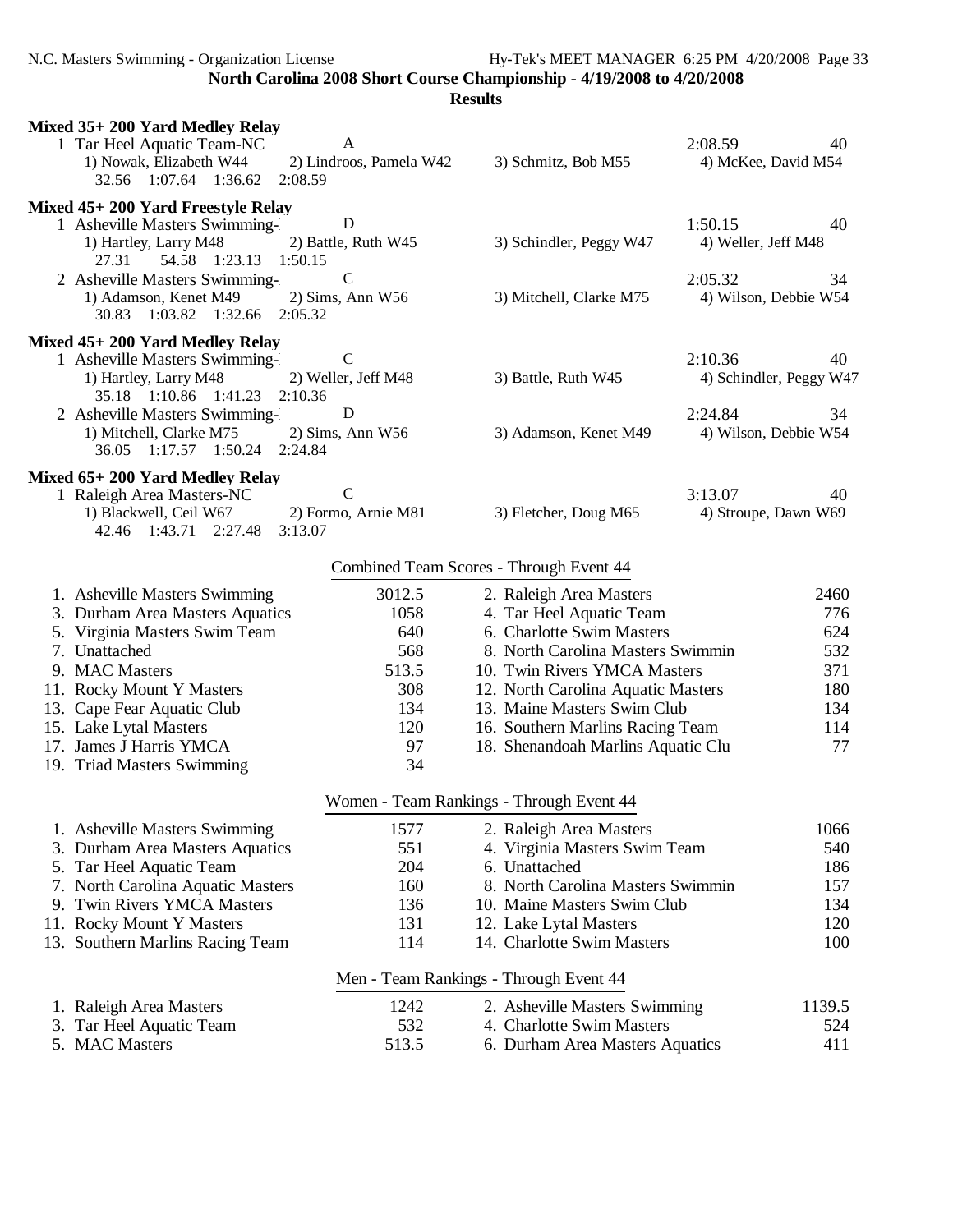**North Carolina 2008 Short Course Championship - 4/19/2008 to 4/20/2008**

**Results**

**Mixed 35+ 200 Yard Medley Relay**

1 Tar Heel Aquatic Team-NC — A — 2:08.59 — 40
1) Nowak, Elizabeth W44 2) Lindroos, Pamela W42 3) Schmitz, Bob M55 4) McKee, David M54
32.56 1:07.64 1:36.62 2:08.59

**Mixed 45+ 200 Yard Freestyle Relay**

1 Asheville Masters Swimming- — D — 1:50.15 — 40
1) Hartley, Larry M48 2) Battle, Ruth W45 3) Schindler, Peggy W47 4) Weller, Jeff M48
27.31 54.58 1:23.13 1:50.15

2 Asheville Masters Swimming- — C — 2:05.32 — 34
1) Adamson, Kenet M49 2) Sims, Ann W56 3) Mitchell, Clarke M75 4) Wilson, Debbie W54
30.83 1:03.82 1:32.66 2:05.32

**Mixed 45+ 200 Yard Medley Relay**

1 Asheville Masters Swimming- — C — 2:10.36 — 40
1) Hartley, Larry M48 2) Weller, Jeff M48 3) Battle, Ruth W45 4) Schindler, Peggy W47
35.18 1:10.86 1:41.23 2:10.36

2 Asheville Masters Swimming- — D — 2:24.84 — 34
1) Mitchell, Clarke M75 2) Sims, Ann W56 3) Adamson, Kenet M49 4) Wilson, Debbie W54
36.05 1:17.57 1:50.24 2:24.84

**Mixed 65+ 200 Yard Medley Relay**

1 Raleigh Area Masters-NC — C — 3:13.07 — 40
1) Blackwell, Ceil W67 2) Formo, Arnie M81 3) Fletcher, Doug M65 4) Stroupe, Dawn W69
42.46 1:43.71 2:27.48 3:13.07

**Combined Team Scores - Through Event 44**

| | | | |
|---|---|---|---|
| 1. Asheville Masters Swimming | 3012.5 | 2. Raleigh Area Masters | 2460 |
| 3. Durham Area Masters Aquatics | 1058 | 4. Tar Heel Aquatic Team | 776 |
| 5. Virginia Masters Swim Team | 640 | 6. Charlotte Swim Masters | 624 |
| 7. Unattached | 568 | 8. North Carolina Masters Swimmin | 532 |
| 9. MAC Masters | 513.5 | 10. Twin Rivers YMCA Masters | 371 |
| 11. Rocky Mount Y Masters | 308 | 12. North Carolina Aquatic Masters | 180 |
| 13. Cape Fear Aquatic Club | 134 | 13. Maine Masters Swim Club | 134 |
| 15. Lake Lytal Masters | 120 | 16. Southern Marlins Racing Team | 114 |
| 17. James J Harris YMCA | 97 | 18. Shenandoah Marlins Aquatic Clu | 77 |
| 19. Triad Masters Swimming | 34 | | |

**Women - Team Rankings - Through Event 44**

| | | | |
|---|---|---|---|
| 1. Asheville Masters Swimming | 1577 | 2. Raleigh Area Masters | 1066 |
| 3. Durham Area Masters Aquatics | 551 | 4. Virginia Masters Swim Team | 540 |
| 5. Tar Heel Aquatic Team | 204 | 6. Unattached | 186 |
| 7. North Carolina Aquatic Masters | 160 | 8. North Carolina Masters Swimmin | 157 |
| 9. Twin Rivers YMCA Masters | 136 | 10. Maine Masters Swim Club | 134 |
| 11. Rocky Mount Y Masters | 131 | 12. Lake Lytal Masters | 120 |
| 13. Southern Marlins Racing Team | 114 | 14. Charlotte Swim Masters | 100 |

**Men - Team Rankings - Through Event 44**

| | | | |
|---|---|---|---|
| 1. Raleigh Area Masters | 1242 | 2. Asheville Masters Swimming | 1139.5 |
| 3. Tar Heel Aquatic Team | 532 | 4. Charlotte Swim Masters | 524 |
| 5. MAC Masters | 513.5 | 6. Durham Area Masters Aquatics | 411 |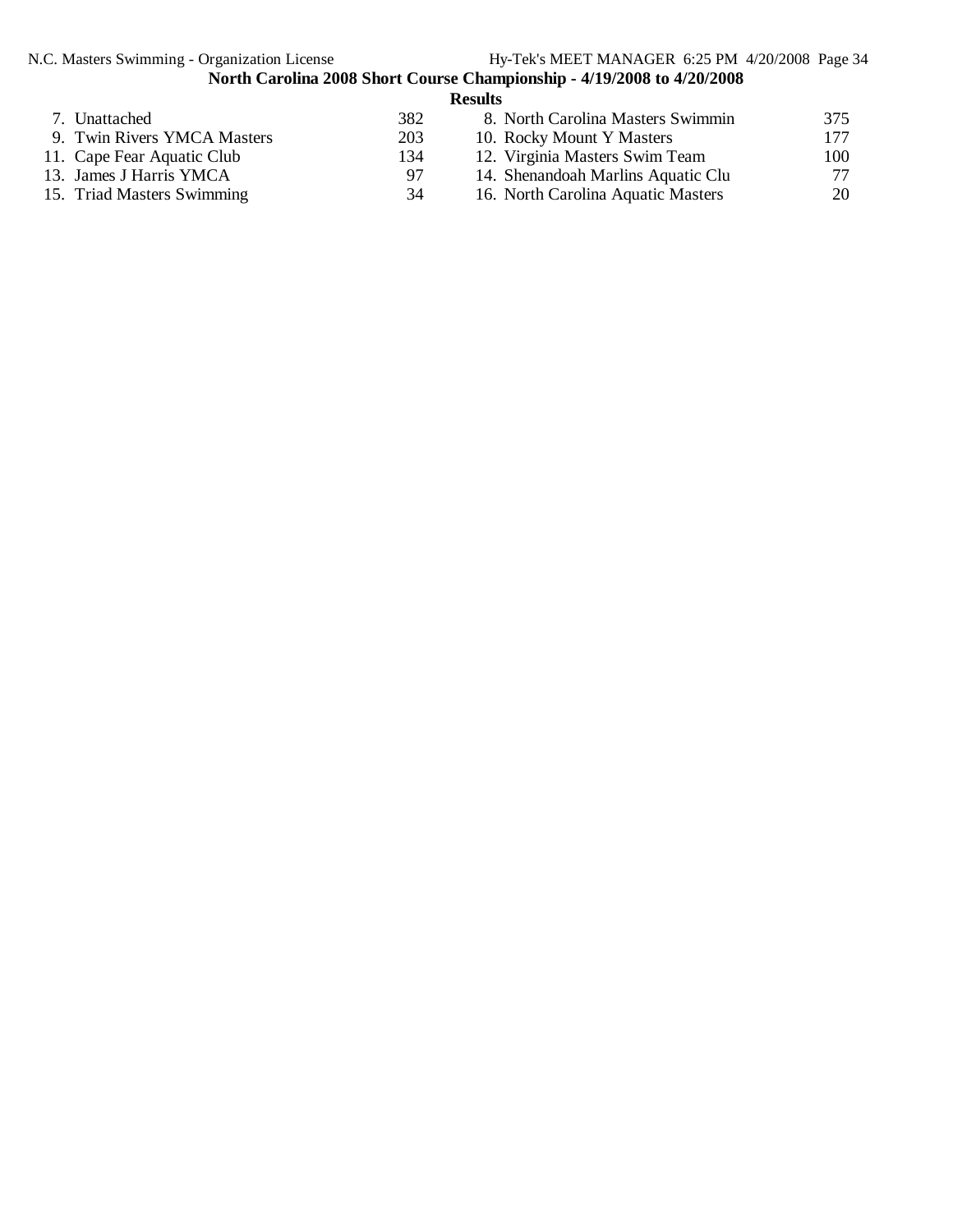| | | | |
|---|---|---|---|
| 7. Unattached | 382 | 8. North Carolina Masters Swimmin | 375 |
| 9. Twin Rivers YMCA Masters | 203 | 10. Rocky Mount Y Masters | 177 |
| 11. Cape Fear Aquatic Club | 134 | 12. Virginia Masters Swim Team | 100 |
| 13. James J Harris YMCA | 97 | 14. Shenandoah Marlins Aquatic Clu | 77 |
| 15. Triad Masters Swimming | 34 | 16. North Carolina Aquatic Masters | 20 |